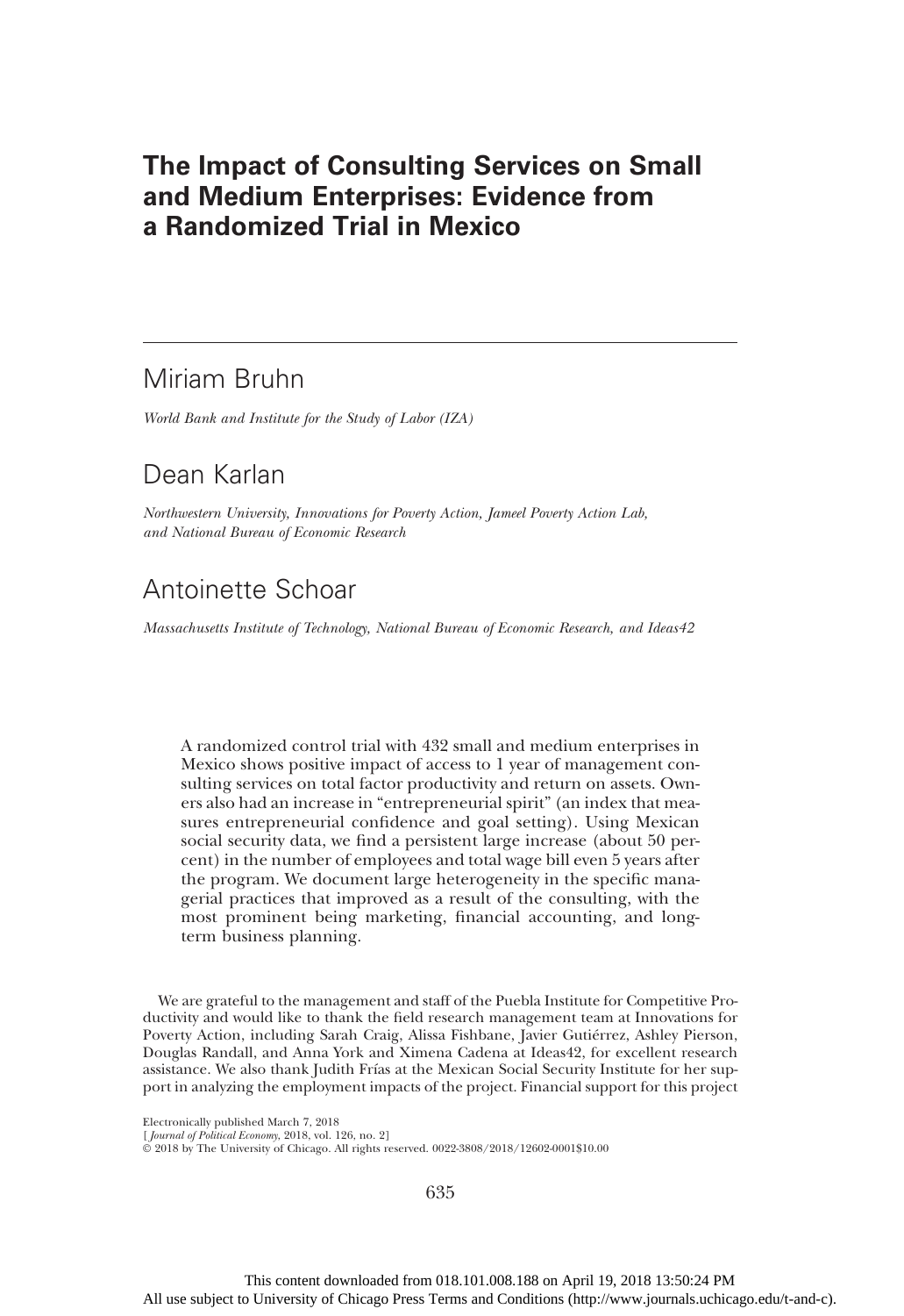# The Impact of Consulting Services on Small and Medium Enterprises: Evidence from a Randomized Trial in Mexico

## Miriam Bruhn

*World Bank and Institute for the Study of Labor (IZA)*

## Dean Karlan

*Northwestern University, Innovations for Poverty Action, Jameel Poverty Action Lab, and National Bureau of Economic Research*

## Antoinette Schoar

*Massachusetts Institute of Technology, National Bureau of Economic Research, and Ideas42*

A randomized control trial with 432 small and medium enterprises in Mexico shows positive impact of access to 1 year of management consulting services on total factor productivity and return on assets. Owners also had an increase in "entrepreneurial spirit" (an index that measures entrepreneurial confidence and goal setting). Using Mexican social security data, we find a persistent large increase (about 50 percent) in the number of employees and total wage bill even 5 years after the program. We document large heterogeneity in the specific managerial practices that improved as a result of the consulting, with the most prominent being marketing, financial accounting, and long-term business planning.

We are grateful to the management and staff of the Puebla Institute for Competitive Productivity and would like to thank the field research management team at Innovations for Poverty Action, including Sarah Craig, Alissa Fishbane, Javier Gutiérrez, Ashley Pierson, Douglas Randall, and Anna York and Ximena Cadena at Ideas42, for excellent research assistance. We also thank Judith Frías at the Mexican Social Security Institute for her support in analyzing the employment impacts of the project. Financial support for this project

Electronically published March 7, 2018
[*Journal of Political Economy*, 2018, vol. 126, no. 2]
© 2018 by The University of Chicago. All rights reserved. 0022-3808/2018/12602-0001$10.00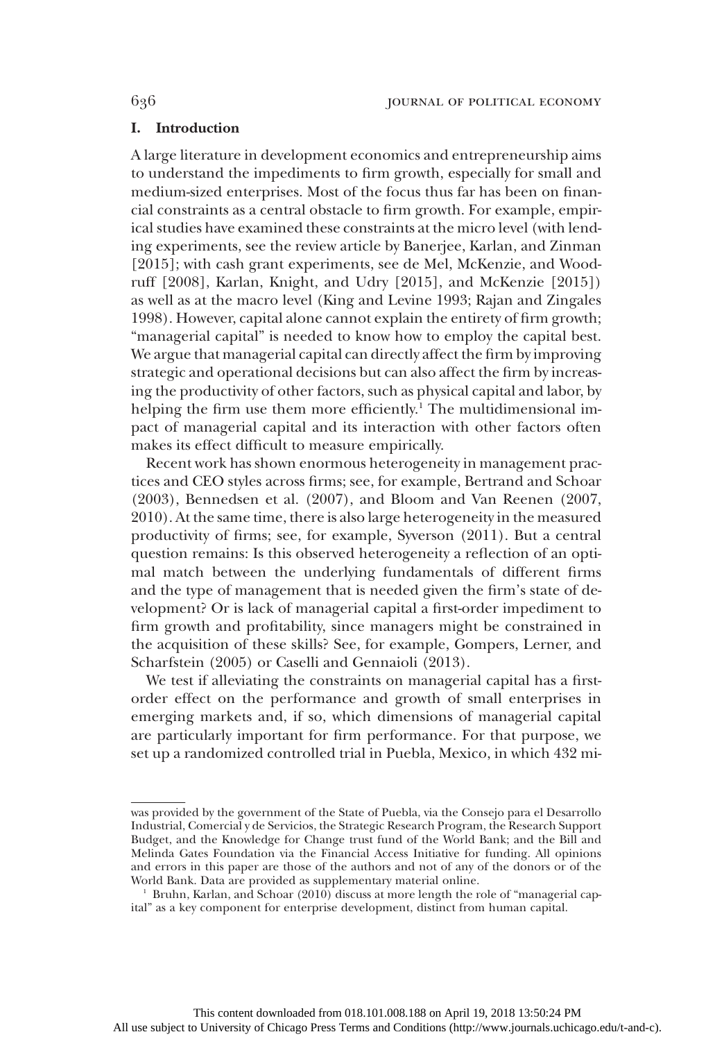## I. Introduction

A large literature in development economics and entrepreneurship aims to understand the impediments to firm growth, especially for small and medium-sized enterprises. Most of the focus thus far has been on financial constraints as a central obstacle to firm growth. For example, empirical studies have examined these constraints at the micro level (with lending experiments, see the review article by Banerjee, Karlan, and Zinman [2015]; with cash grant experiments, see de Mel, McKenzie, and Woodruff [2008], Karlan, Knight, and Udry [2015], and McKenzie [2015]) as well as at the macro level (King and Levine 1993; Rajan and Zingales 1998). However, capital alone cannot explain the entirety of firm growth; "managerial capital" is needed to know how to employ the capital best. We argue that managerial capital can directly affect the firm by improving strategic and operational decisions but can also affect the firm by increasing the productivity of other factors, such as physical capital and labor, by helping the firm use them more efficiently.[1] The multidimensional impact of managerial capital and its interaction with other factors often makes its effect difficult to measure empirically.

Recent work has shown enormous heterogeneity in management practices and CEO styles across firms; see, for example, Bertrand and Schoar (2003), Bennedsen et al. (2007), and Bloom and Van Reenen (2007, 2010). At the same time, there is also large heterogeneity in the measured productivity of firms; see, for example, Syverson (2011). But a central question remains: Is this observed heterogeneity a reflection of an optimal match between the underlying fundamentals of different firms and the type of management that is needed given the firm's state of development? Or is lack of managerial capital a first-order impediment to firm growth and profitability, since managers might be constrained in the acquisition of these skills? See, for example, Gompers, Lerner, and Scharfstein (2005) or Caselli and Gennaioli (2013).

We test if alleviating the constraints on managerial capital has a first-order effect on the performance and growth of small enterprises in emerging markets and, if so, which dimensions of managerial capital are particularly important for firm performance. For that purpose, we set up a randomized controlled trial in Puebla, Mexico, in which 432 mi-

was provided by the government of the State of Puebla, via the Consejo para el Desarrollo Industrial, Comercial y de Servicios, the Strategic Research Program, the Research Support Budget, and the Knowledge for Change trust fund of the World Bank; and the Bill and Melinda Gates Foundation via the Financial Access Initiative for funding. All opinions and errors in this paper are those of the authors and not of any of the donors or of the World Bank. Data are provided as supplementary material online.

[1] Bruhn, Karlan, and Schoar (2010) discuss at more length the role of "managerial capital" as a key component for enterprise development, distinct from human capital.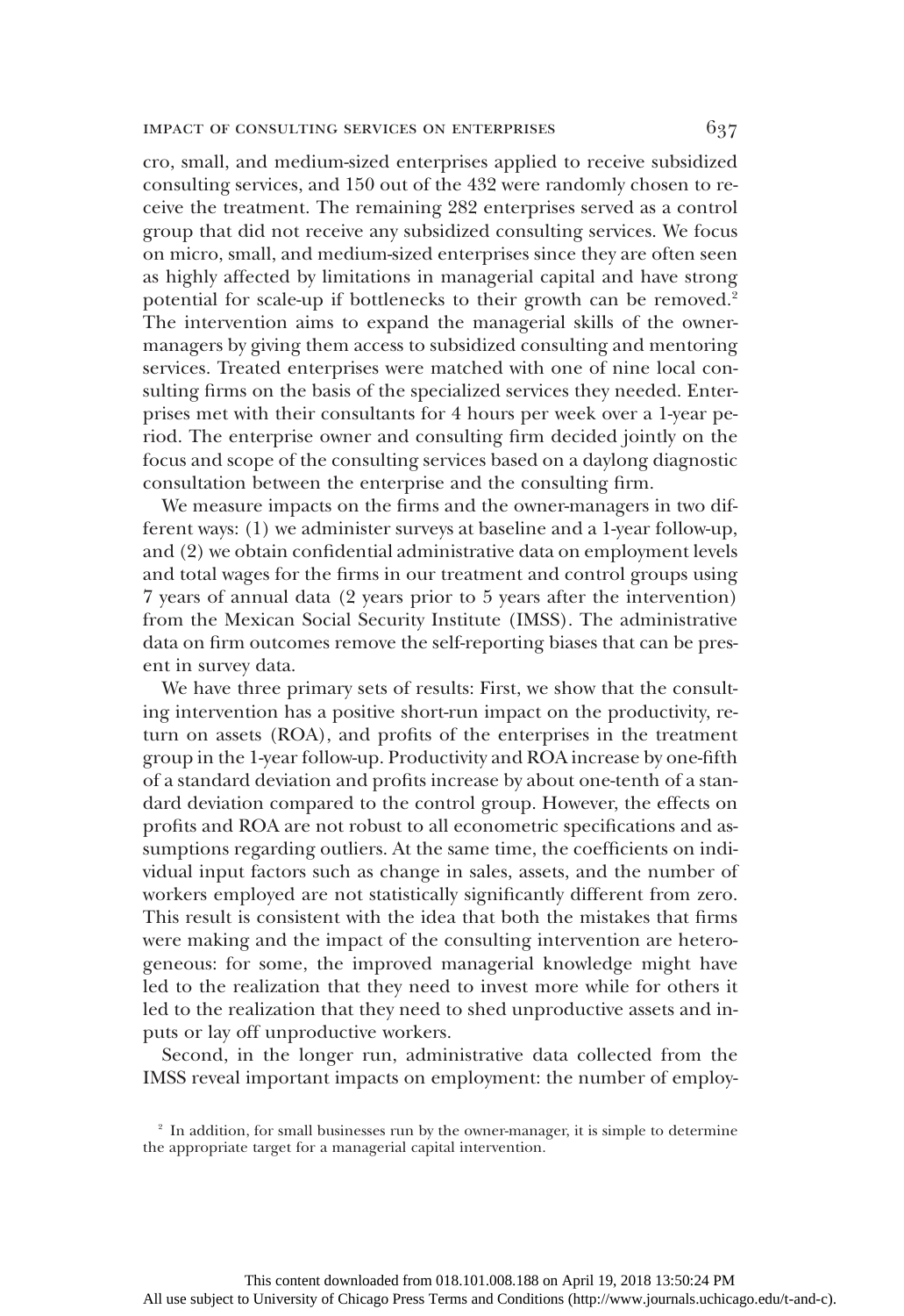cro, small, and medium-sized enterprises applied to receive subsidized consulting services, and 150 out of the 432 were randomly chosen to receive the treatment. The remaining 282 enterprises served as a control group that did not receive any subsidized consulting services. We focus on micro, small, and medium-sized enterprises since they are often seen as highly affected by limitations in managerial capital and have strong potential for scale-up if bottlenecks to their growth can be removed.[2] The intervention aims to expand the managerial skills of the owner-managers by giving them access to subsidized consulting and mentoring services. Treated enterprises were matched with one of nine local consulting firms on the basis of the specialized services they needed. Enterprises met with their consultants for 4 hours per week over a 1-year period. The enterprise owner and consulting firm decided jointly on the focus and scope of the consulting services based on a daylong diagnostic consultation between the enterprise and the consulting firm.

We measure impacts on the firms and the owner-managers in two different ways: (1) we administer surveys at baseline and a 1-year follow-up, and (2) we obtain confidential administrative data on employment levels and total wages for the firms in our treatment and control groups using 7 years of annual data (2 years prior to 5 years after the intervention) from the Mexican Social Security Institute (IMSS). The administrative data on firm outcomes remove the self-reporting biases that can be present in survey data.

We have three primary sets of results: First, we show that the consulting intervention has a positive short-run impact on the productivity, return on assets (ROA), and profits of the enterprises in the treatment group in the 1-year follow-up. Productivity and ROA increase by one-fifth of a standard deviation and profits increase by about one-tenth of a standard deviation compared to the control group. However, the effects on profits and ROA are not robust to all econometric specifications and assumptions regarding outliers. At the same time, the coefficients on individual input factors such as change in sales, assets, and the number of workers employed are not statistically significantly different from zero. This result is consistent with the idea that both the mistakes that firms were making and the impact of the consulting intervention are heterogeneous: for some, the improved managerial knowledge might have led to the realization that they need to invest more while for others it led to the realization that they need to shed unproductive assets and inputs or lay off unproductive workers.

Second, in the longer run, administrative data collected from the IMSS reveal important impacts on employment: the number of employ-

[2] In addition, for small businesses run by the owner-manager, it is simple to determine the appropriate target for a managerial capital intervention.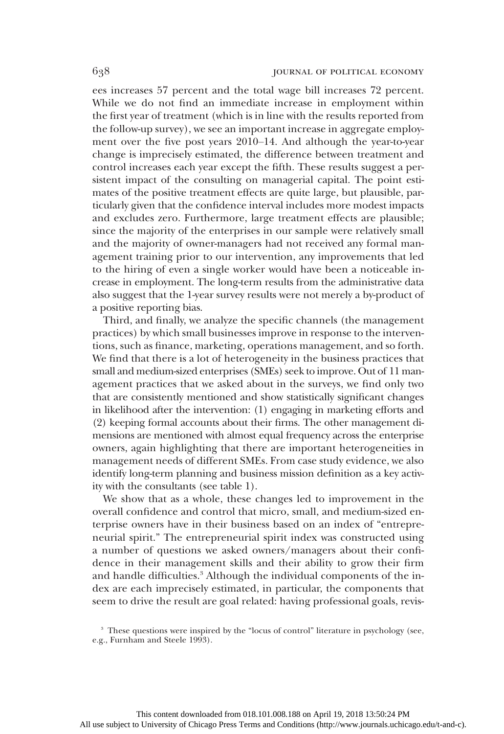ees increases 57 percent and the total wage bill increases 72 percent. While we do not find an immediate increase in employment within the first year of treatment (which is in line with the results reported from the follow-up survey), we see an important increase in aggregate employment over the five post years 2010–14. And although the year-to-year change is imprecisely estimated, the difference between treatment and control increases each year except the fifth. These results suggest a persistent impact of the consulting on managerial capital. The point estimates of the positive treatment effects are quite large, but plausible, particularly given that the confidence interval includes more modest impacts and excludes zero. Furthermore, large treatment effects are plausible; since the majority of the enterprises in our sample were relatively small and the majority of owner-managers had not received any formal management training prior to our intervention, any improvements that led to the hiring of even a single worker would have been a noticeable increase in employment. The long-term results from the administrative data also suggest that the 1-year survey results were not merely a by-product of a positive reporting bias.

Third, and finally, we analyze the specific channels (the management practices) by which small businesses improve in response to the interventions, such as finance, marketing, operations management, and so forth. We find that there is a lot of heterogeneity in the business practices that small and medium-sized enterprises (SMEs) seek to improve. Out of 11 management practices that we asked about in the surveys, we find only two that are consistently mentioned and show statistically significant changes in likelihood after the intervention: (1) engaging in marketing efforts and (2) keeping formal accounts about their firms. The other management dimensions are mentioned with almost equal frequency across the enterprise owners, again highlighting that there are important heterogeneities in management needs of different SMEs. From case study evidence, we also identify long-term planning and business mission definition as a key activity with the consultants (see table 1).

We show that as a whole, these changes led to improvement in the overall confidence and control that micro, small, and medium-sized enterprise owners have in their business based on an index of "entrepreneurial spirit." The entrepreneurial spirit index was constructed using a number of questions we asked owners/managers about their confidence in their management skills and their ability to grow their firm and handle difficulties.[3] Although the individual components of the index are each imprecisely estimated, in particular, the components that seem to drive the result are goal related: having professional goals, revis-

[3] These questions were inspired by the "locus of control" literature in psychology (see, e.g., Furnham and Steele 1993).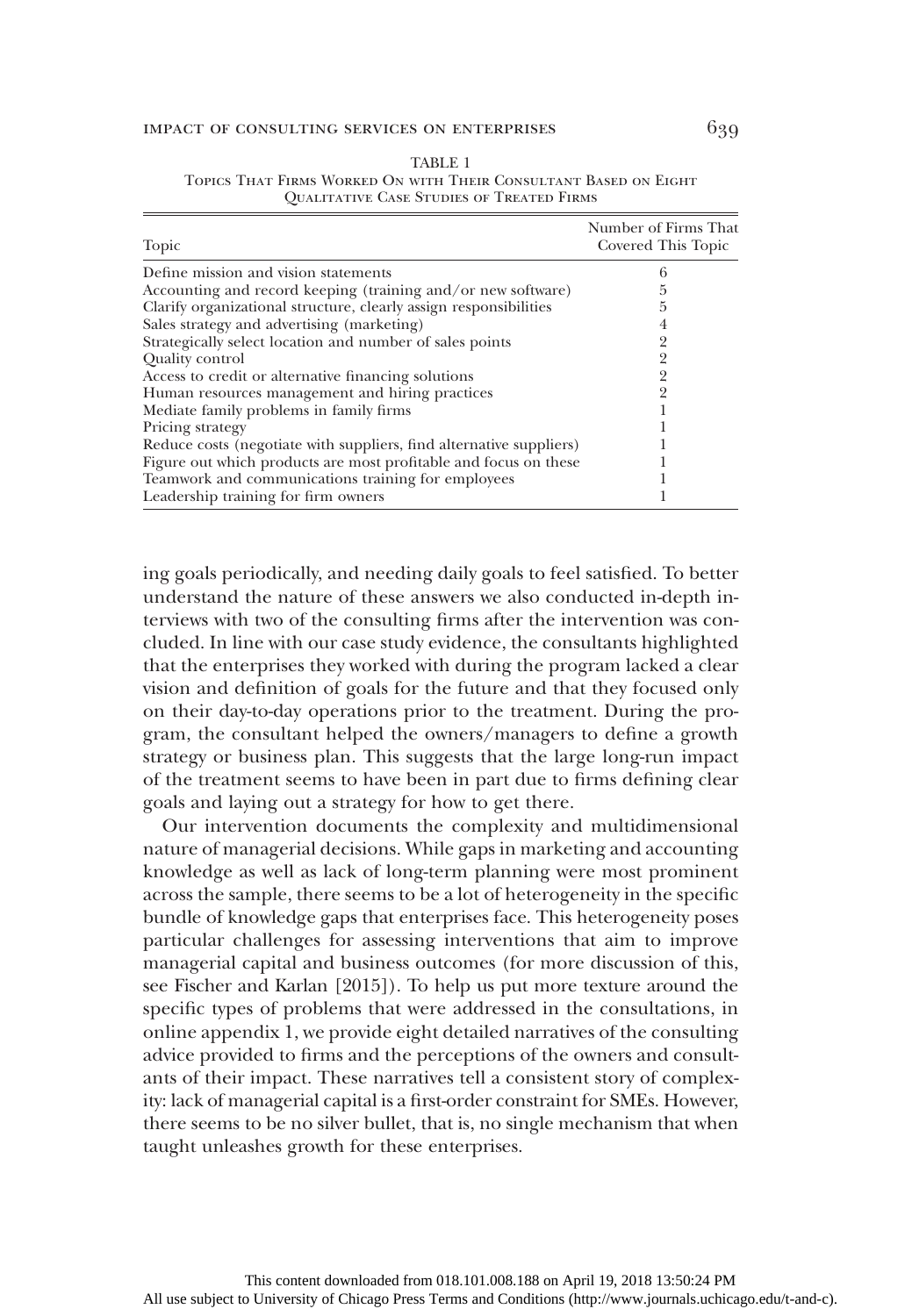TABLE 1

Topics That Firms Worked On with Their Consultant Based on Eight Qualitative Case Studies of Treated Firms

| Topic | Number of Firms That Covered This Topic |
| --- | --- |
| Define mission and vision statements | 6 |
| Accounting and record keeping (training and/or new software) | 5 |
| Clarify organizational structure, clearly assign responsibilities | 5 |
| Sales strategy and advertising (marketing) | 4 |
| Strategically select location and number of sales points | 2 |
| Quality control | 2 |
| Access to credit or alternative financing solutions | 2 |
| Human resources management and hiring practices | 2 |
| Mediate family problems in family firms | 1 |
| Pricing strategy | 1 |
| Reduce costs (negotiate with suppliers, find alternative suppliers) | 1 |
| Figure out which products are most profitable and focus on these | 1 |
| Teamwork and communications training for employees | 1 |
| Leadership training for firm owners | 1 |

ing goals periodically, and needing daily goals to feel satisfied. To better understand the nature of these answers we also conducted in-depth interviews with two of the consulting firms after the intervention was concluded. In line with our case study evidence, the consultants highlighted that the enterprises they worked with during the program lacked a clear vision and definition of goals for the future and that they focused only on their day-to-day operations prior to the treatment. During the program, the consultant helped the owners/managers to define a growth strategy or business plan. This suggests that the large long-run impact of the treatment seems to have been in part due to firms defining clear goals and laying out a strategy for how to get there.

Our intervention documents the complexity and multidimensional nature of managerial decisions. While gaps in marketing and accounting knowledge as well as lack of long-term planning were most prominent across the sample, there seems to be a lot of heterogeneity in the specific bundle of knowledge gaps that enterprises face. This heterogeneity poses particular challenges for assessing interventions that aim to improve managerial capital and business outcomes (for more discussion of this, see Fischer and Karlan [2015]). To help us put more texture around the specific types of problems that were addressed in the consultations, in online appendix 1, we provide eight detailed narratives of the consulting advice provided to firms and the perceptions of the owners and consultants of their impact. These narratives tell a consistent story of complexity: lack of managerial capital is a first-order constraint for SMEs. However, there seems to be no silver bullet, that is, no single mechanism that when taught unleashes growth for these enterprises.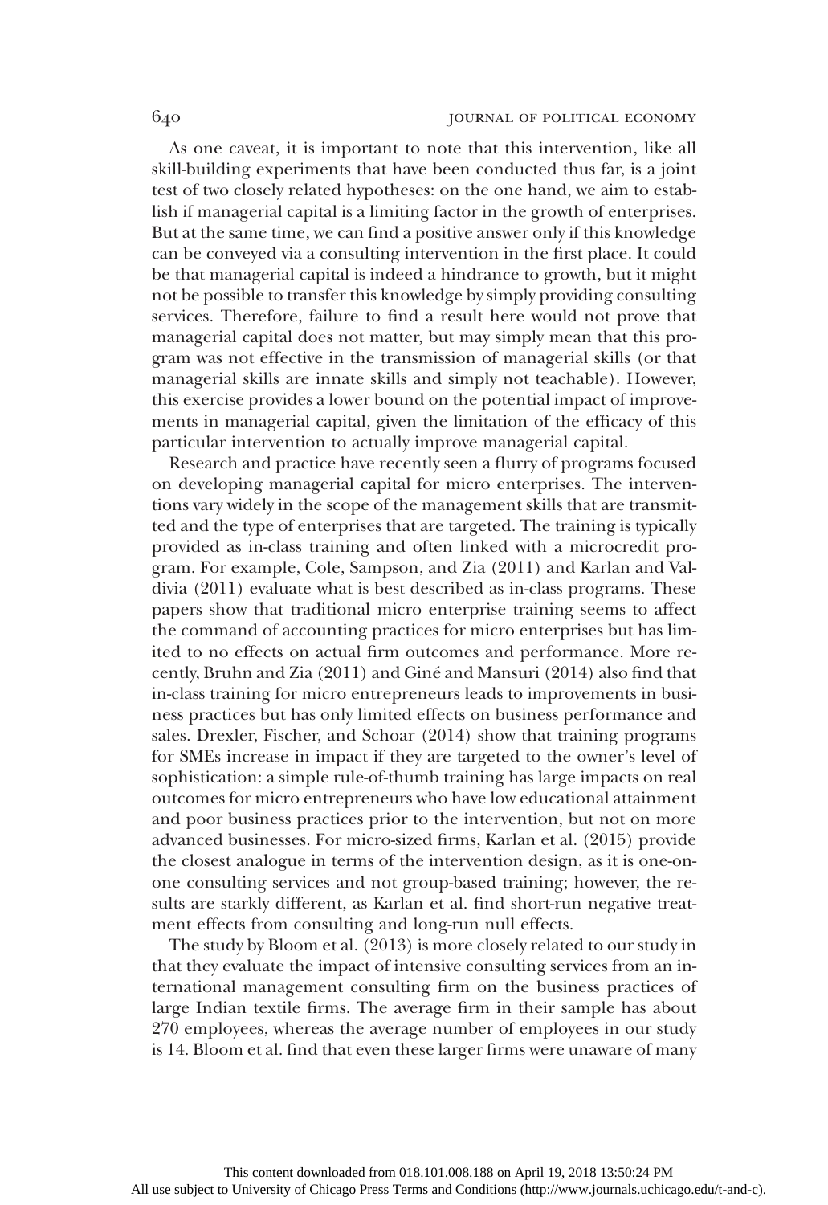As one caveat, it is important to note that this intervention, like all skill-building experiments that have been conducted thus far, is a joint test of two closely related hypotheses: on the one hand, we aim to establish if managerial capital is a limiting factor in the growth of enterprises. But at the same time, we can find a positive answer only if this knowledge can be conveyed via a consulting intervention in the first place. It could be that managerial capital is indeed a hindrance to growth, but it might not be possible to transfer this knowledge by simply providing consulting services. Therefore, failure to find a result here would not prove that managerial capital does not matter, but may simply mean that this program was not effective in the transmission of managerial skills (or that managerial skills are innate skills and simply not teachable). However, this exercise provides a lower bound on the potential impact of improvements in managerial capital, given the limitation of the efficacy of this particular intervention to actually improve managerial capital.

Research and practice have recently seen a flurry of programs focused on developing managerial capital for micro enterprises. The interventions vary widely in the scope of the management skills that are transmitted and the type of enterprises that are targeted. The training is typically provided as in-class training and often linked with a microcredit program. For example, Cole, Sampson, and Zia (2011) and Karlan and Valdivia (2011) evaluate what is best described as in-class programs. These papers show that traditional micro enterprise training seems to affect the command of accounting practices for micro enterprises but has limited to no effects on actual firm outcomes and performance. More recently, Bruhn and Zia (2011) and Giné and Mansuri (2014) also find that in-class training for micro entrepreneurs leads to improvements in business practices but has only limited effects on business performance and sales. Drexler, Fischer, and Schoar (2014) show that training programs for SMEs increase in impact if they are targeted to the owner's level of sophistication: a simple rule-of-thumb training has large impacts on real outcomes for micro entrepreneurs who have low educational attainment and poor business practices prior to the intervention, but not on more advanced businesses. For micro-sized firms, Karlan et al. (2015) provide the closest analogue in terms of the intervention design, as it is one-on-one consulting services and not group-based training; however, the results are starkly different, as Karlan et al. find short-run negative treatment effects from consulting and long-run null effects.

The study by Bloom et al. (2013) is more closely related to our study in that they evaluate the impact of intensive consulting services from an international management consulting firm on the business practices of large Indian textile firms. The average firm in their sample has about 270 employees, whereas the average number of employees in our study is 14. Bloom et al. find that even these larger firms were unaware of many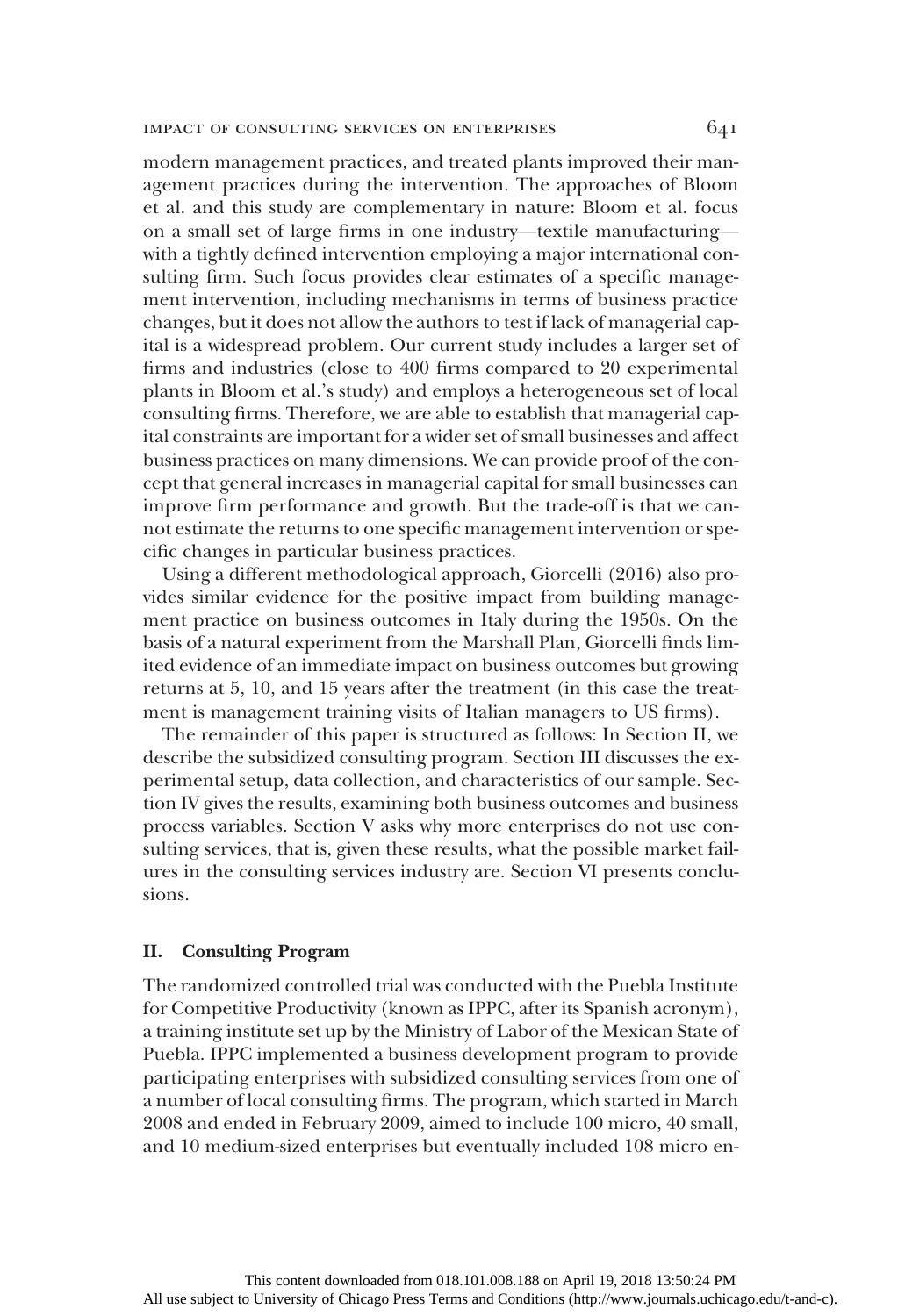modern management practices, and treated plants improved their management practices during the intervention. The approaches of Bloom et al. and this study are complementary in nature: Bloom et al. focus on a small set of large firms in one industry—textile manufacturing—with a tightly defined intervention employing a major international consulting firm. Such focus provides clear estimates of a specific management intervention, including mechanisms in terms of business practice changes, but it does not allow the authors to test if lack of managerial capital is a widespread problem. Our current study includes a larger set of firms and industries (close to 400 firms compared to 20 experimental plants in Bloom et al.'s study) and employs a heterogeneous set of local consulting firms. Therefore, we are able to establish that managerial capital constraints are important for a wider set of small businesses and affect business practices on many dimensions. We can provide proof of the concept that general increases in managerial capital for small businesses can improve firm performance and growth. But the trade-off is that we cannot estimate the returns to one specific management intervention or specific changes in particular business practices.

Using a different methodological approach, Giorcelli (2016) also provides similar evidence for the positive impact from building management practice on business outcomes in Italy during the 1950s. On the basis of a natural experiment from the Marshall Plan, Giorcelli finds limited evidence of an immediate impact on business outcomes but growing returns at 5, 10, and 15 years after the treatment (in this case the treatment is management training visits of Italian managers to US firms).

The remainder of this paper is structured as follows: In Section II, we describe the subsidized consulting program. Section III discusses the experimental setup, data collection, and characteristics of our sample. Section IV gives the results, examining both business outcomes and business process variables. Section V asks why more enterprises do not use consulting services, that is, given these results, what the possible market failures in the consulting services industry are. Section VI presents conclusions.

## II. Consulting Program

The randomized controlled trial was conducted with the Puebla Institute for Competitive Productivity (known as IPPC, after its Spanish acronym), a training institute set up by the Ministry of Labor of the Mexican State of Puebla. IPPC implemented a business development program to provide participating enterprises with subsidized consulting services from one of a number of local consulting firms. The program, which started in March 2008 and ended in February 2009, aimed to include 100 micro, 40 small, and 10 medium-sized enterprises but eventually included 108 micro en-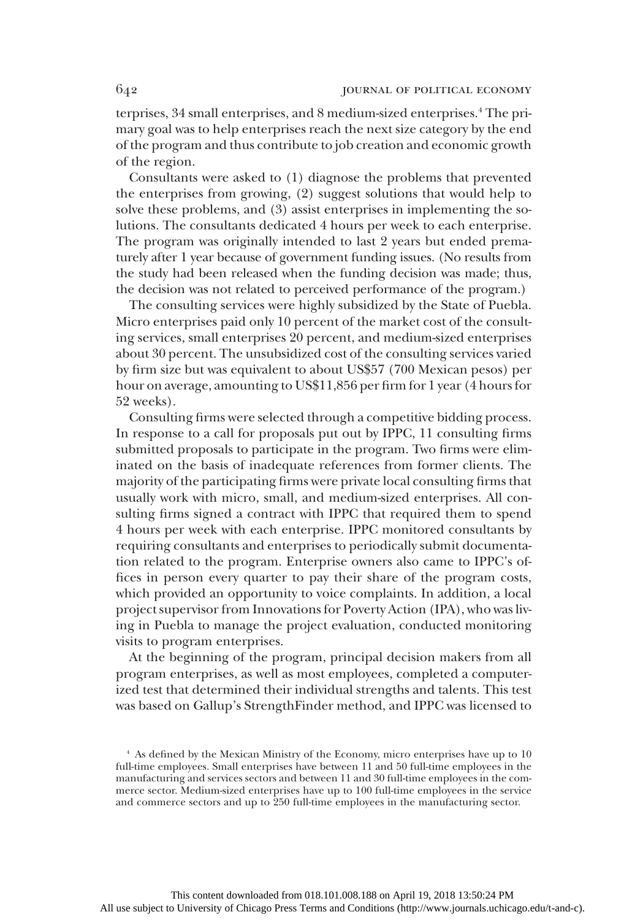terprises, 34 small enterprises, and 8 medium-sized enterprises.[4] The primary goal was to help enterprises reach the next size category by the end of the program and thus contribute to job creation and economic growth of the region.

Consultants were asked to (1) diagnose the problems that prevented the enterprises from growing, (2) suggest solutions that would help to solve these problems, and (3) assist enterprises in implementing the solutions. The consultants dedicated 4 hours per week to each enterprise. The program was originally intended to last 2 years but ended prematurely after 1 year because of government funding issues. (No results from the study had been released when the funding decision was made; thus, the decision was not related to perceived performance of the program.)

The consulting services were highly subsidized by the State of Puebla. Micro enterprises paid only 10 percent of the market cost of the consulting services, small enterprises 20 percent, and medium-sized enterprises about 30 percent. The unsubsidized cost of the consulting services varied by firm size but was equivalent to about US$57 (700 Mexican pesos) per hour on average, amounting to US$11,856 per firm for 1 year (4 hours for 52 weeks).

Consulting firms were selected through a competitive bidding process. In response to a call for proposals put out by IPPC, 11 consulting firms submitted proposals to participate in the program. Two firms were eliminated on the basis of inadequate references from former clients. The majority of the participating firms were private local consulting firms that usually work with micro, small, and medium-sized enterprises. All consulting firms signed a contract with IPPC that required them to spend 4 hours per week with each enterprise. IPPC monitored consultants by requiring consultants and enterprises to periodically submit documentation related to the program. Enterprise owners also came to IPPC's offices in person every quarter to pay their share of the program costs, which provided an opportunity to voice complaints. In addition, a local project supervisor from Innovations for Poverty Action (IPA), who was living in Puebla to manage the project evaluation, conducted monitoring visits to program enterprises.

At the beginning of the program, principal decision makers from all program enterprises, as well as most employees, completed a computerized test that determined their individual strengths and talents. This test was based on Gallup's StrengthFinder method, and IPPC was licensed to

[4] As defined by the Mexican Ministry of the Economy, micro enterprises have up to 10 full-time employees. Small enterprises have between 11 and 50 full-time employees in the manufacturing and services sectors and between 11 and 30 full-time employees in the commerce sector. Medium-sized enterprises have up to 100 full-time employees in the service and commerce sectors and up to 250 full-time employees in the manufacturing sector.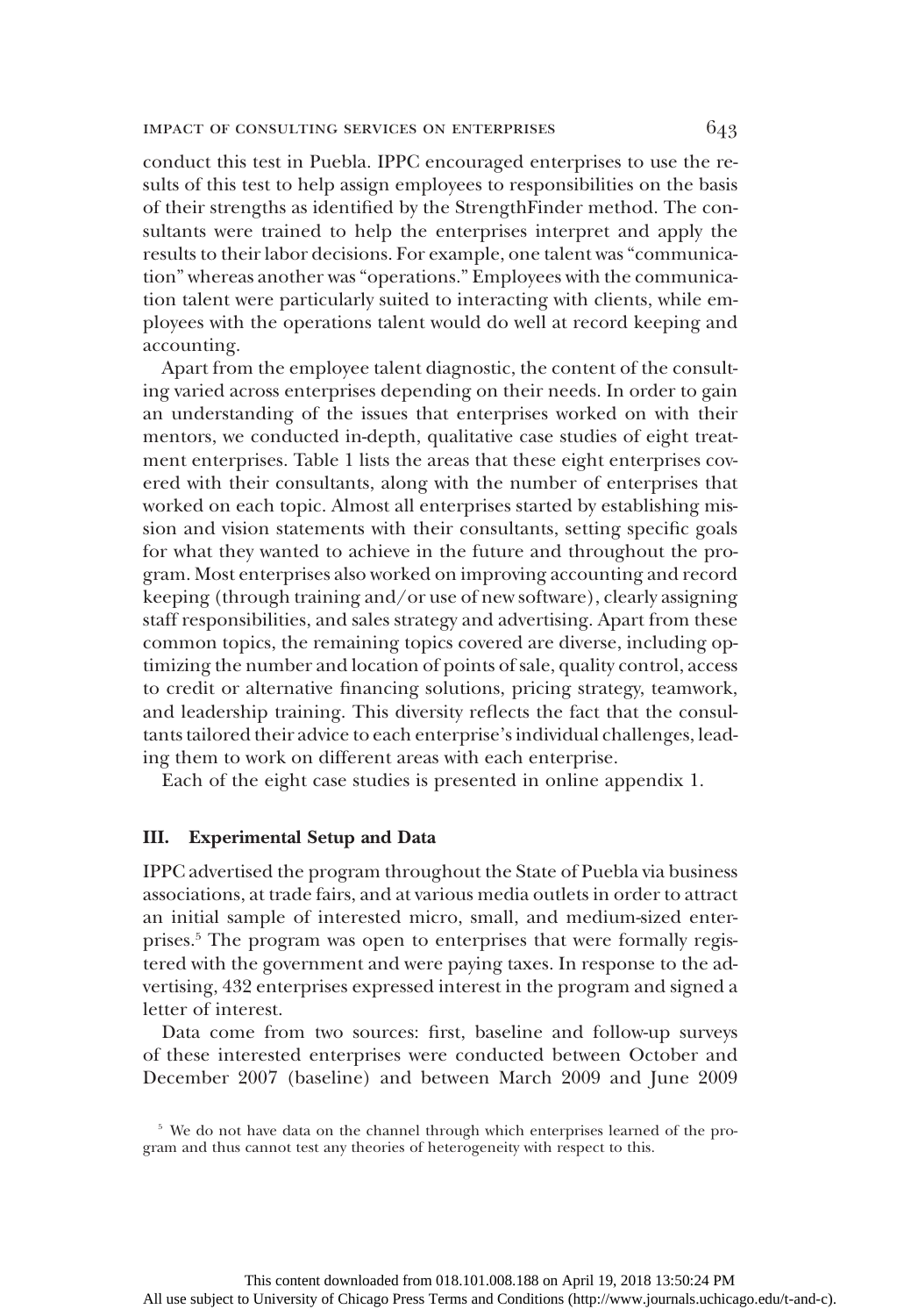conduct this test in Puebla. IPPC encouraged enterprises to use the results of this test to help assign employees to responsibilities on the basis of their strengths as identified by the StrengthFinder method. The consultants were trained to help the enterprises interpret and apply the results to their labor decisions. For example, one talent was "communication" whereas another was "operations." Employees with the communication talent were particularly suited to interacting with clients, while employees with the operations talent would do well at record keeping and accounting.

Apart from the employee talent diagnostic, the content of the consulting varied across enterprises depending on their needs. In order to gain an understanding of the issues that enterprises worked on with their mentors, we conducted in-depth, qualitative case studies of eight treatment enterprises. Table 1 lists the areas that these eight enterprises covered with their consultants, along with the number of enterprises that worked on each topic. Almost all enterprises started by establishing mission and vision statements with their consultants, setting specific goals for what they wanted to achieve in the future and throughout the program. Most enterprises also worked on improving accounting and record keeping (through training and/or use of new software), clearly assigning staff responsibilities, and sales strategy and advertising. Apart from these common topics, the remaining topics covered are diverse, including optimizing the number and location of points of sale, quality control, access to credit or alternative financing solutions, pricing strategy, teamwork, and leadership training. This diversity reflects the fact that the consultants tailored their advice to each enterprise's individual challenges, leading them to work on different areas with each enterprise.

Each of the eight case studies is presented in online appendix 1.

## III. Experimental Setup and Data

IPPC advertised the program throughout the State of Puebla via business associations, at trade fairs, and at various media outlets in order to attract an initial sample of interested micro, small, and medium-sized enterprises.[5] The program was open to enterprises that were formally registered with the government and were paying taxes. In response to the advertising, 432 enterprises expressed interest in the program and signed a letter of interest.

Data come from two sources: first, baseline and follow-up surveys of these interested enterprises were conducted between October and December 2007 (baseline) and between March 2009 and June 2009

[5] We do not have data on the channel through which enterprises learned of the program and thus cannot test any theories of heterogeneity with respect to this.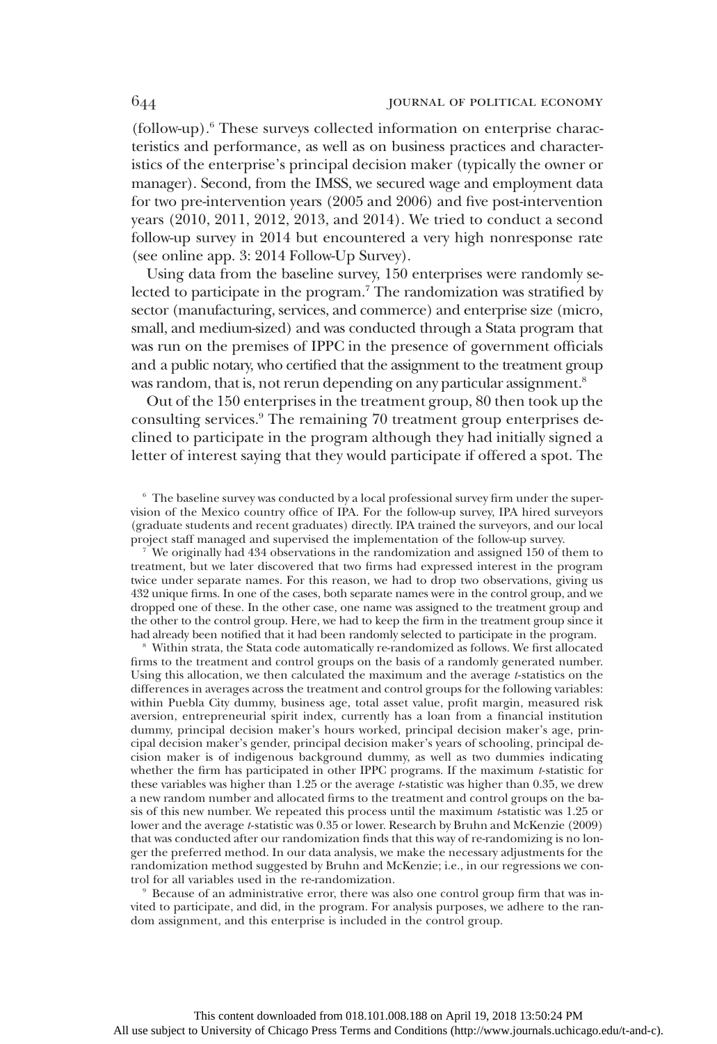(follow-up).[6] These surveys collected information on enterprise characteristics and performance, as well as on business practices and characteristics of the enterprise's principal decision maker (typically the owner or manager). Second, from the IMSS, we secured wage and employment data for two pre-intervention years (2005 and 2006) and five post-intervention years (2010, 2011, 2012, 2013, and 2014). We tried to conduct a second follow-up survey in 2014 but encountered a very high nonresponse rate (see online app. 3: 2014 Follow-Up Survey).

Using data from the baseline survey, 150 enterprises were randomly selected to participate in the program.[7] The randomization was stratified by sector (manufacturing, services, and commerce) and enterprise size (micro, small, and medium-sized) and was conducted through a Stata program that was run on the premises of IPPC in the presence of government officials and a public notary, who certified that the assignment to the treatment group was random, that is, not rerun depending on any particular assignment.[8]

Out of the 150 enterprises in the treatment group, 80 then took up the consulting services.[9] The remaining 70 treatment group enterprises declined to participate in the program although they had initially signed a letter of interest saying that they would participate if offered a spot. The

[6] The baseline survey was conducted by a local professional survey firm under the supervision of the Mexico country office of IPA. For the follow-up survey, IPA hired surveyors (graduate students and recent graduates) directly. IPA trained the surveyors, and our local project staff managed and supervised the implementation of the follow-up survey.

[7] We originally had 434 observations in the randomization and assigned 150 of them to treatment, but we later discovered that two firms had expressed interest in the program twice under separate names. For this reason, we had to drop two observations, giving us 432 unique firms. In one of the cases, both separate names were in the control group, and we dropped one of these. In the other case, one name was assigned to the treatment group and the other to the control group. Here, we had to keep the firm in the treatment group since it had already been notified that it had been randomly selected to participate in the program.

[8] Within strata, the Stata code automatically re-randomized as follows. We first allocated firms to the treatment and control groups on the basis of a randomly generated number. Using this allocation, we then calculated the maximum and the average *t*-statistics on the differences in averages across the treatment and control groups for the following variables: within Puebla City dummy, business age, total asset value, profit margin, measured risk aversion, entrepreneurial spirit index, currently has a loan from a financial institution dummy, principal decision maker's hours worked, principal decision maker's age, principal decision maker's gender, principal decision maker's years of schooling, principal decision maker is of indigenous background dummy, as well as two dummies indicating whether the firm has participated in other IPPC programs. If the maximum *t*-statistic for these variables was higher than 1.25 or the average *t*-statistic was higher than 0.35, we drew a new random number and allocated firms to the treatment and control groups on the basis of this new number. We repeated this process until the maximum *t*-statistic was 1.25 or lower and the average *t*-statistic was 0.35 or lower. Research by Bruhn and McKenzie (2009) that was conducted after our randomization finds that this way of re-randomizing is no longer the preferred method. In our data analysis, we make the necessary adjustments for the randomization method suggested by Bruhn and McKenzie; i.e., in our regressions we control for all variables used in the re-randomization.

[9] Because of an administrative error, there was also one control group firm that was invited to participate, and did, in the program. For analysis purposes, we adhere to the random assignment, and this enterprise is included in the control group.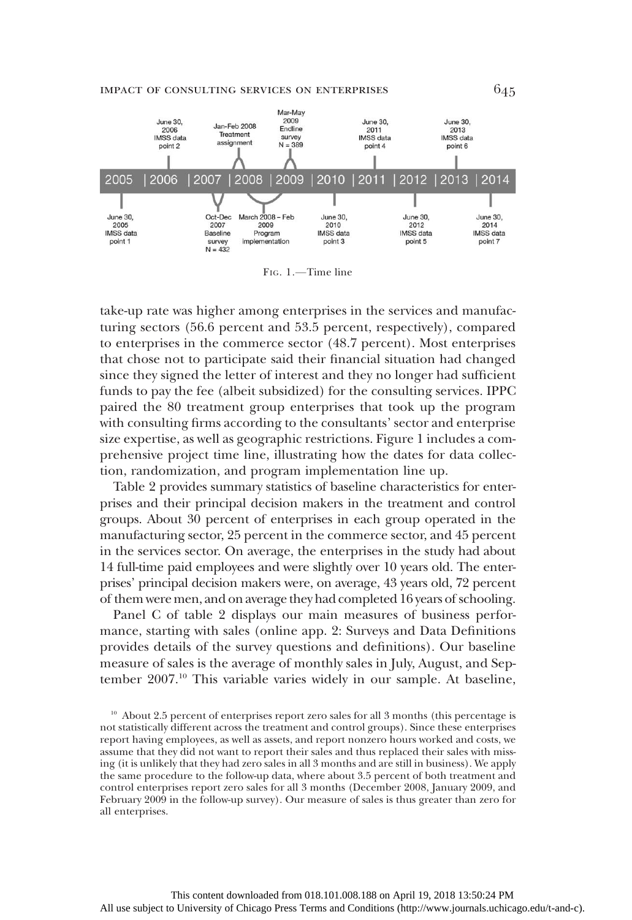2005 | 2006 | 2007 | 2008 | 2009 | 2010 | 2011 | 2012 | 2013 | 2014

June 30, 2005 IMSS data point 1

June 30, 2006 IMSS data point 2

Oct-Dec 2007 Baseline survey N = 432

Jan-Feb 2008 Treatment assignment

March 2008 – Feb 2009 Program implementation

Mar-May 2009 Endline survey N = 389

June 30, 2010 IMSS data point 3

June 30, 2011 IMSS data point 4

June 30, 2012 IMSS data point 5

June 30, 2013 IMSS data point 6

June 30, 2014 IMSS data point 7

Fig. 1.—Time line

take-up rate was higher among enterprises in the services and manufacturing sectors (56.6 percent and 53.5 percent, respectively), compared to enterprises in the commerce sector (48.7 percent). Most enterprises that chose not to participate said their financial situation had changed since they signed the letter of interest and they no longer had sufficient funds to pay the fee (albeit subsidized) for the consulting services. IPPC paired the 80 treatment group enterprises that took up the program with consulting firms according to the consultants' sector and enterprise size expertise, as well as geographic restrictions. Figure 1 includes a comprehensive project time line, illustrating how the dates for data collection, randomization, and program implementation line up.

Table 2 provides summary statistics of baseline characteristics for enterprises and their principal decision makers in the treatment and control groups. About 30 percent of enterprises in each group operated in the manufacturing sector, 25 percent in the commerce sector, and 45 percent in the services sector. On average, the enterprises in the study had about 14 full-time paid employees and were slightly over 10 years old. The enterprises' principal decision makers were, on average, 43 years old, 72 percent of them were men, and on average they had completed 16 years of schooling.

Panel C of table 2 displays our main measures of business performance, starting with sales (online app. 2: Surveys and Data Definitions provides details of the survey questions and definitions). Our baseline measure of sales is the average of monthly sales in July, August, and September 2007.[10] This variable varies widely in our sample. At baseline,

[10] About 2.5 percent of enterprises report zero sales for all 3 months (this percentage is not statistically different across the treatment and control groups). Since these enterprises report having employees, as well as assets, and report nonzero hours worked and costs, we assume that they did not want to report their sales and thus replaced their sales with missing (it is unlikely that they had zero sales in all 3 months and are still in business). We apply the same procedure to the follow-up data, where about 3.5 percent of both treatment and control enterprises report zero sales for all 3 months (December 2008, January 2009, and February 2009 in the follow-up survey). Our measure of sales is thus greater than zero for all enterprises.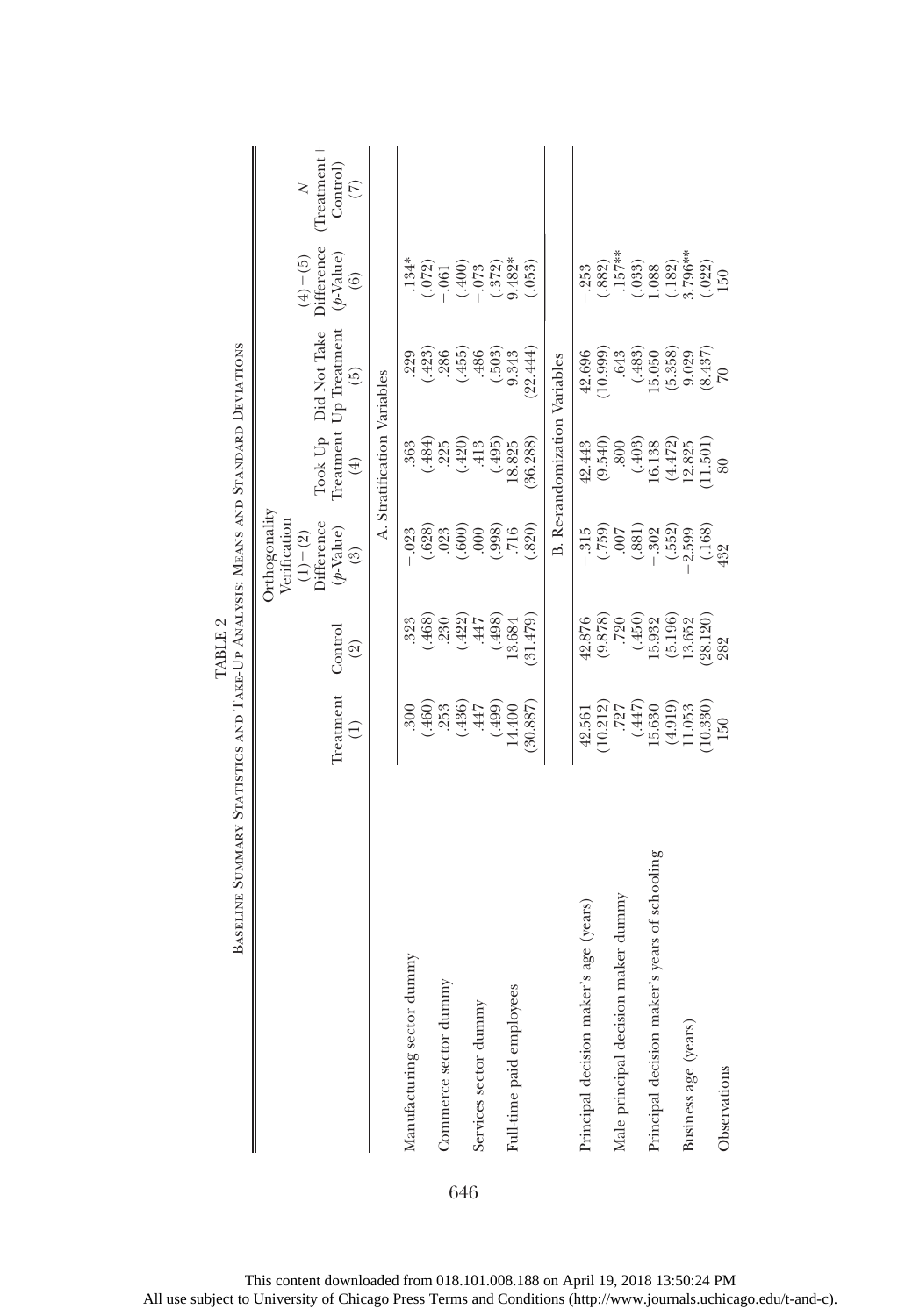TABLE 2

Baseline Summary Statistics and Take-Up Analysis: Means and Standard Deviations

| | Treatment (1) | Control (2) | Orthogonality Verification (1) − (2) Difference (*p*-Value) (3) | Took Up Treatment (4) | Did Not Take Up Treatment (5) | (4) − (5) Difference (*p*-Value) (6) | *N* (Treatment + Control) (7) |
|---|---|---|---|---|---|---|---|
| **A. Stratification Variables** | | | | | | | |
| Manufacturing sector dummy | .300 | .323 | −.023 | .363 | .229 | .134* | |
| | (.460) | (.468) | (.628) | (.484) | (.423) | (.072) | |
| Commerce sector dummy | .253 | .230 | .023 | .225 | .286 | −.061 | |
| | (.436) | (.422) | (.600) | (.420) | (.455) | (.400) | |
| Services sector dummy | .447 | .447 | .000 | .413 | .486 | −.073 | |
| | (.499) | (.498) | (.998) | (.495) | (.503) | (.372) | |
| Full-time paid employees | 14.400 | 13.684 | .716 | 18.825 | 9.343 | 9.482* | |
| | (30.887) | (31.479) | (.820) | (36.288) | (22.444) | (.053) | |
| **B. Re-randomization Variables** | | | | | | | |
| Principal decision maker's age (years) | 42.561 | 42.876 | −.315 | 42.443 | 42.696 | −.253 | |
| | (10.212) | (9.878) | (.759) | (9.540) | (10.999) | (.882) | |
| Male principal decision maker dummy | .727 | .720 | .007 | .800 | .643 | .157** | |
| | (.447) | (.450) | (.881) | (.403) | (.483) | (.033) | |
| Principal decision maker's years of schooling | 15.630 | 15.932 | −.302 | 16.138 | 15.050 | 1.088 | |
| | (4.919) | (5.196) | (.552) | (4.472) | (5.358) | (.182) | |
| Business age (years) | 11.053 | 13.652 | −2.599 | 12.825 | 9.029 | 3.796** | |
| | (10.330) | (28.120) | (.168) | (11.501) | (8.437) | (.022) | |
| Observations | 150 | 282 | 432 | 80 | 70 | 150 | |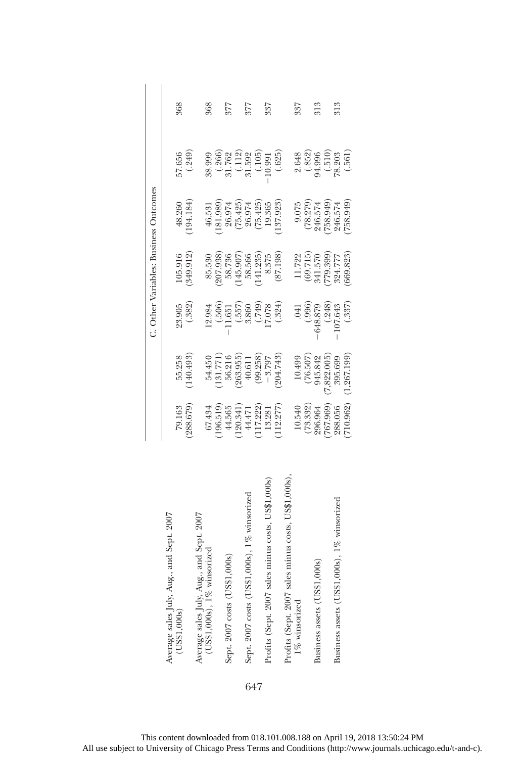| | C. Other Variables: Business Outcomes | | | | | | |
|---|---|---|---|---|---|---|---|
| Average sales July, Aug., and Sept. 2007 (US$1,000s) | 79.163 (288.679) | 55.258 (140.493) | 23.905 (.382) | 105.916 (349.912) | 48.260 (194.184) | 57.656 (.249) | 368 |
| Average sales July, Aug., and Sept. 2007 (US$1,000s), 1% winsorized | 67.434 (196.519) | 54.450 (131.771) | 12.984 (.506) | 85.530 (207.938) | 46.531 (181.989) | 38.999 (.266) | 368 |
| Sept. 2007 costs (US$1,000s) | 44.565 (120.341) | 56.216 (263.955) | −11.651 (.557) | 58.736 (145.907) | 26.974 (75.425) | 31.762 (.112) | 377 |
| Sept. 2007 costs (US$1,000s), 1% winsorized | 44.471 (117.222) | 40.611 (99.258) | 3.860 (.749) | 58.566 (141.235) | 26.974 (75.425) | 31.592 (.105) | 377 |
| Profits (Sept. 2007 sales minus costs, US$1,000s) | 13.281 (112.277) | −3.797 (204.743) | 17.078 (.324) | 8.375 (87.198) | 19.365 (137.923) | −10.991 (.625) | 337 |
| Profits (Sept. 2007 sales minus costs, US$1,000s), 1% winsorized | 10.540 (73.332) | 10.499 (76.507) | .041 (.996) | 11.722 (69.715) | 9.075 (78.279) | 2.648 (.852) | 337 |
| Business assets (US$1,000s) | 296.964 (767.969) | 945.842 (7,822.005) | −648.879 (.248) | 341.570 (779.399) | 246.574 (758.949) | 94.996 (.510) | 313 |
| Business assets (US$1,000s), 1% winsorized | 288.056 (710.962) | 395.699 (1,267.199) | −107.643 (.337) | 324.777 (669.823) | 246.574 (758.949) | 78.203 (.561) | 313 |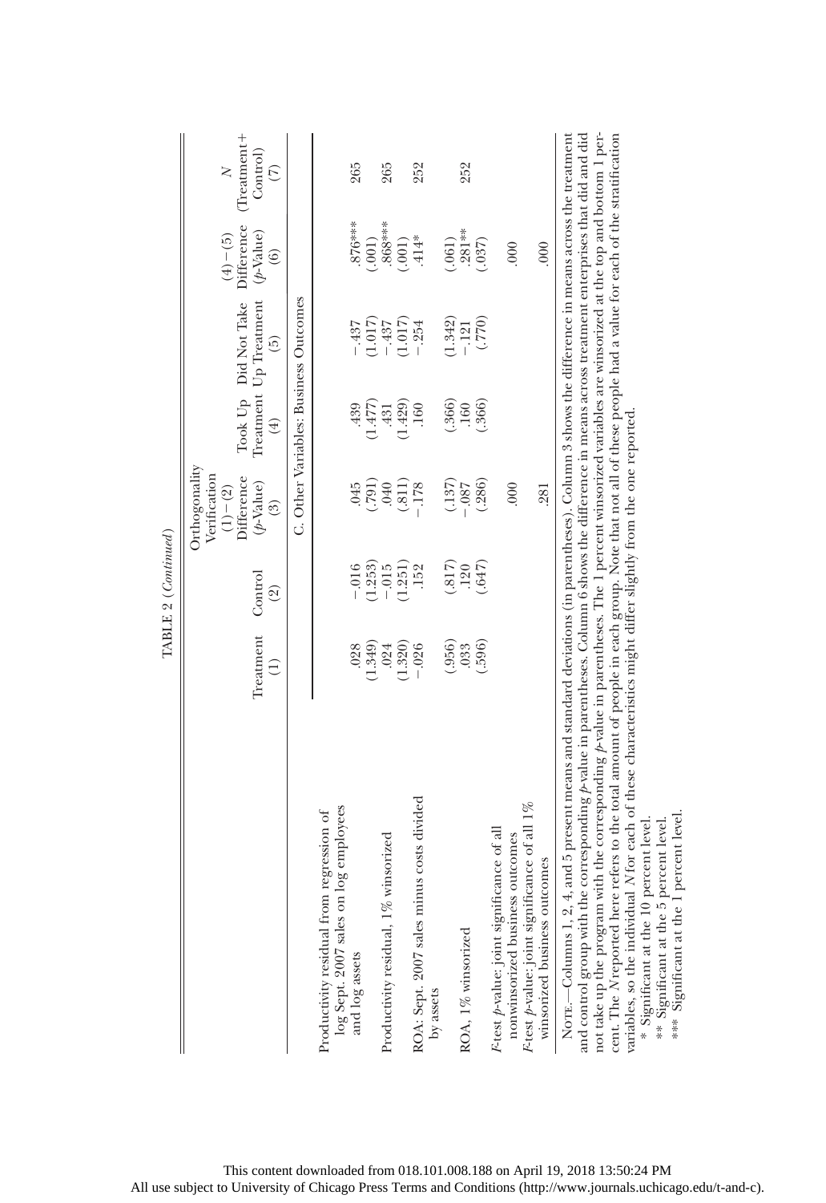TABLE 2 (*Continued*)

| | Treatment (1) | Control (2) | Orthogonality Verification (1) − (2) Difference (*p*-Value) (3) | Took Up Treatment (4) | Did Not Take Up Treatment (5) | (4) − (5) Difference (*p*-Value) (6) | *N* (Treatment + Control) (7) |
|---|---|---|---|---|---|---|---|
| | | | C. Other Variables: Business Outcomes | | | | |
| Productivity residual from regression of log Sept. 2007 sales on log employees and log assets | .028 | −.016 | .045 | .439 | −.437 | .876*** | 265 |
| | (1.349) | (1.253) | (.791) | (1.477) | (1.017) | (.001) | |
| Productivity residual, 1% winsorized | .024 | −.015 | .040 | .431 | −.437 | .868*** | 265 |
| | (1.320) | (1.251) | (.811) | (1.429) | (1.017) | (.001) | |
| ROA: Sept. 2007 sales minus costs divided by assets | −.026 | .152 | −.178 | .160 | −.254 | .414* | 252 |
| | (.956) | (.817) | (.137) | (.366) | (1.342) | (.061) | |
| ROA, 1% winsorized | .033 | .120 | −.087 | .160 | −.121 | .281** | 252 |
| | (.596) | (.647) | (.286) | (.366) | (.770) | (.037) | |
| *F*-test *p*-value: joint significance of all nonwinsorized business outcomes | | | .000 | | | .000 | |
| *F*-test *p*-value: joint significance of all 1% winsorized business outcomes | | | .281 | | | .000 | |

Note.—Columns 1, 2, 4, and 5 present means and standard deviations (in parentheses). Column 3 shows the difference in means across the treatment and control group with the corresponding *p*-value in parentheses. Column 6 shows the difference in means across treatment enterprises that did and did not take up the program with the corresponding *p*-value in parentheses. The 1 percent winsorized variables are winsorized at the top and bottom 1 percent. The *N* reported here refers to the total amount of people in each group. Note that not all of these people had a value for each of the stratification variables, so the individual *N* for each of these characteristics might differ slightly from the one reported.

\* Significant at the 10 percent level.
\*\* Significant at the 5 percent level.
\*\*\* Significant at the 1 percent level.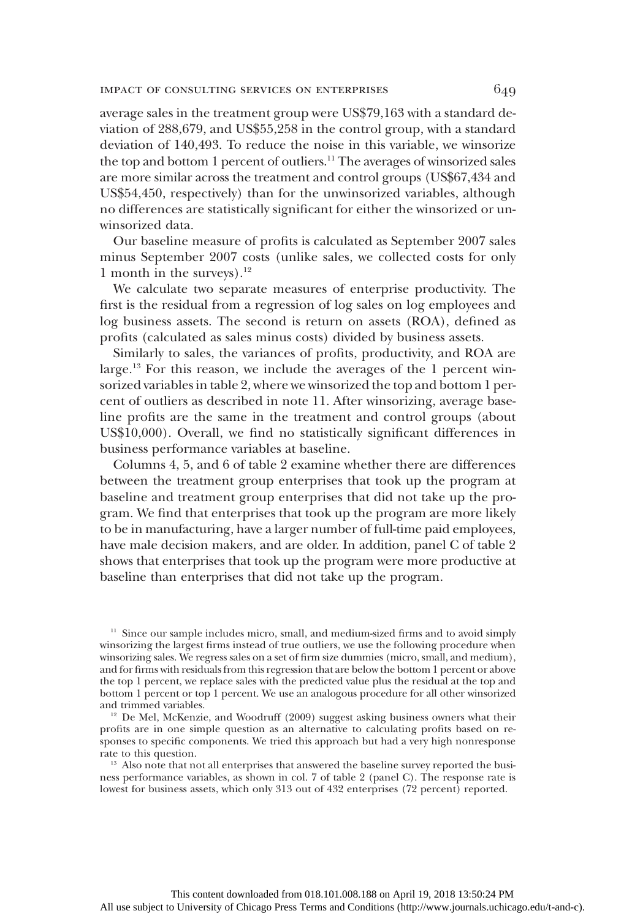average sales in the treatment group were US$79,163 with a standard deviation of 288,679, and US$55,258 in the control group, with a standard deviation of 140,493. To reduce the noise in this variable, we winsorize the top and bottom 1 percent of outliers.[11] The averages of winsorized sales are more similar across the treatment and control groups (US$67,434 and US$54,450, respectively) than for the unwinsorized variables, although no differences are statistically significant for either the winsorized or unwinsorized data.

Our baseline measure of profits is calculated as September 2007 sales minus September 2007 costs (unlike sales, we collected costs for only 1 month in the surveys).[12]

We calculate two separate measures of enterprise productivity. The first is the residual from a regression of log sales on log employees and log business assets. The second is return on assets (ROA), defined as profits (calculated as sales minus costs) divided by business assets.

Similarly to sales, the variances of profits, productivity, and ROA are large.[13] For this reason, we include the averages of the 1 percent winsorized variables in table 2, where we winsorized the top and bottom 1 percent of outliers as described in note 11. After winsorizing, average baseline profits are the same in the treatment and control groups (about US$10,000). Overall, we find no statistically significant differences in business performance variables at baseline.

Columns 4, 5, and 6 of table 2 examine whether there are differences between the treatment group enterprises that took up the program at baseline and treatment group enterprises that did not take up the program. We find that enterprises that took up the program are more likely to be in manufacturing, have a larger number of full-time paid employees, have male decision makers, and are older. In addition, panel C of table 2 shows that enterprises that took up the program were more productive at baseline than enterprises that did not take up the program.

[11] Since our sample includes micro, small, and medium-sized firms and to avoid simply winsorizing the largest firms instead of true outliers, we use the following procedure when winsorizing sales. We regress sales on a set of firm size dummies (micro, small, and medium), and for firms with residuals from this regression that are below the bottom 1 percent or above the top 1 percent, we replace sales with the predicted value plus the residual at the top and bottom 1 percent or top 1 percent. We use an analogous procedure for all other winsorized and trimmed variables.

[12] De Mel, McKenzie, and Woodruff (2009) suggest asking business owners what their profits are in one simple question as an alternative to calculating profits based on responses to specific components. We tried this approach but had a very high nonresponse rate to this question.

[13] Also note that not all enterprises that answered the baseline survey reported the business performance variables, as shown in col. 7 of table 2 (panel C). The response rate is lowest for business assets, which only 313 out of 432 enterprises (72 percent) reported.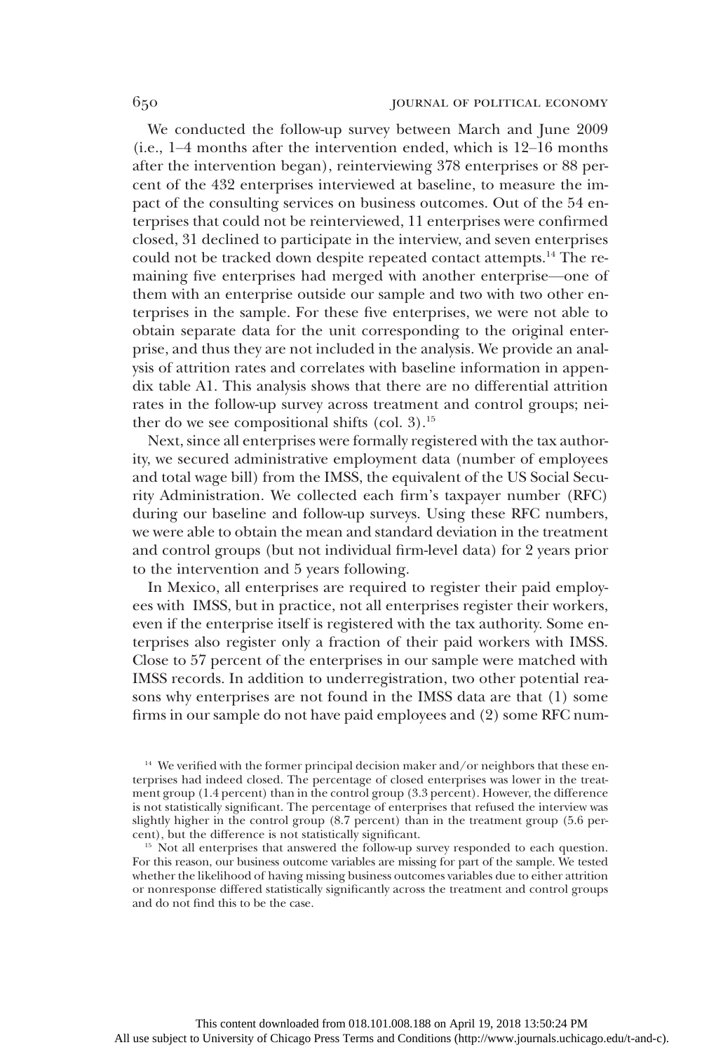We conducted the follow-up survey between March and June 2009 (i.e., 1–4 months after the intervention ended, which is 12–16 months after the intervention began), reinterviewing 378 enterprises or 88 percent of the 432 enterprises interviewed at baseline, to measure the impact of the consulting services on business outcomes. Out of the 54 enterprises that could not be reinterviewed, 11 enterprises were confirmed closed, 31 declined to participate in the interview, and seven enterprises could not be tracked down despite repeated contact attempts.[14] The remaining five enterprises had merged with another enterprise—one of them with an enterprise outside our sample and two with two other enterprises in the sample. For these five enterprises, we were not able to obtain separate data for the unit corresponding to the original enterprise, and thus they are not included in the analysis. We provide an analysis of attrition rates and correlates with baseline information in appendix table A1. This analysis shows that there are no differential attrition rates in the follow-up survey across treatment and control groups; neither do we see compositional shifts (col. 3).[15]

Next, since all enterprises were formally registered with the tax authority, we secured administrative employment data (number of employees and total wage bill) from the IMSS, the equivalent of the US Social Security Administration. We collected each firm's taxpayer number (RFC) during our baseline and follow-up surveys. Using these RFC numbers, we were able to obtain the mean and standard deviation in the treatment and control groups (but not individual firm-level data) for 2 years prior to the intervention and 5 years following.

In Mexico, all enterprises are required to register their paid employees with IMSS, but in practice, not all enterprises register their workers, even if the enterprise itself is registered with the tax authority. Some enterprises also register only a fraction of their paid workers with IMSS. Close to 57 percent of the enterprises in our sample were matched with IMSS records. In addition to underregistration, two other potential reasons why enterprises are not found in the IMSS data are that (1) some firms in our sample do not have paid employees and (2) some RFC num-

[14] We verified with the former principal decision maker and/or neighbors that these enterprises had indeed closed. The percentage of closed enterprises was lower in the treatment group (1.4 percent) than in the control group (3.3 percent). However, the difference is not statistically significant. The percentage of enterprises that refused the interview was slightly higher in the control group (8.7 percent) than in the treatment group (5.6 percent), but the difference is not statistically significant.

[15] Not all enterprises that answered the follow-up survey responded to each question. For this reason, our business outcome variables are missing for part of the sample. We tested whether the likelihood of having missing business outcomes variables due to either attrition or nonresponse differed statistically significantly across the treatment and control groups and do not find this to be the case.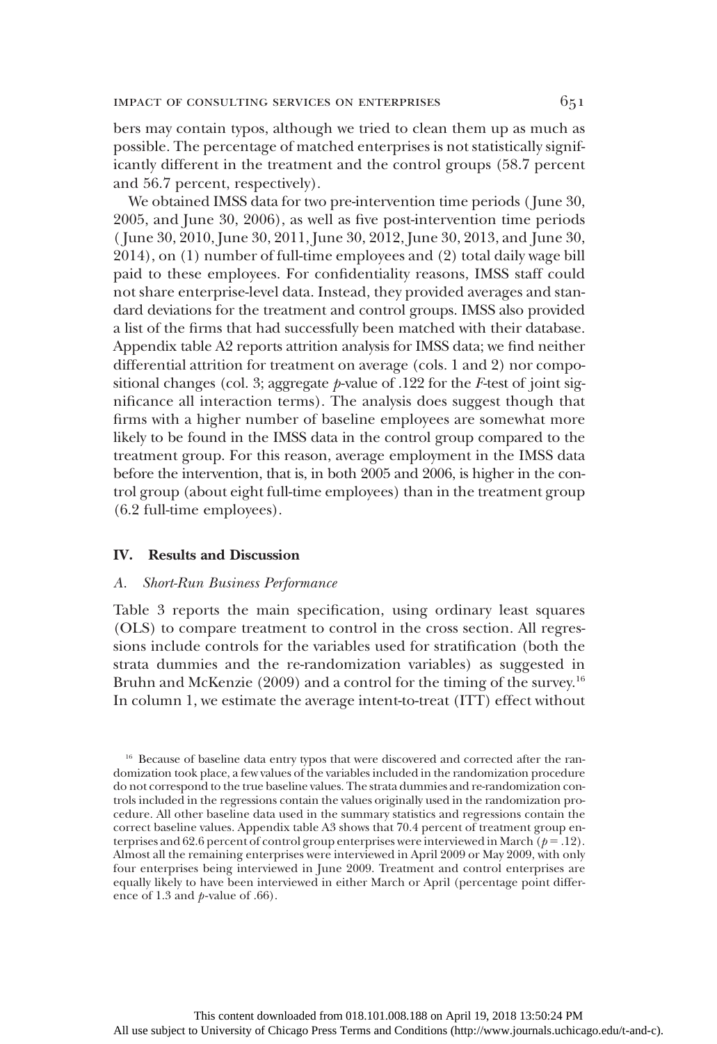bers may contain typos, although we tried to clean them up as much as possible. The percentage of matched enterprises is not statistically significantly different in the treatment and the control groups (58.7 percent and 56.7 percent, respectively).

We obtained IMSS data for two pre-intervention time periods (June 30, 2005, and June 30, 2006), as well as five post-intervention time periods (June 30, 2010, June 30, 2011, June 30, 2012, June 30, 2013, and June 30, 2014), on (1) number of full-time employees and (2) total daily wage bill paid to these employees. For confidentiality reasons, IMSS staff could not share enterprise-level data. Instead, they provided averages and standard deviations for the treatment and control groups. IMSS also provided a list of the firms that had successfully been matched with their database. Appendix table A2 reports attrition analysis for IMSS data; we find neither differential attrition for treatment on average (cols. 1 and 2) nor compositional changes (col. 3; aggregate $p$-value of .122 for the $F$-test of joint significance all interaction terms). The analysis does suggest though that firms with a higher number of baseline employees are somewhat more likely to be found in the IMSS data in the control group compared to the treatment group. For this reason, average employment in the IMSS data before the intervention, that is, in both 2005 and 2006, is higher in the control group (about eight full-time employees) than in the treatment group (6.2 full-time employees).

## IV. Results and Discussion

### *A. Short-Run Business Performance*

Table 3 reports the main specification, using ordinary least squares (OLS) to compare treatment to control in the cross section. All regressions include controls for the variables used for stratification (both the strata dummies and the re-randomization variables) as suggested in Bruhn and McKenzie (2009) and a control for the timing of the survey.[16] In column 1, we estimate the average intent-to-treat (ITT) effect without

[16] Because of baseline data entry typos that were discovered and corrected after the randomization took place, a few values of the variables included in the randomization procedure do not correspond to the true baseline values. The strata dummies and re-randomization controls included in the regressions contain the values originally used in the randomization procedure. All other baseline data used in the summary statistics and regressions contain the correct baseline values. Appendix table A3 shows that 70.4 percent of treatment group enterprises and 62.6 percent of control group enterprises were interviewed in March ($p = .12$). Almost all the remaining enterprises were interviewed in April 2009 or May 2009, with only four enterprises being interviewed in June 2009. Treatment and control enterprises are equally likely to have been interviewed in either March or April (percentage point difference of 1.3 and $p$-value of .66).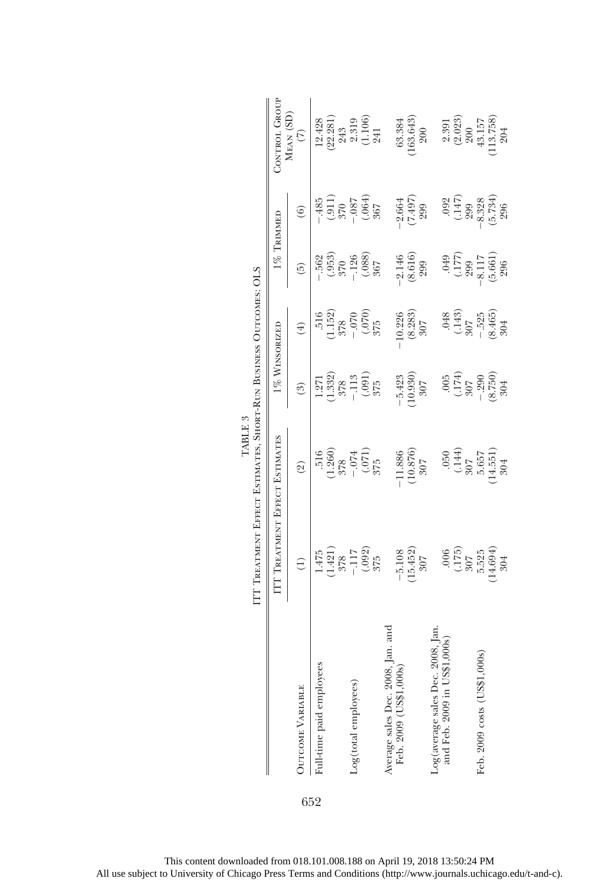TABLE 3

ITT Treatment Effect Estimates, Short-Run Business Outcomes: OLS

| Outcome Variable | ITT Treatment Effect Estimates | | 1% Winsorized | | 1% Trimmed | | Control Group Mean (SD) |
|---|---|---|---|---|---|---|---|
| | (1) | (2) | (3) | (4) | (5) | (6) | (7) |
| Full-time paid employees | 1.475 | .516 | 1.271 | .516 | −.562 | −.485 | 12.428 |
| | (1.421) | (1.260) | (1.332) | (1.152) | (.953) | (.911) | (22.281) |
| | 378 | 378 | 378 | 378 | 370 | 370 | 243 |
| Log(total employees) | −.117 | −.074 | −.113 | −.070 | −.126 | −.087 | 2.319 |
| | (.092) | (.071) | (.091) | (.070) | (.088) | (.064) | (1.106) |
| | 375 | 375 | 375 | 375 | 367 | 367 | 241 |
| Average sales Dec. 2008, Jan. and Feb. 2009 (US$1,000s) | −5.108 | −11.886 | −5.423 | −10.226 | −2.146 | −2.664 | 63.384 |
| | (15.452) | (10.876) | (10.930) | (8.283) | (8.616) | (7.497) | (163.643) |
| | 307 | 307 | 307 | 307 | 299 | 299 | 200 |
| Log(average sales Dec. 2008, Jan. and Feb. 2009 in US$1,000s) | .006 | .050 | .005 | .048 | .049 | .092 | 2.391 |
| | (.175) | (.144) | (.174) | (.143) | (.177) | (.147) | (2.023) |
| | 307 | 307 | 307 | 307 | 299 | 299 | 200 |
| Feb. 2009 costs (US$1,000s) | 5.525 | 5.657 | −.290 | −.525 | −8.117 | −8.328 | 43.157 |
| | (14.694) | (14.551) | (8.750) | (8.465) | (5.661) | (5.734) | (113.758) |
| | 304 | 304 | 304 | 304 | 296 | 296 | 204 |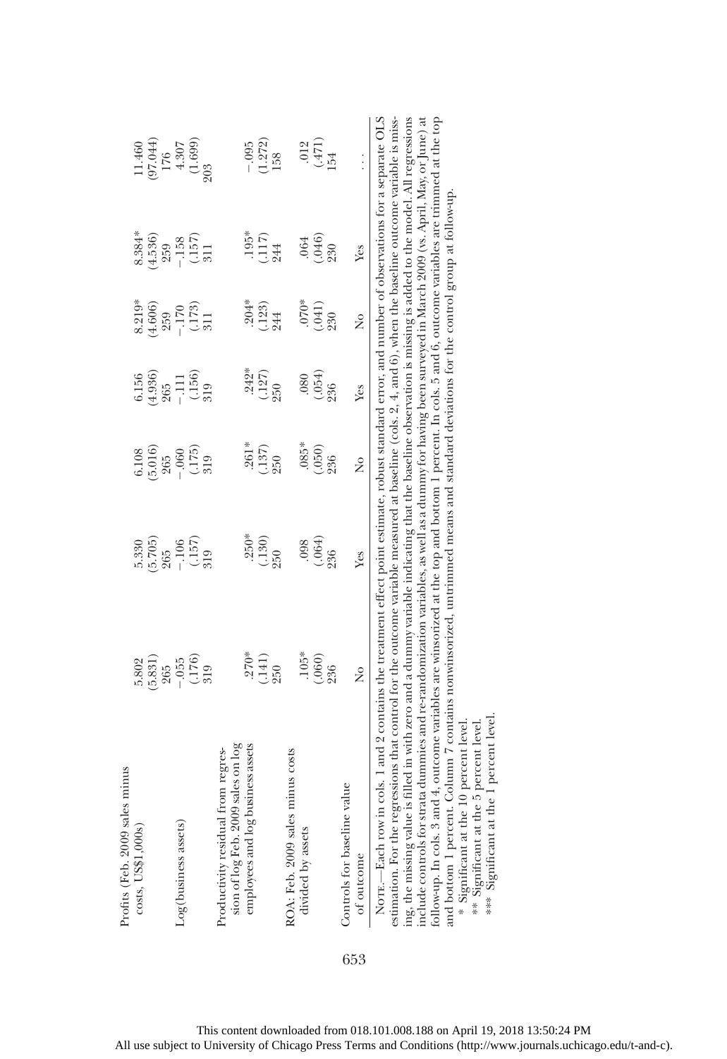| | (1) | (2) | (3) | (4) | (5) | (6) | (7) |
|---|---|---|---|---|---|---|---|
| Profits (Feb. 2009 sales minus costs, US$1,000s) | 5.802 | 5.330 | 6.108 | 6.156 | 8.219* | 8.384* | 11.460 |
| | (5.831) | (5.705) | (5.016) | (4.936) | (4.606) | (4.536) | (97.044) |
| | 265 | 265 | 265 | 265 | 259 | 259 | 176 |
| Log(business assets) | −.055 | −.106 | −.060 | −.111 | −.170 | −.158 | 4.307 |
| | (.176) | (.157) | (.175) | (.156) | (.173) | (.157) | (1.699) |
| | 319 | 319 | 319 | 319 | 311 | 311 | 203 |
| Productivity residual from regression of log Feb. 2009 sales on log employees and log business assets | .270* | .250* | .261* | .242* | .204* | .195* | −.095 |
| | (.141) | (.130) | (.137) | (.127) | (.123) | (.117) | (1.272) |
| | 250 | 250 | 250 | 250 | 244 | 244 | 158 |
| ROA: Feb. 2009 sales minus costs divided by assets | .105* | .098 | .085* | .080 | .070* | .064 | .012 |
| | (.060) | (.064) | (.050) | (.054) | (.041) | (.046) | (.471) |
| | 236 | 236 | 236 | 236 | 230 | 230 | 154 |
| Controls for baseline value of outcome | No | Yes | No | Yes | No | Yes | . . . |

Note.—Each row in cols. 1 and 2 contains the treatment effect point estimate, robust standard error, and number of observations for a separate OLS estimation. For the regressions that control for the outcome variable measured at baseline (cols. 2, 4, and 6), when the baseline outcome variable is missing, the missing value is filled in with zero and a dummy variable indicating that the baseline observation is missing is added to the model. All regressions include controls for strata dummies and re-randomization variables, as well as a dummy for having been surveyed in March 2009 (vs. April, May, or June) at follow-up. In cols. 3 and 4, outcome variables are winsorized at the top and bottom 1 percent. In cols. 5 and 6, outcome variables are trimmed at the top and bottom 1 percent. Column 7 contains nonwinsorized, untrimmed means and standard deviations for the control group at follow-up.

\* Significant at the 10 percent level.
\*\* Significant at the 5 percent level.
\*\*\* Significant at the 1 percent level.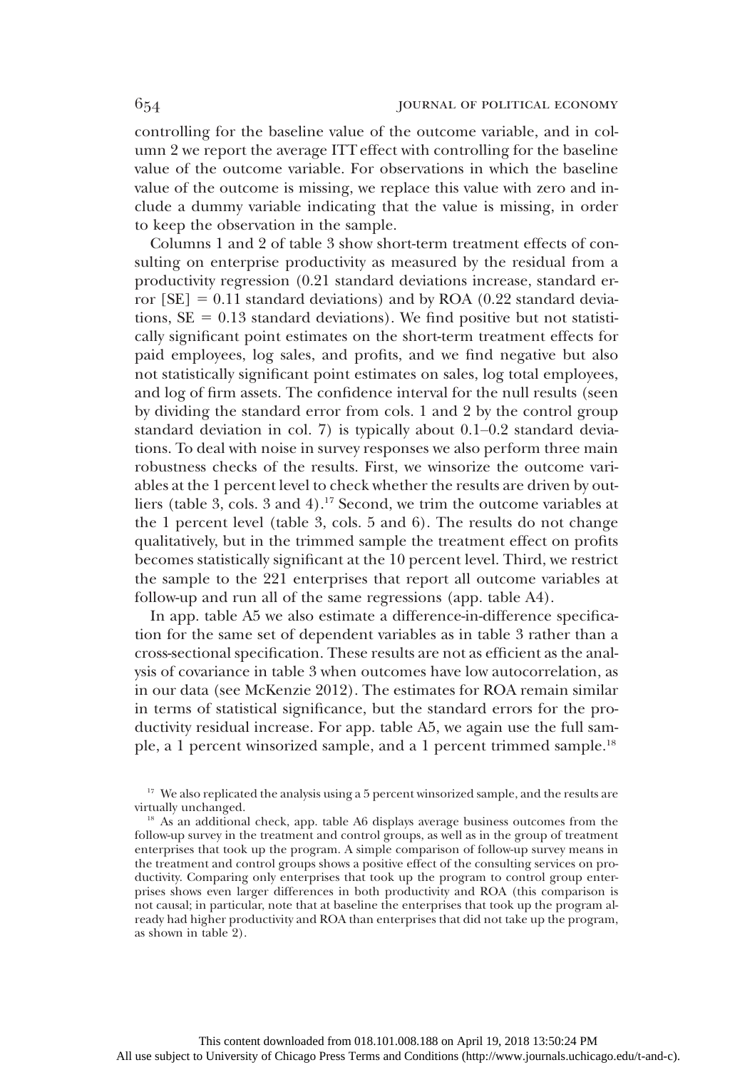controlling for the baseline value of the outcome variable, and in column 2 we report the average ITT effect with controlling for the baseline value of the outcome variable. For observations in which the baseline value of the outcome is missing, we replace this value with zero and include a dummy variable indicating that the value is missing, in order to keep the observation in the sample.

Columns 1 and 2 of table 3 show short-term treatment effects of consulting on enterprise productivity as measured by the residual from a productivity regression (0.21 standard deviations increase, standard error [SE] = 0.11 standard deviations) and by ROA (0.22 standard deviations, SE = 0.13 standard deviations). We find positive but not statistically significant point estimates on the short-term treatment effects for paid employees, log sales, and profits, and we find negative but also not statistically significant point estimates on sales, log total employees, and log of firm assets. The confidence interval for the null results (seen by dividing the standard error from cols. 1 and 2 by the control group standard deviation in col. 7) is typically about 0.1–0.2 standard deviations. To deal with noise in survey responses we also perform three main robustness checks of the results. First, we winsorize the outcome variables at the 1 percent level to check whether the results are driven by outliers (table 3, cols. 3 and 4).[17] Second, we trim the outcome variables at the 1 percent level (table 3, cols. 5 and 6). The results do not change qualitatively, but in the trimmed sample the treatment effect on profits becomes statistically significant at the 10 percent level. Third, we restrict the sample to the 221 enterprises that report all outcome variables at follow-up and run all of the same regressions (app. table A4).

In app. table A5 we also estimate a difference-in-difference specification for the same set of dependent variables as in table 3 rather than a cross-sectional specification. These results are not as efficient as the analysis of covariance in table 3 when outcomes have low autocorrelation, as in our data (see McKenzie 2012). The estimates for ROA remain similar in terms of statistical significance, but the standard errors for the productivity residual increase. For app. table A5, we again use the full sample, a 1 percent winsorized sample, and a 1 percent trimmed sample.[18]

[17] We also replicated the analysis using a 5 percent winsorized sample, and the results are virtually unchanged.

[18] As an additional check, app. table A6 displays average business outcomes from the follow-up survey in the treatment and control groups, as well as in the group of treatment enterprises that took up the program. A simple comparison of follow-up survey means in the treatment and control groups shows a positive effect of the consulting services on productivity. Comparing only enterprises that took up the program to control group enterprises shows even larger differences in both productivity and ROA (this comparison is not causal; in particular, note that at baseline the enterprises that took up the program already had higher productivity and ROA than enterprises that did not take up the program, as shown in table 2).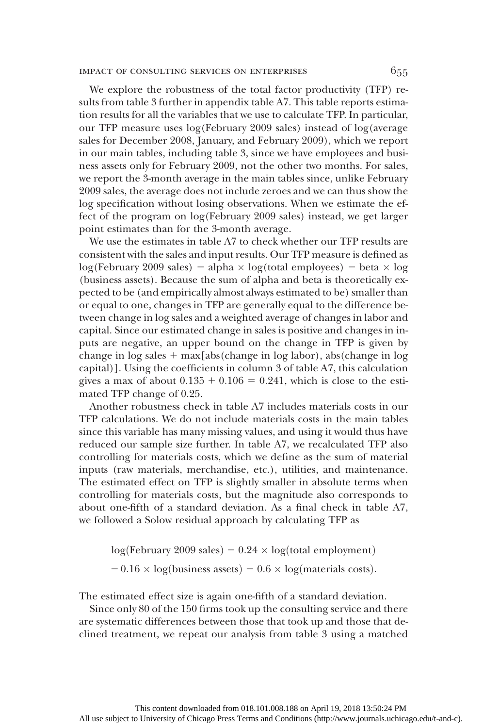We explore the robustness of the total factor productivity (TFP) results from table 3 further in appendix table A7. This table reports estimation results for all the variables that we use to calculate TFP. In particular, our TFP measure uses log(February 2009 sales) instead of log(average sales for December 2008, January, and February 2009), which we report in our main tables, including table 3, since we have employees and business assets only for February 2009, not the other two months. For sales, we report the 3-month average in the main tables since, unlike February 2009 sales, the average does not include zeroes and we can thus show the log specification without losing observations. When we estimate the effect of the program on log(February 2009 sales) instead, we get larger point estimates than for the 3-month average.

We use the estimates in table A7 to check whether our TFP results are consistent with the sales and input results. Our TFP measure is defined as log(February 2009 sales) − alpha × log(total employees) − beta × log (business assets). Because the sum of alpha and beta is theoretically expected to be (and empirically almost always estimated to be) smaller than or equal to one, changes in TFP are generally equal to the difference between change in log sales and a weighted average of changes in labor and capital. Since our estimated change in sales is positive and changes in inputs are negative, an upper bound on the change in TFP is given by change in log sales + max[abs(change in log labor), abs(change in log capital)]. Using the coefficients in column 3 of table A7, this calculation gives a max of about $0.135 + 0.106 = 0.241$, which is close to the estimated TFP change of 0.25.

Another robustness check in table A7 includes materials costs in our TFP calculations. We do not include materials costs in the main tables since this variable has many missing values, and using it would thus have reduced our sample size further. In table A7, we recalculated TFP also controlling for materials costs, which we define as the sum of material inputs (raw materials, merchandise, etc.), utilities, and maintenance. The estimated effect on TFP is slightly smaller in absolute terms when controlling for materials costs, but the magnitude also corresponds to about one-fifth of a standard deviation. As a final check in table A7, we followed a Solow residual approach by calculating TFP as

$$\log(\text{February 2009 sales}) - 0.24 \times \log(\text{total employment})$$
$$- 0.16 \times \log(\text{business assets}) - 0.6 \times \log(\text{materials costs}).$$

The estimated effect size is again one-fifth of a standard deviation.

Since only 80 of the 150 firms took up the consulting service and there are systematic differences between those that took up and those that declined treatment, we repeat our analysis from table 3 using a matched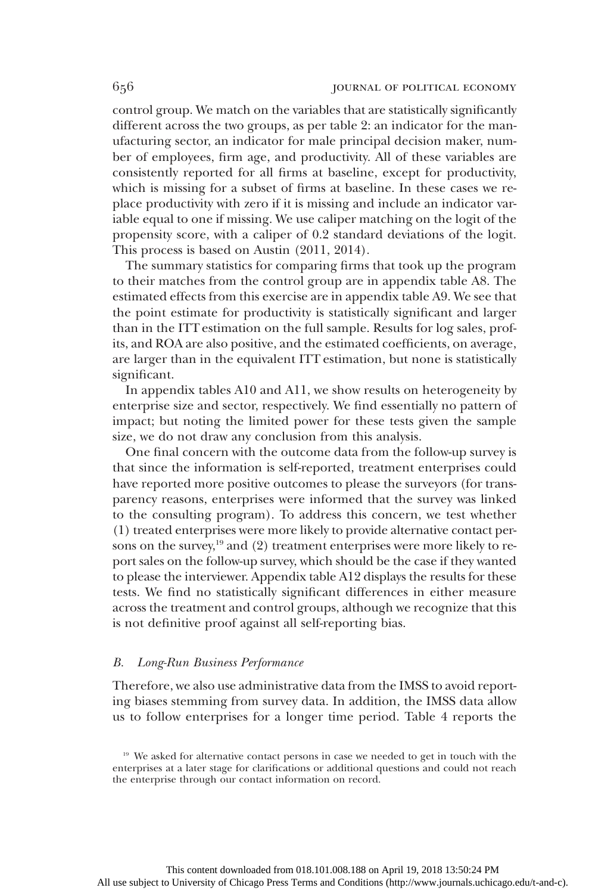control group. We match on the variables that are statistically significantly different across the two groups, as per table 2: an indicator for the manufacturing sector, an indicator for male principal decision maker, number of employees, firm age, and productivity. All of these variables are consistently reported for all firms at baseline, except for productivity, which is missing for a subset of firms at baseline. In these cases we replace productivity with zero if it is missing and include an indicator variable equal to one if missing. We use caliper matching on the logit of the propensity score, with a caliper of 0.2 standard deviations of the logit. This process is based on Austin (2011, 2014).

The summary statistics for comparing firms that took up the program to their matches from the control group are in appendix table A8. The estimated effects from this exercise are in appendix table A9. We see that the point estimate for productivity is statistically significant and larger than in the ITT estimation on the full sample. Results for log sales, profits, and ROA are also positive, and the estimated coefficients, on average, are larger than in the equivalent ITT estimation, but none is statistically significant.

In appendix tables A10 and A11, we show results on heterogeneity by enterprise size and sector, respectively. We find essentially no pattern of impact; but noting the limited power for these tests given the sample size, we do not draw any conclusion from this analysis.

One final concern with the outcome data from the follow-up survey is that since the information is self-reported, treatment enterprises could have reported more positive outcomes to please the surveyors (for transparency reasons, enterprises were informed that the survey was linked to the consulting program). To address this concern, we test whether (1) treated enterprises were more likely to provide alternative contact persons on the survey,[19] and (2) treatment enterprises were more likely to report sales on the follow-up survey, which should be the case if they wanted to please the interviewer. Appendix table A12 displays the results for these tests. We find no statistically significant differences in either measure across the treatment and control groups, although we recognize that this is not definitive proof against all self-reporting bias.

### *B. Long-Run Business Performance*

Therefore, we also use administrative data from the IMSS to avoid reporting biases stemming from survey data. In addition, the IMSS data allow us to follow enterprises for a longer time period. Table 4 reports the

[19] We asked for alternative contact persons in case we needed to get in touch with the enterprises at a later stage for clarifications or additional questions and could not reach the enterprise through our contact information on record.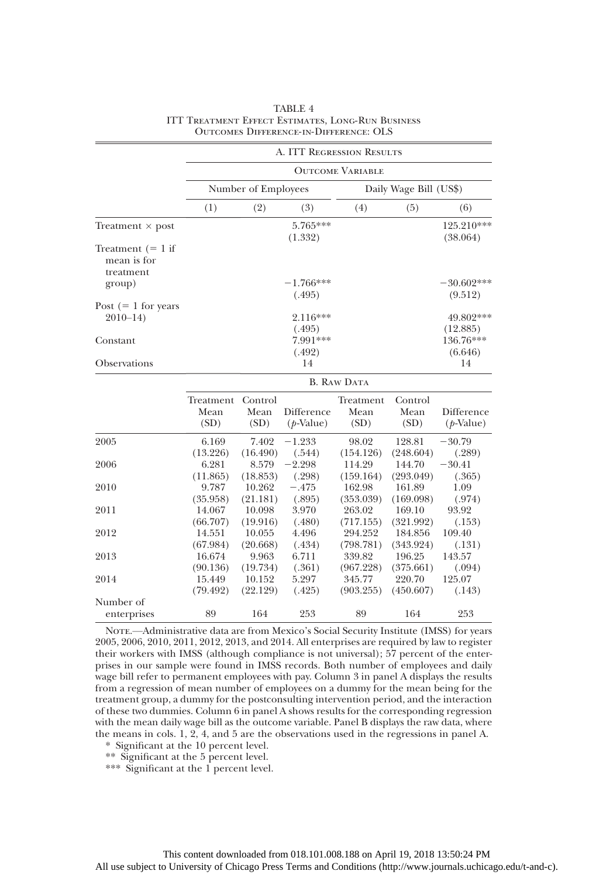TABLE 4
ITT Treatment Effect Estimates, Long-Run Business Outcomes Difference-in-Difference: OLS

| | A. ITT Regression Results | | | | | |
|---|---|---|---|---|---|---|
| | Outcome Variable | | | | | |
| | Number of Employees | | | Daily Wage Bill (US$) | | |
| | (1) | (2) | (3) | (4) | (5) | (6) |
| Treatment × post | | | 5.765*** | | | 125.210*** |
| | | | (1.332) | | | (38.064) |
| Treatment (= 1 if mean is for treatment group) | | | −1.766*** | | | −30.602*** |
| | | | (.495) | | | (9.512) |
| Post (= 1 for years 2010–14) | | | 2.116*** | | | 49.802*** |
| | | | (.495) | | | (12.885) |
| Constant | | | 7.991*** | | | 136.76*** |
| | | | (.492) | | | (6.646) |
| Observations | | | 14 | | | 14 |

| | B. Raw Data | | | | | |
|---|---|---|---|---|---|---|
| | Treatment Mean (SD) | Control Mean (SD) | Difference ($p$-Value) | Treatment Mean (SD) | Control Mean (SD) | Difference ($p$-Value) |
| 2005 | 6.169 | 7.402 | −1.233 | 98.02 | 128.81 | −30.79 |
| | (13.226) | (16.490) | (.544) | (154.126) | (248.604) | (.289) |
| 2006 | 6.281 | 8.579 | −2.298 | 114.29 | 144.70 | −30.41 |
| | (11.865) | (18.853) | (.298) | (159.164) | (293.049) | (.365) |
| 2010 | 9.787 | 10.262 | −.475 | 162.98 | 161.89 | 1.09 |
| | (35.958) | (21.181) | (.895) | (353.039) | (169.098) | (.974) |
| 2011 | 14.067 | 10.098 | 3.970 | 263.02 | 169.10 | 93.92 |
| | (66.707) | (19.916) | (.480) | (717.155) | (321.992) | (.153) |
| 2012 | 14.551 | 10.055 | 4.496 | 294.252 | 184.856 | 109.40 |
| | (67.984) | (20.668) | (.434) | (798.781) | (343.924) | (.131) |
| 2013 | 16.674 | 9.963 | 6.711 | 339.82 | 196.25 | 143.57 |
| | (90.136) | (19.734) | (.361) | (967.228) | (375.661) | (.094) |
| 2014 | 15.449 | 10.152 | 5.297 | 345.77 | 220.70 | 125.07 |
| | (79.492) | (22.129) | (.425) | (903.255) | (450.607) | (.143) |
| Number of enterprises | 89 | 164 | 253 | 89 | 164 | 253 |

Note.—Administrative data are from Mexico's Social Security Institute (IMSS) for years 2005, 2006, 2010, 2011, 2012, 2013, and 2014. All enterprises are required by law to register their workers with IMSS (although compliance is not universal); 57 percent of the enterprises in our sample were found in IMSS records. Both number of employees and daily wage bill refer to permanent employees with pay. Column 3 in panel A displays the results from a regression of mean number of employees on a dummy for the mean being for the treatment group, a dummy for the postconsulting intervention period, and the interaction of these two dummies. Column 6 in panel A shows results for the corresponding regression with the mean daily wage bill as the outcome variable. Panel B displays the raw data, where the means in cols. 1, 2, 4, and 5 are the observations used in the regressions in panel A.

\* Significant at the 10 percent level.

\*\* Significant at the 5 percent level.

\*\*\* Significant at the 1 percent level.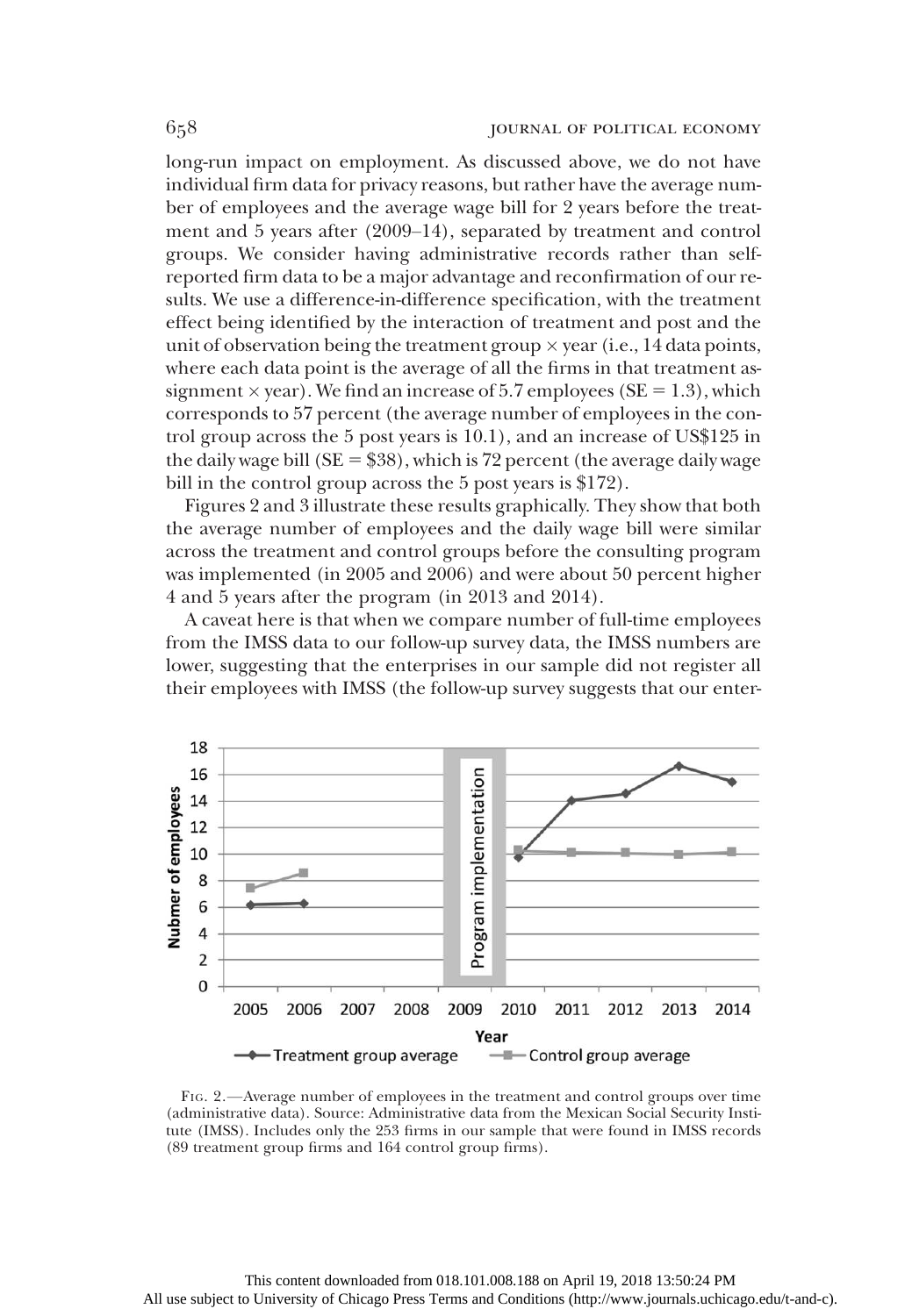long-run impact on employment. As discussed above, we do not have individual firm data for privacy reasons, but rather have the average number of employees and the average wage bill for 2 years before the treatment and 5 years after (2009–14), separated by treatment and control groups. We consider having administrative records rather than self-reported firm data to be a major advantage and reconfirmation of our results. We use a difference-in-difference specification, with the treatment effect being identified by the interaction of treatment and post and the unit of observation being the treatment group × year (i.e., 14 data points, where each data point is the average of all the firms in that treatment assignment × year). We find an increase of 5.7 employees (SE = 1.3), which corresponds to 57 percent (the average number of employees in the control group across the 5 post years is 10.1), and an increase of US$125 in the daily wage bill (SE = $38), which is 72 percent (the average daily wage bill in the control group across the 5 post years is $172).

Figures 2 and 3 illustrate these results graphically. They show that both the average number of employees and the daily wage bill were similar across the treatment and control groups before the consulting program was implemented (in 2005 and 2006) and were about 50 percent higher 4 and 5 years after the program (in 2013 and 2014).

A caveat here is that when we compare number of full-time employees from the IMSS data to our follow-up survey data, the IMSS numbers are lower, suggesting that the enterprises in our sample did not register all their employees with IMSS (the follow-up survey suggests that our enter-

Nubmer of employees

0
2
4
6
8
10
12
14
16
18

Program implementation

2005 2006 2007 2008 2009 2010 2011 2012 2013 2014

Year

Treatment group average
Control group average

Fig. 2.—Average number of employees in the treatment and control groups over time (administrative data). Source: Administrative data from the Mexican Social Security Institute (IMSS). Includes only the 253 firms in our sample that were found in IMSS records (89 treatment group firms and 164 control group firms).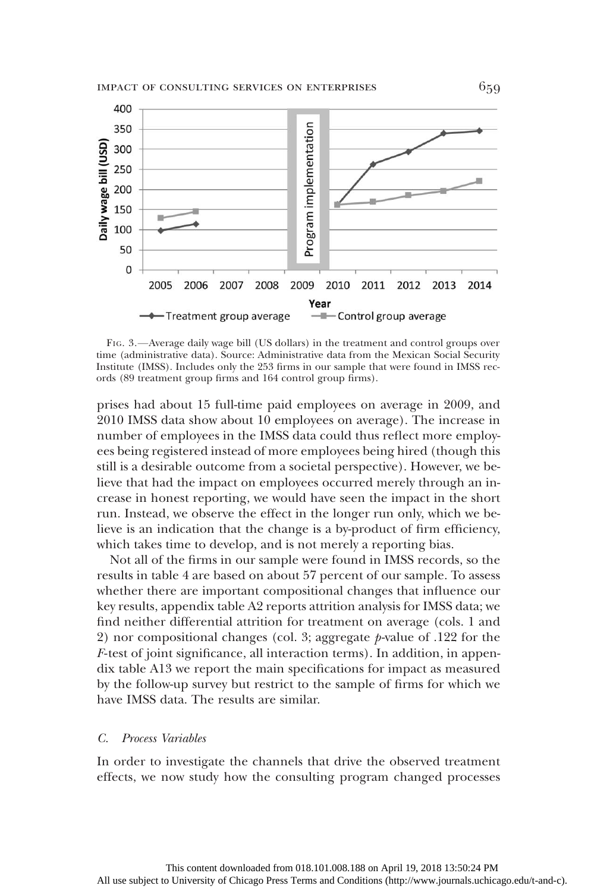400
350
300
250
200
150
100
50
0

Daily wage bill (USD)

Program implementation

2005 2006 2007 2008 2009 2010 2011 2012 2013 2014

Year

Treatment group average
Control group average

Fig. 3.—Average daily wage bill (US dollars) in the treatment and control groups over time (administrative data). Source: Administrative data from the Mexican Social Security Institute (IMSS). Includes only the 253 firms in our sample that were found in IMSS records (89 treatment group firms and 164 control group firms).

prises had about 15 full-time paid employees on average in 2009, and 2010 IMSS data show about 10 employees on average). The increase in number of employees in the IMSS data could thus reflect more employees being registered instead of more employees being hired (though this still is a desirable outcome from a societal perspective). However, we believe that had the impact on employees occurred merely through an increase in honest reporting, we would have seen the impact in the short run. Instead, we observe the effect in the longer run only, which we believe is an indication that the change is a by-product of firm efficiency, which takes time to develop, and is not merely a reporting bias.

Not all of the firms in our sample were found in IMSS records, so the results in table 4 are based on about 57 percent of our sample. To assess whether there are important compositional changes that influence our key results, appendix table A2 reports attrition analysis for IMSS data; we find neither differential attrition for treatment on average (cols. 1 and 2) nor compositional changes (col. 3; aggregate $p$-value of .122 for the $F$-test of joint significance, all interaction terms). In addition, in appendix table A13 we report the main specifications for impact as measured by the follow-up survey but restrict to the sample of firms for which we have IMSS data. The results are similar.

### *C. Process Variables*

In order to investigate the channels that drive the observed treatment effects, we now study how the consulting program changed processes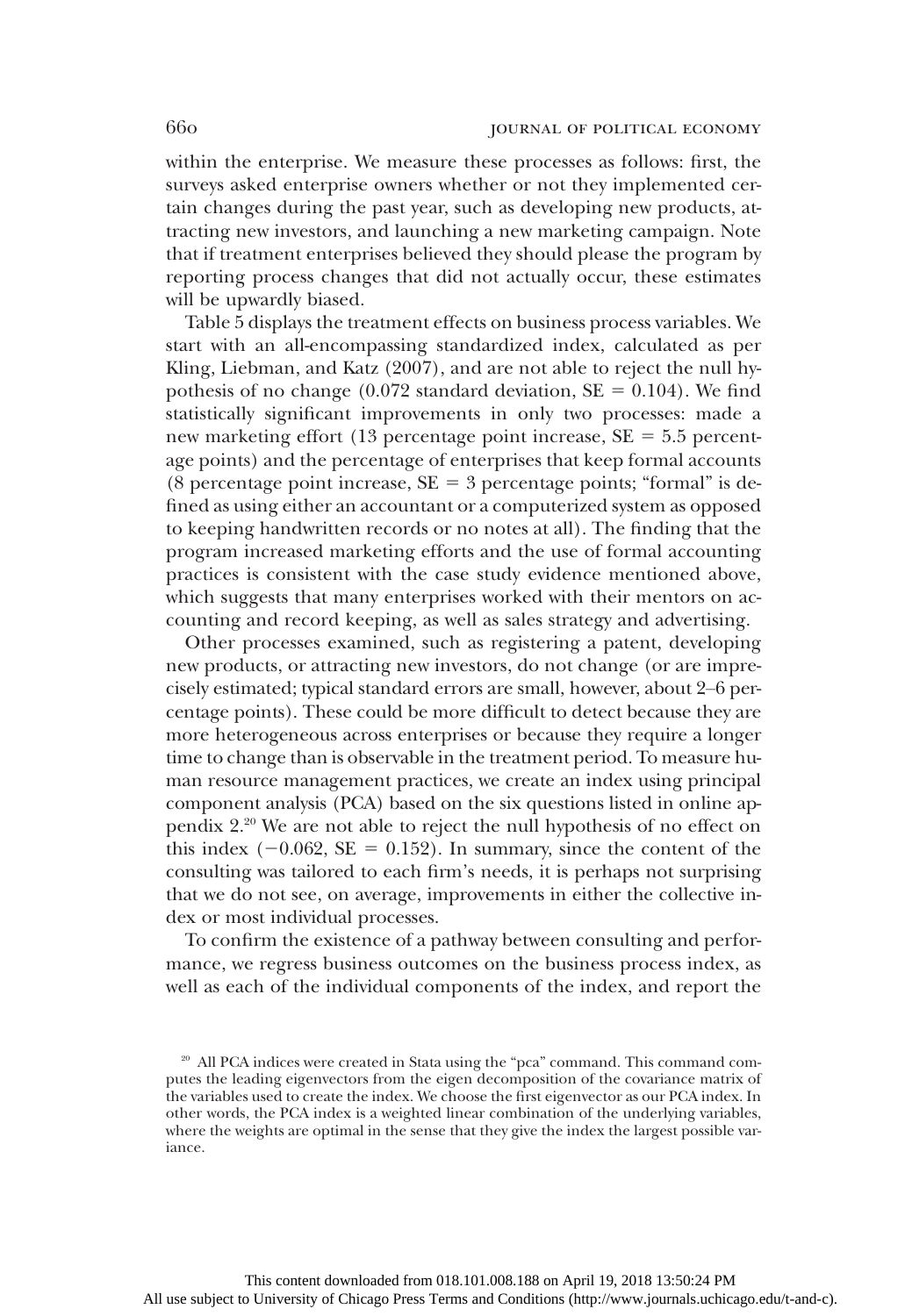within the enterprise. We measure these processes as follows: first, the surveys asked enterprise owners whether or not they implemented certain changes during the past year, such as developing new products, attracting new investors, and launching a new marketing campaign. Note that if treatment enterprises believed they should please the program by reporting process changes that did not actually occur, these estimates will be upwardly biased.

Table 5 displays the treatment effects on business process variables. We start with an all-encompassing standardized index, calculated as per Kling, Liebman, and Katz (2007), and are not able to reject the null hypothesis of no change (0.072 standard deviation, SE = 0.104). We find statistically significant improvements in only two processes: made a new marketing effort (13 percentage point increase, SE = 5.5 percentage points) and the percentage of enterprises that keep formal accounts (8 percentage point increase, SE = 3 percentage points; "formal" is defined as using either an accountant or a computerized system as opposed to keeping handwritten records or no notes at all). The finding that the program increased marketing efforts and the use of formal accounting practices is consistent with the case study evidence mentioned above, which suggests that many enterprises worked with their mentors on accounting and record keeping, as well as sales strategy and advertising.

Other processes examined, such as registering a patent, developing new products, or attracting new investors, do not change (or are imprecisely estimated; typical standard errors are small, however, about 2–6 percentage points). These could be more difficult to detect because they are more heterogeneous across enterprises or because they require a longer time to change than is observable in the treatment period. To measure human resource management practices, we create an index using principal component analysis (PCA) based on the six questions listed in online appendix 2.[20] We are not able to reject the null hypothesis of no effect on this index (−0.062, SE = 0.152). In summary, since the content of the consulting was tailored to each firm's needs, it is perhaps not surprising that we do not see, on average, improvements in either the collective index or most individual processes.

To confirm the existence of a pathway between consulting and performance, we regress business outcomes on the business process index, as well as each of the individual components of the index, and report the

[20] All PCA indices were created in Stata using the "pca" command. This command computes the leading eigenvectors from the eigen decomposition of the covariance matrix of the variables used to create the index. We choose the first eigenvector as our PCA index. In other words, the PCA index is a weighted linear combination of the underlying variables, where the weights are optimal in the sense that they give the index the largest possible variance.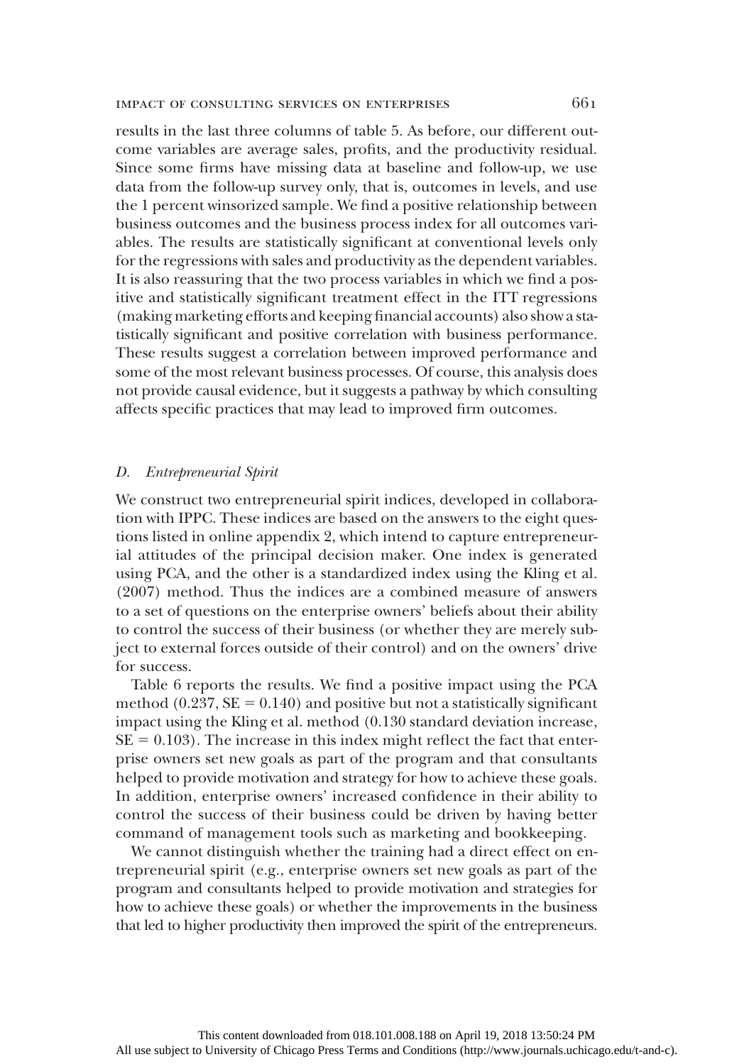results in the last three columns of table 5. As before, our different outcome variables are average sales, profits, and the productivity residual. Since some firms have missing data at baseline and follow-up, we use data from the follow-up survey only, that is, outcomes in levels, and use the 1 percent winsorized sample. We find a positive relationship between business outcomes and the business process index for all outcomes variables. The results are statistically significant at conventional levels only for the regressions with sales and productivity as the dependent variables. It is also reassuring that the two process variables in which we find a positive and statistically significant treatment effect in the ITT regressions (making marketing efforts and keeping financial accounts) also show a statistically significant and positive correlation with business performance. These results suggest a correlation between improved performance and some of the most relevant business processes. Of course, this analysis does not provide causal evidence, but it suggests a pathway by which consulting affects specific practices that may lead to improved firm outcomes.

### *D. Entrepreneurial Spirit*

We construct two entrepreneurial spirit indices, developed in collaboration with IPPC. These indices are based on the answers to the eight questions listed in online appendix 2, which intend to capture entrepreneurial attitudes of the principal decision maker. One index is generated using PCA, and the other is a standardized index using the Kling et al. (2007) method. Thus the indices are a combined measure of answers to a set of questions on the enterprise owners' beliefs about their ability to control the success of their business (or whether they are merely subject to external forces outside of their control) and on the owners' drive for success.

Table 6 reports the results. We find a positive impact using the PCA method (0.237, SE = 0.140) and positive but not a statistically significant impact using the Kling et al. method (0.130 standard deviation increase, SE = 0.103). The increase in this index might reflect the fact that enterprise owners set new goals as part of the program and that consultants helped to provide motivation and strategy for how to achieve these goals. In addition, enterprise owners' increased confidence in their ability to control the success of their business could be driven by having better command of management tools such as marketing and bookkeeping.

We cannot distinguish whether the training had a direct effect on entrepreneurial spirit (e.g., enterprise owners set new goals as part of the program and consultants helped to provide motivation and strategies for how to achieve these goals) or whether the improvements in the business that led to higher productivity then improved the spirit of the entrepreneurs.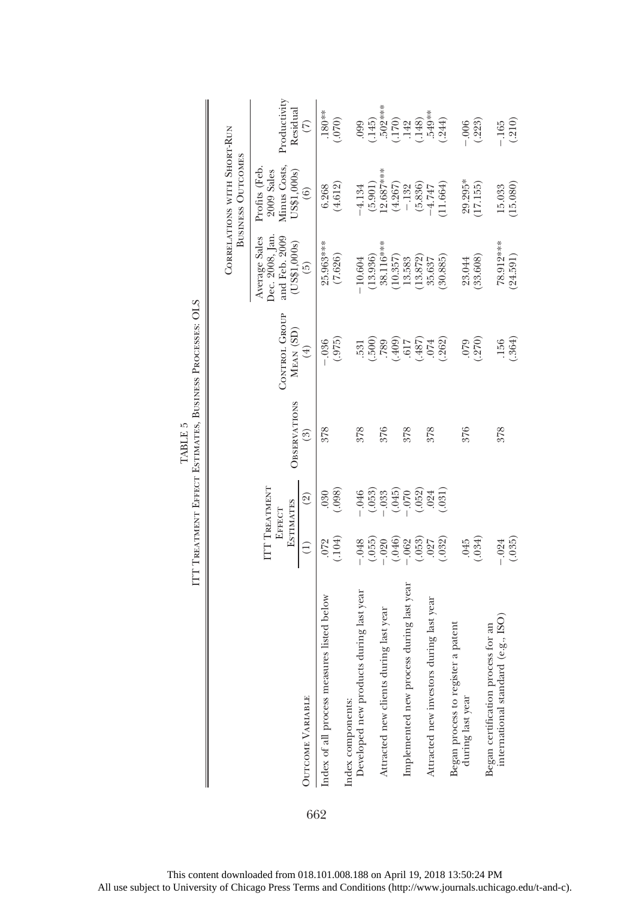TABLE 5

ITT Treatment Effect Estimates, Business Processes: OLS

| Outcome Variable | ITT Treatment Effect Estimates (1) | (2) | Observations (3) | Control Group Mean (SD) (4) | Correlations with Short-Run Business Outcomes: Average Sales Dec. 2008, Jan. and Feb. 2009 (US$1,000s) (5) | Profits (Feb. 2009 Sales Minus Costs, US$1,000s) (6) | Productivity Residual (7) |
|---|---|---|---|---|---|---|---|
| Index of all process measures listed below | .072 | .030 | 378 | −.036 | 25.963*** | 6.268 | .180** |
| | (.104) | (.098) | | (.975) | (7.626) | (4.612) | (.070) |
| Index components: | | | | | | | |
| Developed new products during last year | −.048 | −.046 | 378 | .531 | −10.604 | −4.134 | .099 |
| | (.055) | (.053) | | (.500) | (13.936) | (5.901) | (.145) |
| Attracted new clients during last year | −.020 | −.033 | 376 | .789 | 38.116*** | 12.687*** | .502*** |
| | (.046) | (.045) | | (.409) | (10.357) | (4.267) | (.170) |
| Implemented new process during last year | −.062 | −.070 | 378 | .617 | 13.583 | −.132 | .142 |
| | (.053) | (.052) | | (.487) | (13.872) | (5.836) | (.148) |
| Attracted new investors during last year | .027 | .024 | 378 | .074 | 35.637 | −4.747 | .549** |
| | (.032) | (.031) | | (.262) | (30.885) | (11.664) | (.244) |
| Began process to register a patent during last year | .045 | | 376 | .079 | 23.044 | 29.295* | −.006 |
| | (.034) | | | (.270) | (33.608) | (17.155) | (.223) |
| Began certification process for an international standard (e.g., ISO) | −.024 | | 378 | .156 | 78.912*** | 15.033 | −.165 |
| | (.035) | | | (.364) | (24.591) | (15.080) | (.210) |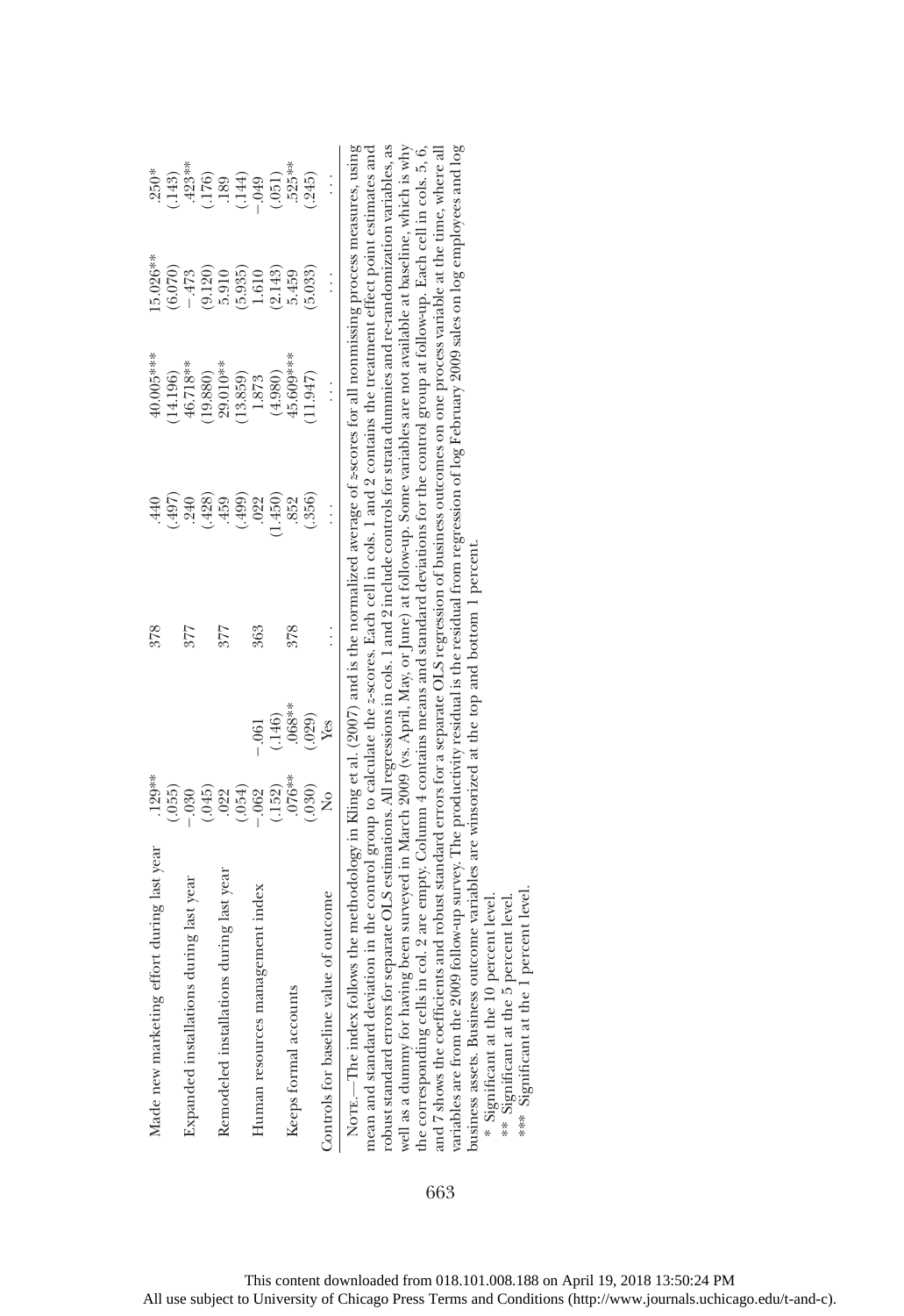| | | | | | | | |
|---|---|---|---|---|---|---|---|
| Made new marketing effort during last year | .129** | | 378 | .440 | 40.005*** | 15.026** | .250* |
| | (.055) | | | (.497) | (14.196) | (6.070) | (.143) |
| Expanded installations during last year | −.030 | | 377 | .240 | 46.718** | −.473 | .423** |
| | (.045) | | | (.428) | (19.880) | (9.120) | (.176) |
| Remodeled installations during last year | .022 | | 377 | .459 | 29.010** | 5.910 | .189 |
| | (.054) | | | (.499) | (13.859) | (5.935) | (.144) |
| Human resources management index | −.062 | −.061 | 363 | .022 | 1.873 | 1.610 | −.049 |
| | (.152) | (.146) | | (1.450) | (4.980) | (2.143) | (.051) |
| Keeps formal accounts | .076** | .068** | 378 | .852 | 45.609*** | 5.459 | .525** |
| | (.030) | (.029) | | (.356) | (11.947) | (5.033) | (.245) |
| Controls for baseline value of outcome | No | Yes | . . . | . . . | . . . | . . . | . . . |

NOTE.—The index follows the methodology in Kling et al. (2007) and is the normalized average of $z$-scores for all nonmissing process measures, using mean and standard deviation in the control group to calculate the $z$-scores. Each cell in cols. 1 and 2 contains the treatment effect point estimates and robust standard errors for separate OLS estimations. All regressions in cols. 1 and 2 include controls for strata dummies and re-randomization variables, as well as a dummy for having been surveyed in March 2009 (vs. April, May, or June) at follow-up. Some variables are not available at baseline, which is why the corresponding cells in col. 2 are empty. Column 4 contains means and standard deviations for the control group at follow-up. Each cell in cols. 5, 6, and 7 shows the coefficients and robust standard errors for a separate OLS regression of business outcomes on one process variable at the time, where all variables are from the 2009 follow-up survey. The productivity residual is the residual from regression of log February 2009 sales on log employees and log business assets. Business outcome variables are winsorized at the top and bottom 1 percent.

\* Significant at the 10 percent level.

\*\* Significant at the 5 percent level.

\*\*\* Significant at the 1 percent level.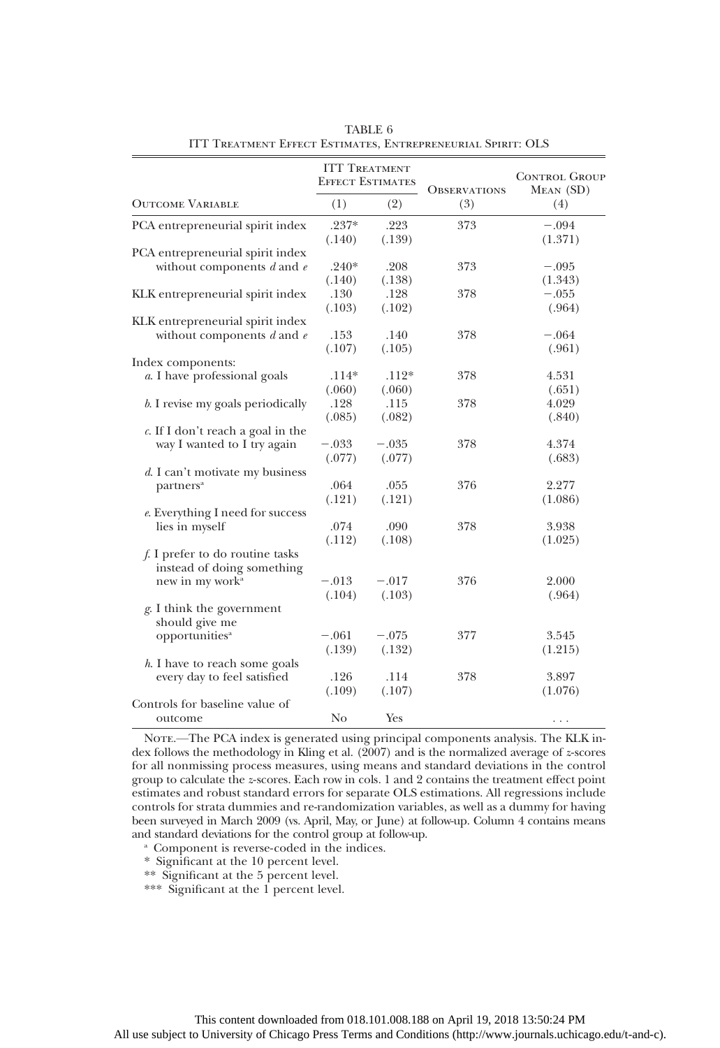TABLE 6
ITT Treatment Effect Estimates, Entrepreneurial Spirit: OLS

| Outcome Variable | ITT Treatment Effect Estimates (1) | (2) | Observations (3) | Control Group Mean (SD) (4) |
|---|---|---|---|---|
| PCA entrepreneurial spirit index | .237* | .223 | 373 | −.094 |
| | (.140) | (.139) | | (1.371) |
| PCA entrepreneurial spirit index without components *d* and *e* | .240* | .208 | 373 | −.095 |
| | (.140) | (.138) | | (1.343) |
| KLK entrepreneurial spirit index | .130 | .128 | 378 | −.055 |
| | (.103) | (.102) | | (.964) |
| KLK entrepreneurial spirit index without components *d* and *e* | .153 | .140 | 378 | −.064 |
| | (.107) | (.105) | | (.961) |
| Index components: | | | | |
| *a*. I have professional goals | .114* | .112* | 378 | 4.531 |
| | (.060) | (.060) | | (.651) |
| *b*. I revise my goals periodically | .128 | .115 | 378 | 4.029 |
| | (.085) | (.082) | | (.840) |
| *c*. If I don't reach a goal in the way I wanted to I try again | −.033 | −.035 | 378 | 4.374 |
| | (.077) | (.077) | | (.683) |
| *d*. I can't motivate my business partners[a] | .064 | .055 | 376 | 2.277 |
| | (.121) | (.121) | | (1.086) |
| *e*. Everything I need for success lies in myself | .074 | .090 | 378 | 3.938 |
| | (.112) | (.108) | | (1.025) |
| *f*. I prefer to do routine tasks instead of doing something new in my work[a] | −.013 | −.017 | 376 | 2.000 |
| | (.104) | (.103) | | (.964) |
| *g*. I think the government should give me opportunities[a] | −.061 | −.075 | 377 | 3.545 |
| | (.139) | (.132) | | (1.215) |
| *h*. I have to reach some goals every day to feel satisfied | .126 | .114 | 378 | 3.897 |
| | (.109) | (.107) | | (1.076) |
| Controls for baseline value of outcome | No | Yes | | . . . |

Note.—The PCA index is generated using principal components analysis. The KLK index follows the methodology in Kling et al. (2007) and is the normalized average of *z*-scores for all nonmissing process measures, using means and standard deviations in the control group to calculate the *z*-scores. Each row in cols. 1 and 2 contains the treatment effect point estimates and robust standard errors for separate OLS estimations. All regressions include controls for strata dummies and re-randomization variables, as well as a dummy for having been surveyed in March 2009 (vs. April, May, or June) at follow-up. Column 4 contains means and standard deviations for the control group at follow-up.

[a] Component is reverse-coded in the indices.

\* Significant at the 10 percent level.

\*\* Significant at the 5 percent level.

\*\*\* Significant at the 1 percent level.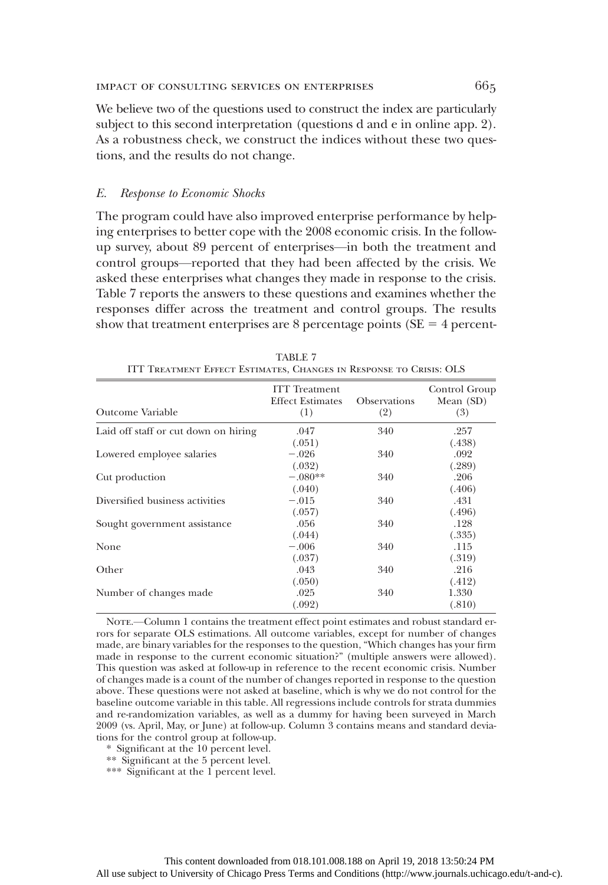We believe two of the questions used to construct the index are particularly subject to this second interpretation (questions d and e in online app. 2). As a robustness check, we construct the indices without these two questions, and the results do not change.

### *E. Response to Economic Shocks*

The program could have also improved enterprise performance by helping enterprises to better cope with the 2008 economic crisis. In the follow-up survey, about 89 percent of enterprises—in both the treatment and control groups—reported that they had been affected by the crisis. We asked these enterprises what changes they made in response to the crisis. Table 7 reports the answers to these questions and examines whether the responses differ across the treatment and control groups. The results show that treatment enterprises are 8 percentage points (SE = 4 percent-

TABLE 7
ITT Treatment Effect Estimates, Changes in Response to Crisis: OLS

| Outcome Variable | ITT Treatment Effect Estimates (1) | Observations (2) | Control Group Mean (SD) (3) |
|---|---|---|---|
| Laid off staff or cut down on hiring | .047 | 340 | .257 |
| | (.051) | | (.438) |
| Lowered employee salaries | −.026 | 340 | .092 |
| | (.032) | | (.289) |
| Cut production | −.080** | 340 | .206 |
| | (.040) | | (.406) |
| Diversified business activities | −.015 | 340 | .431 |
| | (.057) | | (.496) |
| Sought government assistance | .056 | 340 | .128 |
| | (.044) | | (.335) |
| None | −.006 | 340 | .115 |
| | (.037) | | (.319) |
| Other | .043 | 340 | .216 |
| | (.050) | | (.412) |
| Number of changes made | .025 | 340 | 1.330 |
| | (.092) | | (.810) |

Note.—Column 1 contains the treatment effect point estimates and robust standard errors for separate OLS estimations. All outcome variables, except for number of changes made, are binary variables for the responses to the question, "Which changes has your firm made in response to the current economic situation?" (multiple answers were allowed). This question was asked at follow-up in reference to the recent economic crisis. Number of changes made is a count of the number of changes reported in response to the question above. These questions were not asked at baseline, which is why we do not control for the baseline outcome variable in this table. All regressions include controls for strata dummies and re-randomization variables, as well as a dummy for having been surveyed in March 2009 (vs. April, May, or June) at follow-up. Column 3 contains means and standard deviations for the control group at follow-up.

\* Significant at the 10 percent level.

\** Significant at the 5 percent level.

\*** Significant at the 1 percent level.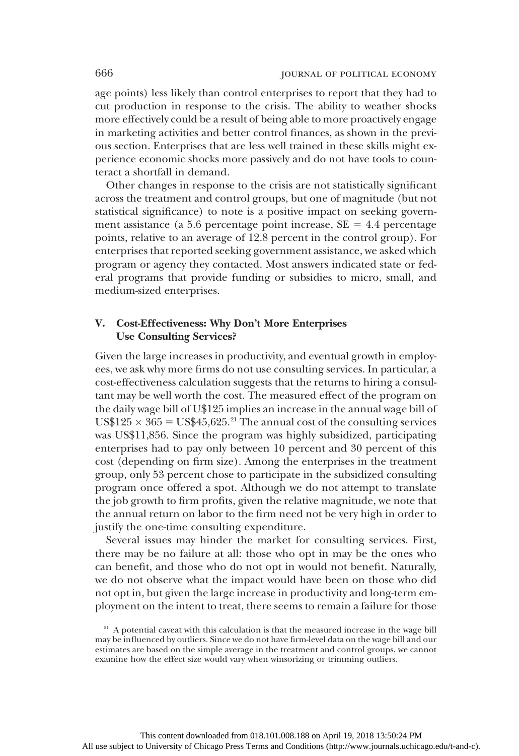age points) less likely than control enterprises to report that they had to cut production in response to the crisis. The ability to weather shocks more effectively could be a result of being able to more proactively engage in marketing activities and better control finances, as shown in the previous section. Enterprises that are less well trained in these skills might experience economic shocks more passively and do not have tools to counteract a shortfall in demand.

Other changes in response to the crisis are not statistically significant across the treatment and control groups, but one of magnitude (but not statistical significance) to note is a positive impact on seeking government assistance (a 5.6 percentage point increase, SE = 4.4 percentage points, relative to an average of 12.8 percent in the control group). For enterprises that reported seeking government assistance, we asked which program or agency they contacted. Most answers indicated state or federal programs that provide funding or subsidies to micro, small, and medium-sized enterprises.

## V. Cost-Effectiveness: Why Don't More Enterprises Use Consulting Services?

Given the large increases in productivity, and eventual growth in employees, we ask why more firms do not use consulting services. In particular, a cost-effectiveness calculation suggests that the returns to hiring a consultant may be well worth the cost. The measured effect of the program on the daily wage bill of U$125 implies an increase in the annual wage bill of US$125 $\times$ 365 = US$45,625.[21] The annual cost of the consulting services was US$11,856. Since the program was highly subsidized, participating enterprises had to pay only between 10 percent and 30 percent of this cost (depending on firm size). Among the enterprises in the treatment group, only 53 percent chose to participate in the subsidized consulting program once offered a spot. Although we do not attempt to translate the job growth to firm profits, given the relative magnitude, we note that the annual return on labor to the firm need not be very high in order to justify the one-time consulting expenditure.

Several issues may hinder the market for consulting services. First, there may be no failure at all: those who opt in may be the ones who can benefit, and those who do not opt in would not benefit. Naturally, we do not observe what the impact would have been on those who did not opt in, but given the large increase in productivity and long-term employment on the intent to treat, there seems to remain a failure for those

[21] A potential caveat with this calculation is that the measured increase in the wage bill may be influenced by outliers. Since we do not have firm-level data on the wage bill and our estimates are based on the simple average in the treatment and control groups, we cannot examine how the effect size would vary when winsorizing or trimming outliers.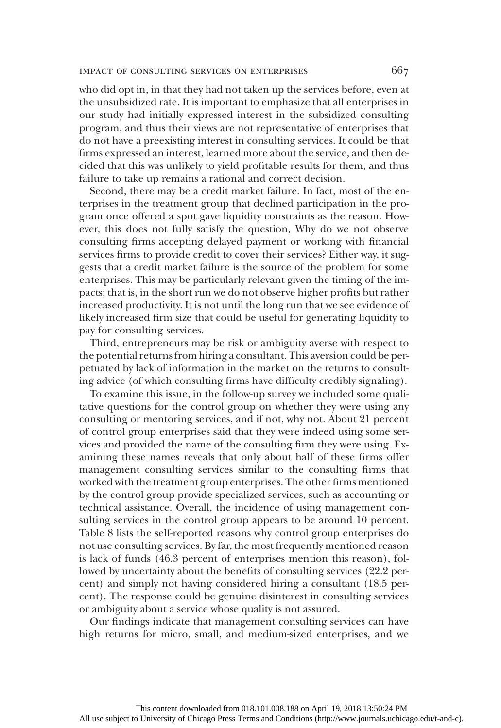who did opt in, in that they had not taken up the services before, even at the unsubsidized rate. It is important to emphasize that all enterprises in our study had initially expressed interest in the subsidized consulting program, and thus their views are not representative of enterprises that do not have a preexisting interest in consulting services. It could be that firms expressed an interest, learned more about the service, and then decided that this was unlikely to yield profitable results for them, and thus failure to take up remains a rational and correct decision.

Second, there may be a credit market failure. In fact, most of the enterprises in the treatment group that declined participation in the program once offered a spot gave liquidity constraints as the reason. However, this does not fully satisfy the question, Why do we not observe consulting firms accepting delayed payment or working with financial services firms to provide credit to cover their services? Either way, it suggests that a credit market failure is the source of the problem for some enterprises. This may be particularly relevant given the timing of the impacts; that is, in the short run we do not observe higher profits but rather increased productivity. It is not until the long run that we see evidence of likely increased firm size that could be useful for generating liquidity to pay for consulting services.

Third, entrepreneurs may be risk or ambiguity averse with respect to the potential returns from hiring a consultant. This aversion could be perpetuated by lack of information in the market on the returns to consulting advice (of which consulting firms have difficulty credibly signaling).

To examine this issue, in the follow-up survey we included some qualitative questions for the control group on whether they were using any consulting or mentoring services, and if not, why not. About 21 percent of control group enterprises said that they were indeed using some services and provided the name of the consulting firm they were using. Examining these names reveals that only about half of these firms offer management consulting services similar to the consulting firms that worked with the treatment group enterprises. The other firms mentioned by the control group provide specialized services, such as accounting or technical assistance. Overall, the incidence of using management consulting services in the control group appears to be around 10 percent. Table 8 lists the self-reported reasons why control group enterprises do not use consulting services. By far, the most frequently mentioned reason is lack of funds (46.3 percent of enterprises mention this reason), followed by uncertainty about the benefits of consulting services (22.2 percent) and simply not having considered hiring a consultant (18.5 percent). The response could be genuine disinterest in consulting services or ambiguity about a service whose quality is not assured.

Our findings indicate that management consulting services can have high returns for micro, small, and medium-sized enterprises, and we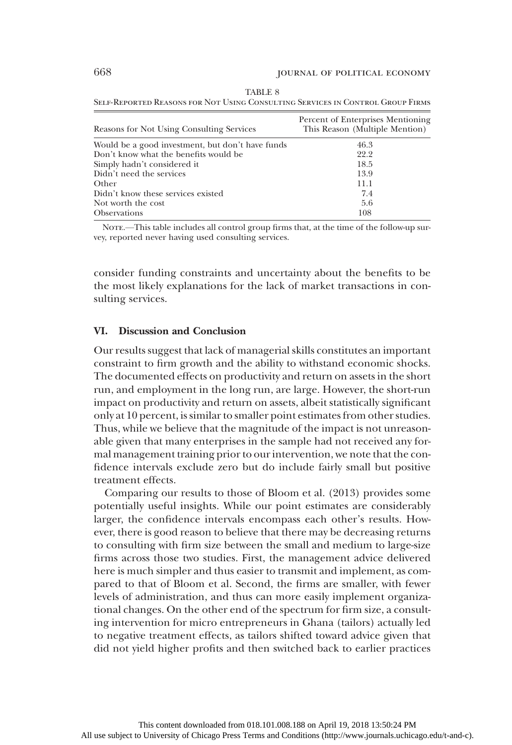TABLE 8

Self-Reported Reasons for Not Using Consulting Services in Control Group Firms

| Reasons for Not Using Consulting Services | Percent of Enterprises Mentioning This Reason (Multiple Mention) |
|---|---|
| Would be a good investment, but don't have funds | 46.3 |
| Don't know what the benefits would be | 22.2 |
| Simply hadn't considered it | 18.5 |
| Didn't need the services | 13.9 |
| Other | 11.1 |
| Didn't know these services existed | 7.4 |
| Not worth the cost | 5.6 |
| Observations | 108 |

Note.—This table includes all control group firms that, at the time of the follow-up survey, reported never having used consulting services.

consider funding constraints and uncertainty about the benefits to be the most likely explanations for the lack of market transactions in consulting services.

## VI. Discussion and Conclusion

Our results suggest that lack of managerial skills constitutes an important constraint to firm growth and the ability to withstand economic shocks. The documented effects on productivity and return on assets in the short run, and employment in the long run, are large. However, the short-run impact on productivity and return on assets, albeit statistically significant only at 10 percent, is similar to smaller point estimates from other studies. Thus, while we believe that the magnitude of the impact is not unreasonable given that many enterprises in the sample had not received any formal management training prior to our intervention, we note that the confidence intervals exclude zero but do include fairly small but positive treatment effects.

Comparing our results to those of Bloom et al. (2013) provides some potentially useful insights. While our point estimates are considerably larger, the confidence intervals encompass each other's results. However, there is good reason to believe that there may be decreasing returns to consulting with firm size between the small and medium to large-size firms across those two studies. First, the management advice delivered here is much simpler and thus easier to transmit and implement, as compared to that of Bloom et al. Second, the firms are smaller, with fewer levels of administration, and thus can more easily implement organizational changes. On the other end of the spectrum for firm size, a consulting intervention for micro entrepreneurs in Ghana (tailors) actually led to negative treatment effects, as tailors shifted toward advice given that did not yield higher profits and then switched back to earlier practices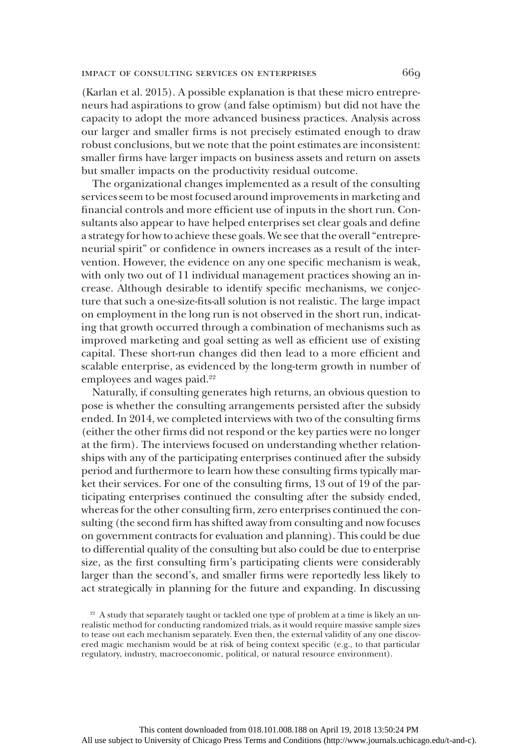(Karlan et al. 2015). A possible explanation is that these micro entrepreneurs had aspirations to grow (and false optimism) but did not have the capacity to adopt the more advanced business practices. Analysis across our larger and smaller firms is not precisely estimated enough to draw robust conclusions, but we note that the point estimates are inconsistent: smaller firms have larger impacts on business assets and return on assets but smaller impacts on the productivity residual outcome.

The organizational changes implemented as a result of the consulting services seem to be most focused around improvements in marketing and financial controls and more efficient use of inputs in the short run. Consultants also appear to have helped enterprises set clear goals and define a strategy for how to achieve these goals. We see that the overall "entrepreneurial spirit" or confidence in owners increases as a result of the intervention. However, the evidence on any one specific mechanism is weak, with only two out of 11 individual management practices showing an increase. Although desirable to identify specific mechanisms, we conjecture that such a one-size-fits-all solution is not realistic. The large impact on employment in the long run is not observed in the short run, indicating that growth occurred through a combination of mechanisms such as improved marketing and goal setting as well as efficient use of existing capital. These short-run changes did then lead to a more efficient and scalable enterprise, as evidenced by the long-term growth in number of employees and wages paid.[22]

Naturally, if consulting generates high returns, an obvious question to pose is whether the consulting arrangements persisted after the subsidy ended. In 2014, we completed interviews with two of the consulting firms (either the other firms did not respond or the key parties were no longer at the firm). The interviews focused on understanding whether relationships with any of the participating enterprises continued after the subsidy period and furthermore to learn how these consulting firms typically market their services. For one of the consulting firms, 13 out of 19 of the participating enterprises continued the consulting after the subsidy ended, whereas for the other consulting firm, zero enterprises continued the consulting (the second firm has shifted away from consulting and now focuses on government contracts for evaluation and planning). This could be due to differential quality of the consulting but also could be due to enterprise size, as the first consulting firm's participating clients were considerably larger than the second's, and smaller firms were reportedly less likely to act strategically in planning for the future and expanding. In discussing

[22] A study that separately taught or tackled one type of problem at a time is likely an unrealistic method for conducting randomized trials, as it would require massive sample sizes to tease out each mechanism separately. Even then, the external validity of any one discovered magic mechanism would be at risk of being context specific (e.g., to that particular regulatory, industry, macroeconomic, political, or natural resource environment).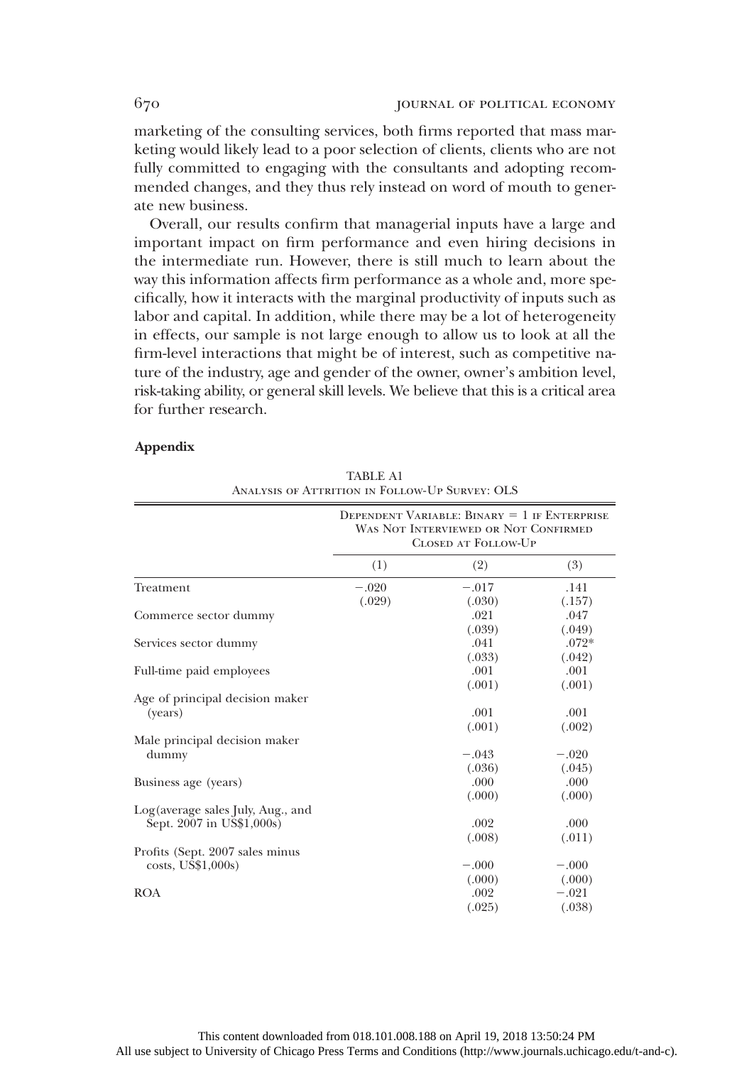marketing of the consulting services, both firms reported that mass marketing would likely lead to a poor selection of clients, clients who are not fully committed to engaging with the consultants and adopting recommended changes, and they thus rely instead on word of mouth to generate new business.

Overall, our results confirm that managerial inputs have a large and important impact on firm performance and even hiring decisions in the intermediate run. However, there is still much to learn about the way this information affects firm performance as a whole and, more specifically, how it interacts with the marginal productivity of inputs such as labor and capital. In addition, while there may be a lot of heterogeneity in effects, our sample is not large enough to allow us to look at all the firm-level interactions that might be of interest, such as competitive nature of the industry, age and gender of the owner, owner's ambition level, risk-taking ability, or general skill levels. We believe that this is a critical area for further research.

## Appendix

TABLE A1
Analysis of Attrition in Follow-Up Survey: OLS

| | Dependent Variable: Binary = 1 if Enterprise Was Not Interviewed or Not Confirmed Closed at Follow-Up | | |
|---|---|---|---|
| | (1) | (2) | (3) |
| Treatment | −.020 | −.017 | .141 |
| | (.029) | (.030) | (.157) |
| Commerce sector dummy | | .021 | .047 |
| | | (.039) | (.049) |
| Services sector dummy | | .041 | .072* |
| | | (.033) | (.042) |
| Full-time paid employees | | .001 | .001 |
| | | (.001) | (.001) |
| Age of principal decision maker (years) | | .001 | .001 |
| | | (.001) | (.002) |
| Male principal decision maker dummy | | −.043 | −.020 |
| | | (.036) | (.045) |
| Business age (years) | | .000 | .000 |
| | | (.000) | (.000) |
| Log(average sales July, Aug., and Sept. 2007 in US$1,000s) | | .002 | .000 |
| | | (.008) | (.011) |
| Profits (Sept. 2007 sales minus costs, US$1,000s) | | −.000 | −.000 |
| | | (.000) | (.000) |
| ROA | | .002 | −.021 |
| | | (.025) | (.038) |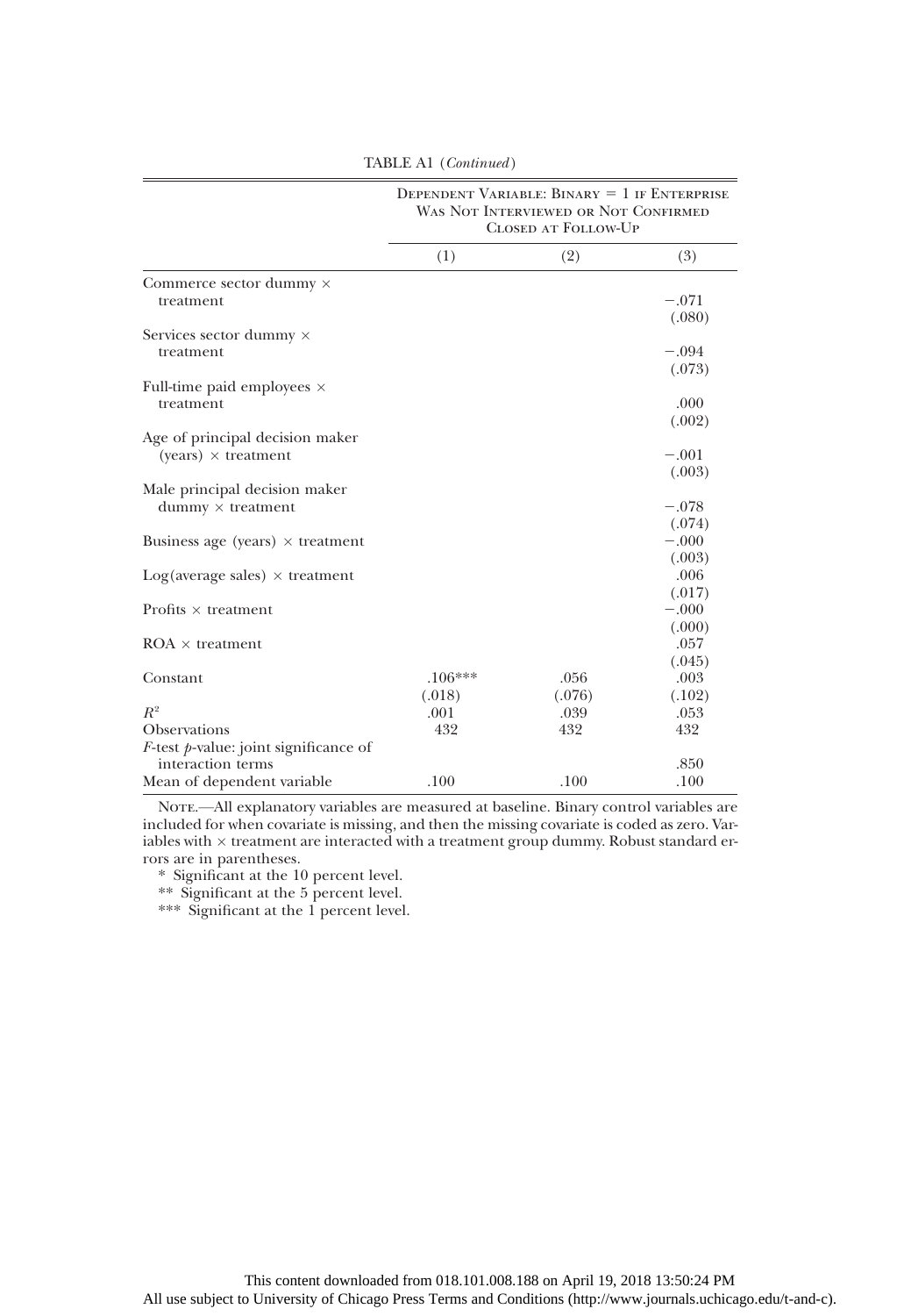TABLE A1 (*Continued*)

| | Dependent Variable: Binary = 1 if Enterprise Was Not Interviewed or Not Confirmed Closed at Follow-Up | | |
|---|---|---|---|
| | (1) | (2) | (3) |
| Commerce sector dummy × treatment | | | −.071 |
| | | | (.080) |
| Services sector dummy × treatment | | | −.094 |
| | | | (.073) |
| Full-time paid employees × treatment | | | .000 |
| | | | (.002) |
| Age of principal decision maker (years) × treatment | | | −.001 |
| | | | (.003) |
| Male principal decision maker dummy × treatment | | | −.078 |
| | | | (.074) |
| Business age (years) × treatment | | | −.000 |
| | | | (.003) |
| Log(average sales) × treatment | | | .006 |
| | | | (.017) |
| Profits × treatment | | | −.000 |
| | | | (.000) |
| ROA × treatment | | | .057 |
| | | | (.045) |
| Constant | .106*** | .056 | .003 |
| | (.018) | (.076) | (.102) |
| $R^2$ | .001 | .039 | .053 |
| Observations | 432 | 432 | 432 |
| *F*-test *p*-value: joint significance of interaction terms | | | .850 |
| Mean of dependent variable | .100 | .100 | .100 |

Note.—All explanatory variables are measured at baseline. Binary control variables are included for when covariate is missing, and then the missing covariate is coded as zero. Variables with × treatment are interacted with a treatment group dummy. Robust standard errors are in parentheses.

\* Significant at the 10 percent level.

\*\* Significant at the 5 percent level.

\*\*\* Significant at the 1 percent level.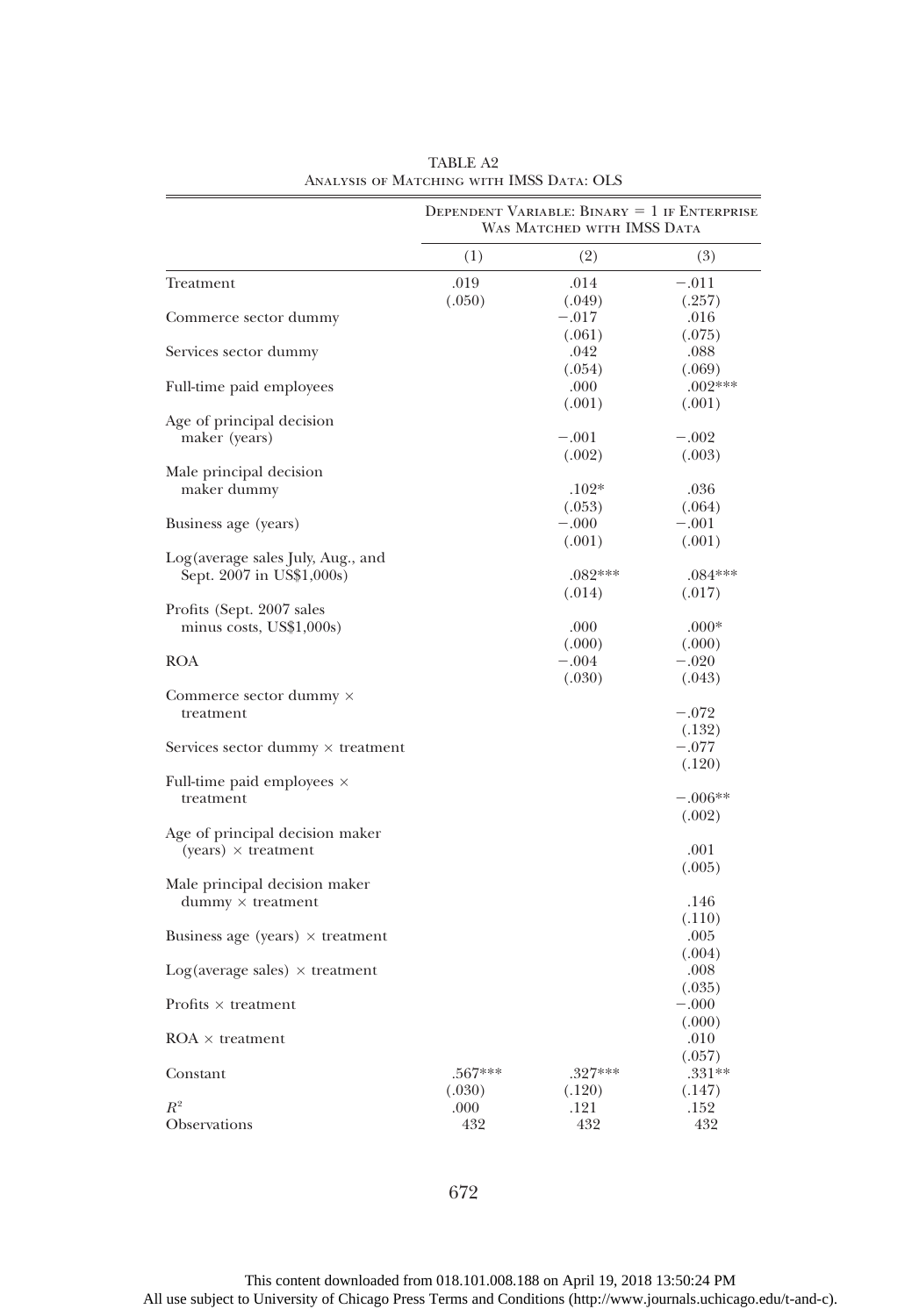TABLE A2
Analysis of Matching with IMSS Data: OLS

| | Dependent Variable: Binary = 1 if Enterprise Was Matched with IMSS Data | | |
|---|---|---|---|
| | (1) | (2) | (3) |
| Treatment | .019 | .014 | −.011 |
| | (.050) | (.049) | (.257) |
| Commerce sector dummy | | −.017 | .016 |
| | | (.061) | (.075) |
| Services sector dummy | | .042 | .088 |
| | | (.054) | (.069) |
| Full-time paid employees | | .000 | .002*** |
| | | (.001) | (.001) |
| Age of principal decision maker (years) | | −.001 | −.002 |
| | | (.002) | (.003) |
| Male principal decision maker dummy | | .102* | .036 |
| | | (.053) | (.064) |
| Business age (years) | | −.000 | −.001 |
| | | (.001) | (.001) |
| Log(average sales July, Aug., and Sept. 2007 in US$1,000s) | | .082*** | .084*** |
| | | (.014) | (.017) |
| Profits (Sept. 2007 sales minus costs, US$1,000s) | | .000 | .000* |
| | | (.000) | (.000) |
| ROA | | −.004 | −.020 |
| | | (.030) | (.043) |
| Commerce sector dummy × treatment | | | −.072 |
| | | | (.132) |
| Services sector dummy × treatment | | | −.077 |
| | | | (.120) |
| Full-time paid employees × treatment | | | −.006** |
| | | | (.002) |
| Age of principal decision maker (years) × treatment | | | .001 |
| | | | (.005) |
| Male principal decision maker dummy × treatment | | | .146 |
| | | | (.110) |
| Business age (years) × treatment | | | .005 |
| | | | (.004) |
| Log(average sales) × treatment | | | .008 |
| | | | (.035) |
| Profits × treatment | | | −.000 |
| | | | (.000) |
| ROA × treatment | | | .010 |
| | | | (.057) |
| Constant | .567*** | .327*** | .331** |
| | (.030) | (.120) | (.147) |
| $R^2$ | .000 | .121 | .152 |
| Observations | 432 | 432 | 432 |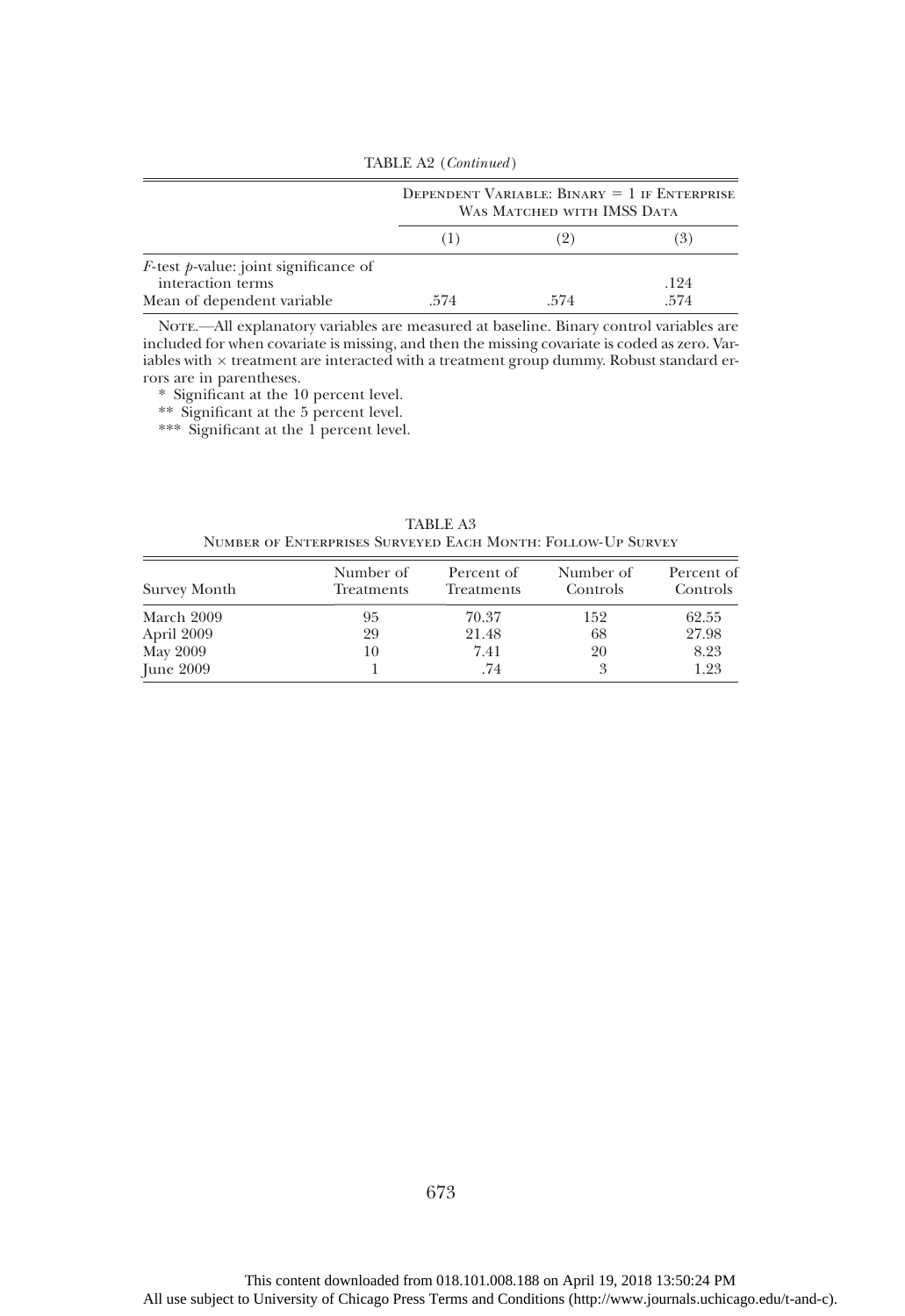TABLE A2 (*Continued*)

| | Dependent Variable: Binary = 1 if Enterprise Was Matched with IMSS Data | | |
|---|---|---|---|
| | (1) | (2) | (3) |
| $F$-test $p$-value: joint significance of interaction terms | | | .124 |
| Mean of dependent variable | .574 | .574 | .574 |

Note.—All explanatory variables are measured at baseline. Binary control variables are included for when covariate is missing, and then the missing covariate is coded as zero. Variables with × treatment are interacted with a treatment group dummy. Robust standard errors are in parentheses.

\* Significant at the 10 percent level.

\*\* Significant at the 5 percent level.

\*\*\* Significant at the 1 percent level.

TABLE A3
Number of Enterprises Surveyed Each Month: Follow-Up Survey

| Survey Month | Number of Treatments | Percent of Treatments | Number of Controls | Percent of Controls |
|---|---|---|---|---|
| March 2009 | 95 | 70.37 | 152 | 62.55 |
| April 2009 | 29 | 21.48 | 68 | 27.98 |
| May 2009 | 10 | 7.41 | 20 | 8.23 |
| June 2009 | 1 | .74 | 3 | 1.23 |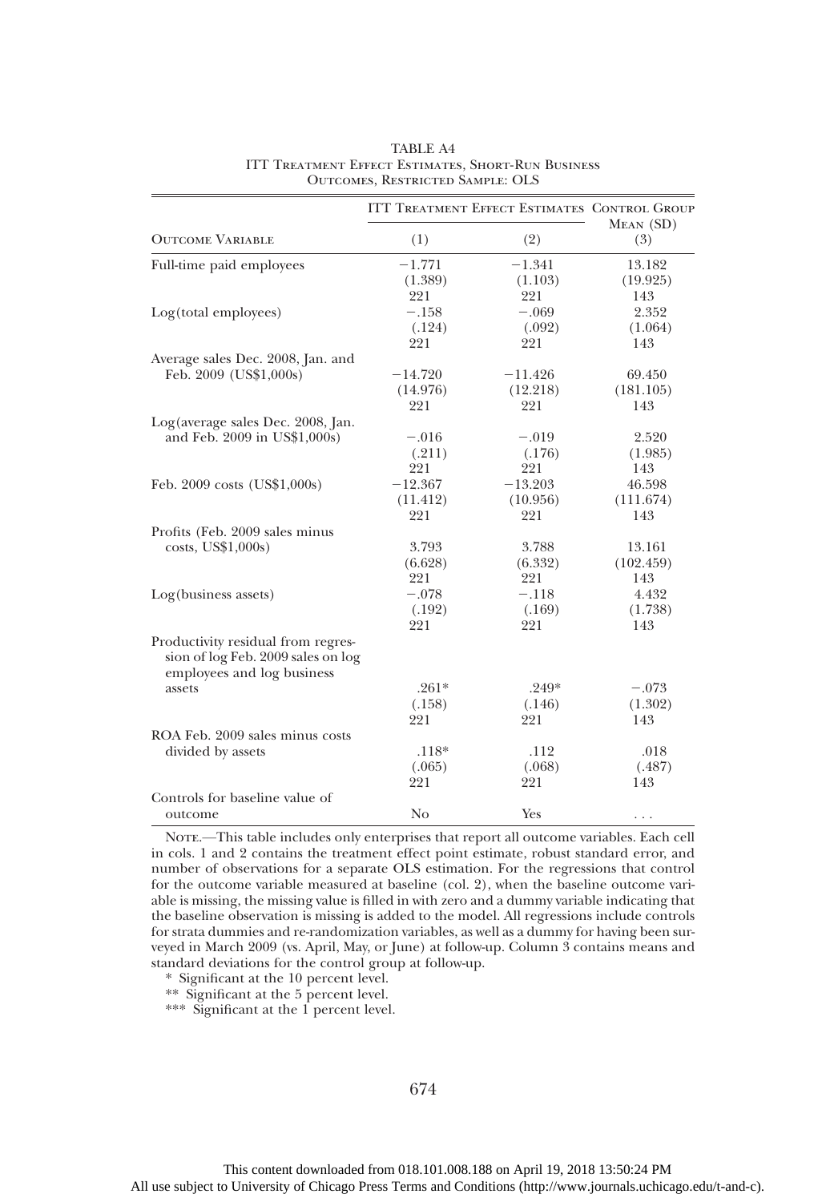TABLE A4
ITT Treatment Effect Estimates, Short-Run Business Outcomes, Restricted Sample: OLS

| Outcome Variable | ITT Treatment Effect Estimates (1) | (2) | Control Group Mean (SD) (3) |
|---|---|---|---|
| Full-time paid employees | −1.771 | −1.341 | 13.182 |
| | (1.389) | (1.103) | (19.925) |
| | 221 | 221 | 143 |
| Log(total employees) | −.158 | −.069 | 2.352 |
| | (.124) | (.092) | (1.064) |
| | 221 | 221 | 143 |
| Average sales Dec. 2008, Jan. and Feb. 2009 (US$1,000s) | −14.720 | −11.426 | 69.450 |
| | (14.976) | (12.218) | (181.105) |
| | 221 | 221 | 143 |
| Log(average sales Dec. 2008, Jan. and Feb. 2009 in US$1,000s) | −.016 | −.019 | 2.520 |
| | (.211) | (.176) | (1.985) |
| | 221 | 221 | 143 |
| Feb. 2009 costs (US$1,000s) | −12.367 | −13.203 | 46.598 |
| | (11.412) | (10.956) | (111.674) |
| | 221 | 221 | 143 |
| Profits (Feb. 2009 sales minus costs, US$1,000s) | 3.793 | 3.788 | 13.161 |
| | (6.628) | (6.332) | (102.459) |
| | 221 | 221 | 143 |
| Log(business assets) | −.078 | −.118 | 4.432 |
| | (.192) | (.169) | (1.738) |
| | 221 | 221 | 143 |
| Productivity residual from regression of log Feb. 2009 sales on log employees and log business assets | .261* | .249* | −.073 |
| | (.158) | (.146) | (1.302) |
| | 221 | 221 | 143 |
| ROA Feb. 2009 sales minus costs divided by assets | .118* | .112 | .018 |
| | (.065) | (.068) | (.487) |
| | 221 | 221 | 143 |
| Controls for baseline value of outcome | No | Yes | . . . |

Note.—This table includes only enterprises that report all outcome variables. Each cell in cols. 1 and 2 contains the treatment effect point estimate, robust standard error, and number of observations for a separate OLS estimation. For the regressions that control for the outcome variable measured at baseline (col. 2), when the baseline outcome variable is missing, the missing value is filled in with zero and a dummy variable indicating that the baseline observation is missing is added to the model. All regressions include controls for strata dummies and re-randomization variables, as well as a dummy for having been surveyed in March 2009 (vs. April, May, or June) at follow-up. Column 3 contains means and standard deviations for the control group at follow-up.

\* Significant at the 10 percent level.

\*\* Significant at the 5 percent level.

\*\*\* Significant at the 1 percent level.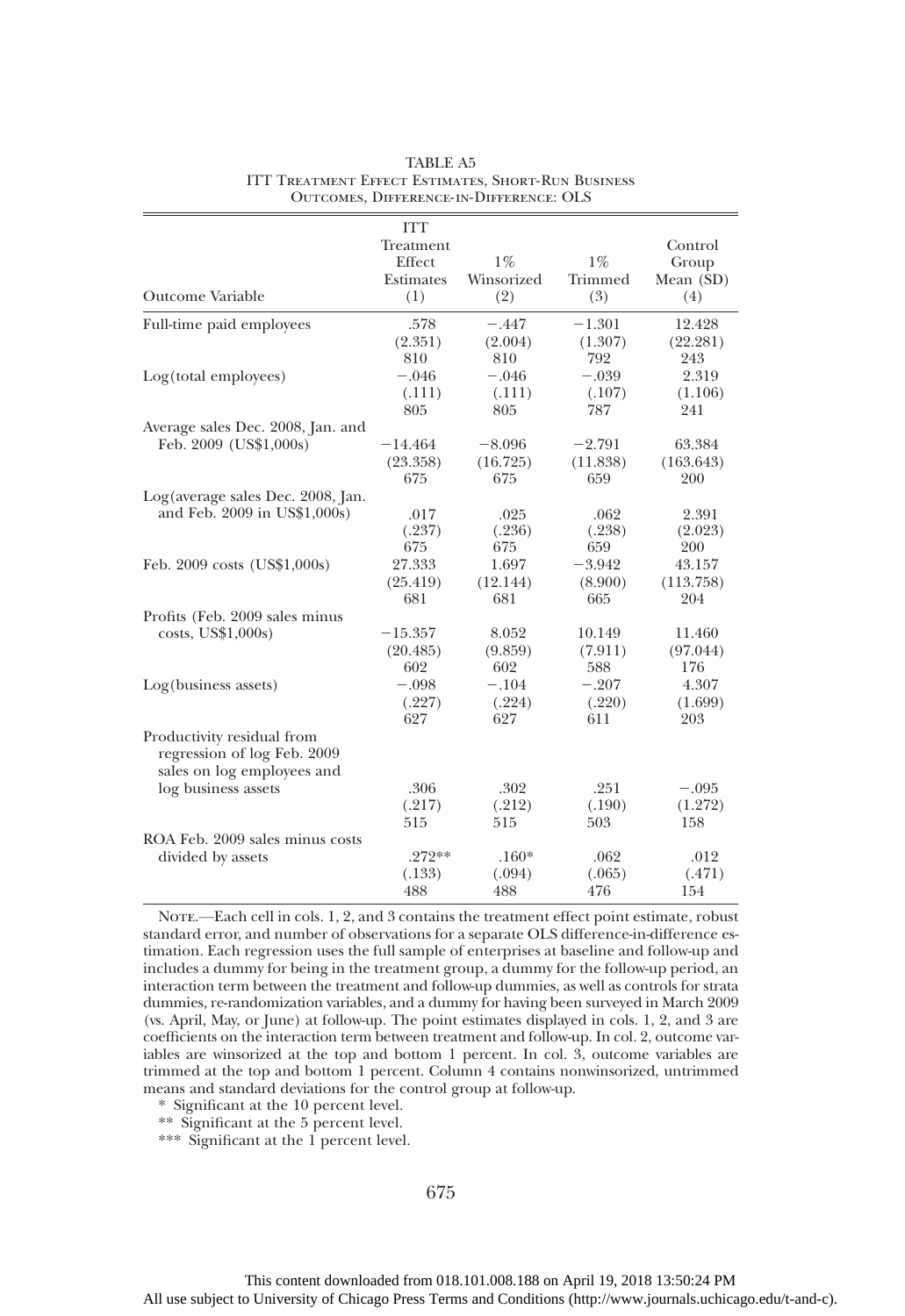TABLE A5
ITT Treatment Effect Estimates, Short-Run Business Outcomes, Difference-in-Difference: OLS

| Outcome Variable | ITT Treatment Effect Estimates (1) | 1% Winsorized (2) | 1% Trimmed (3) | Control Group Mean (SD) (4) |
|---|---|---|---|---|
| Full-time paid employees | .578 | −.447 | −1.301 | 12.428 |
| | (2.351) | (2.004) | (1.307) | (22.281) |
| | 810 | 810 | 792 | 243 |
| Log(total employees) | −.046 | −.046 | −.039 | 2.319 |
| | (.111) | (.111) | (.107) | (1.106) |
| | 805 | 805 | 787 | 241 |
| Average sales Dec. 2008, Jan. and Feb. 2009 (US$1,000s) | −14.464 | −8.096 | −2.791 | 63.384 |
| | (23.358) | (16.725) | (11.838) | (163.643) |
| | 675 | 675 | 659 | 200 |
| Log(average sales Dec. 2008, Jan. and Feb. 2009 in US$1,000s) | .017 | .025 | .062 | 2.391 |
| | (.237) | (.236) | (.238) | (2.023) |
| | 675 | 675 | 659 | 200 |
| Feb. 2009 costs (US$1,000s) | 27.333 | 1.697 | −3.942 | 43.157 |
| | (25.419) | (12.144) | (8.900) | (113.758) |
| | 681 | 681 | 665 | 204 |
| Profits (Feb. 2009 sales minus costs, US$1,000s) | −15.357 | 8.052 | 10.149 | 11.460 |
| | (20.485) | (9.859) | (7.911) | (97.044) |
| | 602 | 602 | 588 | 176 |
| Log(business assets) | −.098 | −.104 | −.207 | 4.307 |
| | (.227) | (.224) | (.220) | (1.699) |
| | 627 | 627 | 611 | 203 |
| Productivity residual from regression of log Feb. 2009 sales on log employees and log business assets | .306 | .302 | .251 | −.095 |
| | (.217) | (.212) | (.190) | (1.272) |
| | 515 | 515 | 503 | 158 |
| ROA Feb. 2009 sales minus costs divided by assets | .272** | .160* | .062 | .012 |
| | (.133) | (.094) | (.065) | (.471) |
| | 488 | 488 | 476 | 154 |

Note.—Each cell in cols. 1, 2, and 3 contains the treatment effect point estimate, robust standard error, and number of observations for a separate OLS difference-in-difference estimation. Each regression uses the full sample of enterprises at baseline and follow-up and includes a dummy for being in the treatment group, a dummy for the follow-up period, an interaction term between the treatment and follow-up dummies, as well as controls for strata dummies, re-randomization variables, and a dummy for having been surveyed in March 2009 (vs. April, May, or June) at follow-up. The point estimates displayed in cols. 1, 2, and 3 are coefficients on the interaction term between treatment and follow-up. In col. 2, outcome variables are winsorized at the top and bottom 1 percent. In col. 3, outcome variables are trimmed at the top and bottom 1 percent. Column 4 contains nonwinsorized, untrimmed means and standard deviations for the control group at follow-up.

\* Significant at the 10 percent level.

\*\* Significant at the 5 percent level.

\*\*\* Significant at the 1 percent level.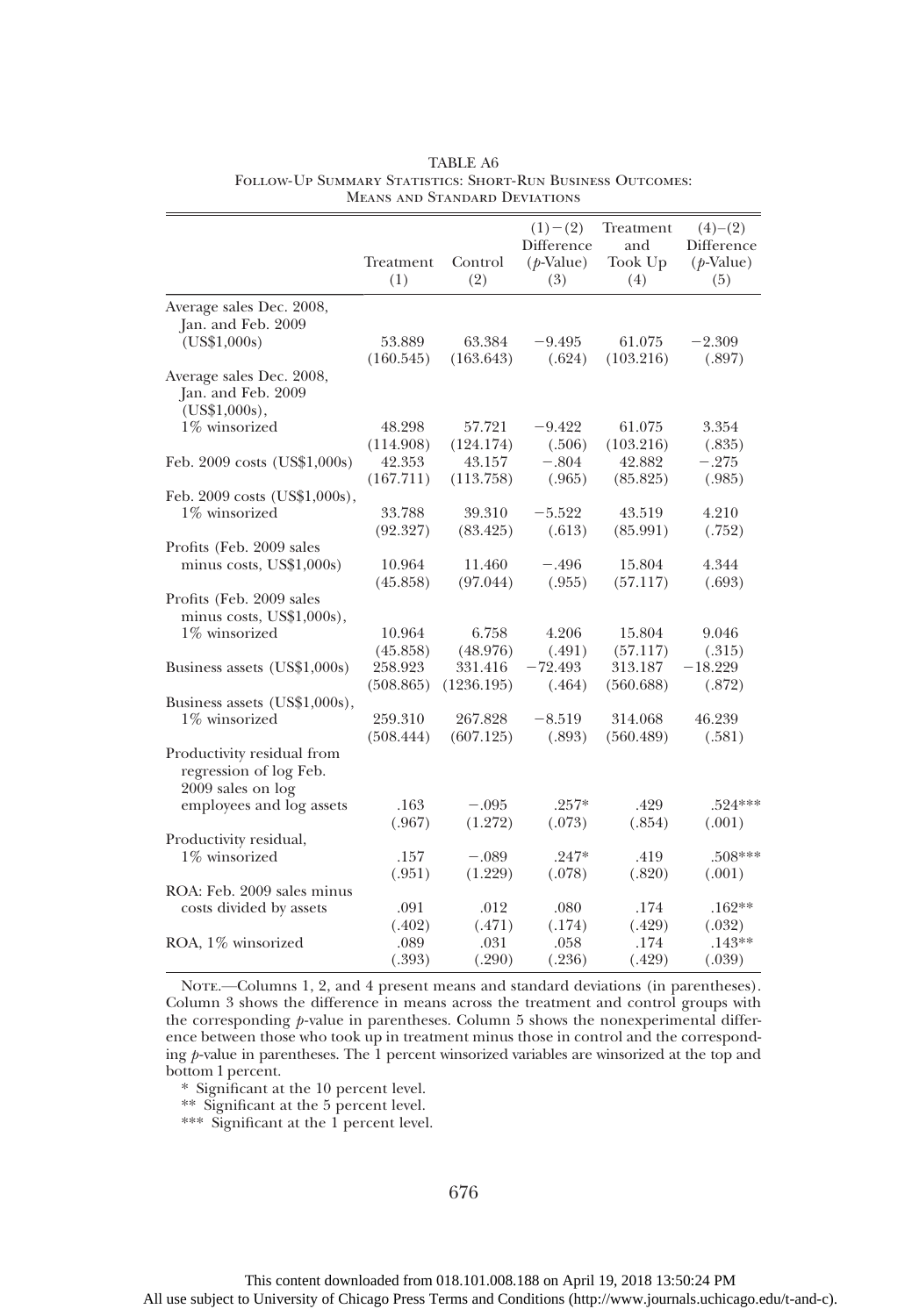TABLE A6

Follow-Up Summary Statistics: Short-Run Business Outcomes: Means and Standard Deviations

| | Treatment (1) | Control (2) | (1)−(2) Difference (*p*-Value) (3) | Treatment and Took Up (4) | (4)−(2) Difference (*p*-Value) (5) |
|---|---|---|---|---|---|
| Average sales Dec. 2008, Jan. and Feb. 2009 (US$1,000s) | 53.889 | 63.384 | −9.495 | 61.075 | −2.309 |
| | (160.545) | (163.643) | (.624) | (103.216) | (.897) |
| Average sales Dec. 2008, Jan. and Feb. 2009 (US$1,000s), 1% winsorized | 48.298 | 57.721 | −9.422 | 61.075 | 3.354 |
| | (114.908) | (124.174) | (.506) | (103.216) | (.835) |
| Feb. 2009 costs (US$1,000s) | 42.353 | 43.157 | −.804 | 42.882 | −.275 |
| | (167.711) | (113.758) | (.965) | (85.825) | (.985) |
| Feb. 2009 costs (US$1,000s), 1% winsorized | 33.788 | 39.310 | −5.522 | 43.519 | 4.210 |
| | (92.327) | (83.425) | (.613) | (85.991) | (.752) |
| Profits (Feb. 2009 sales minus costs, US$1,000s) | 10.964 | 11.460 | −.496 | 15.804 | 4.344 |
| | (45.858) | (97.044) | (.955) | (57.117) | (.693) |
| Profits (Feb. 2009 sales minus costs, US$1,000s), 1% winsorized | 10.964 | 6.758 | 4.206 | 15.804 | 9.046 |
| | (45.858) | (48.976) | (.491) | (57.117) | (.315) |
| Business assets (US$1,000s) | 258.923 | 331.416 | −72.493 | 313.187 | −18.229 |
| | (508.865) | (1236.195) | (.464) | (560.688) | (.872) |
| Business assets (US$1,000s), 1% winsorized | 259.310 | 267.828 | −8.519 | 314.068 | 46.239 |
| | (508.444) | (607.125) | (.893) | (560.489) | (.581) |
| Productivity residual from regression of log Feb. 2009 sales on log employees and log assets | .163 | −.095 | .257* | .429 | .524*** |
| | (.967) | (1.272) | (.073) | (.854) | (.001) |
| Productivity residual, 1% winsorized | .157 | −.089 | .247* | .419 | .508*** |
| | (.951) | (1.229) | (.078) | (.820) | (.001) |
| ROA: Feb. 2009 sales minus costs divided by assets | .091 | .012 | .080 | .174 | .162** |
| | (.402) | (.471) | (.174) | (.429) | (.032) |
| ROA, 1% winsorized | .089 | .031 | .058 | .174 | .143** |
| | (.393) | (.290) | (.236) | (.429) | (.039) |

Note.—Columns 1, 2, and 4 present means and standard deviations (in parentheses). Column 3 shows the difference in means across the treatment and control groups with the corresponding *p*-value in parentheses. Column 5 shows the nonexperimental difference between those who took up in treatment minus those in control and the corresponding *p*-value in parentheses. The 1 percent winsorized variables are winsorized at the top and bottom 1 percent.

* Significant at the 10 percent level.

** Significant at the 5 percent level.

*** Significant at the 1 percent level.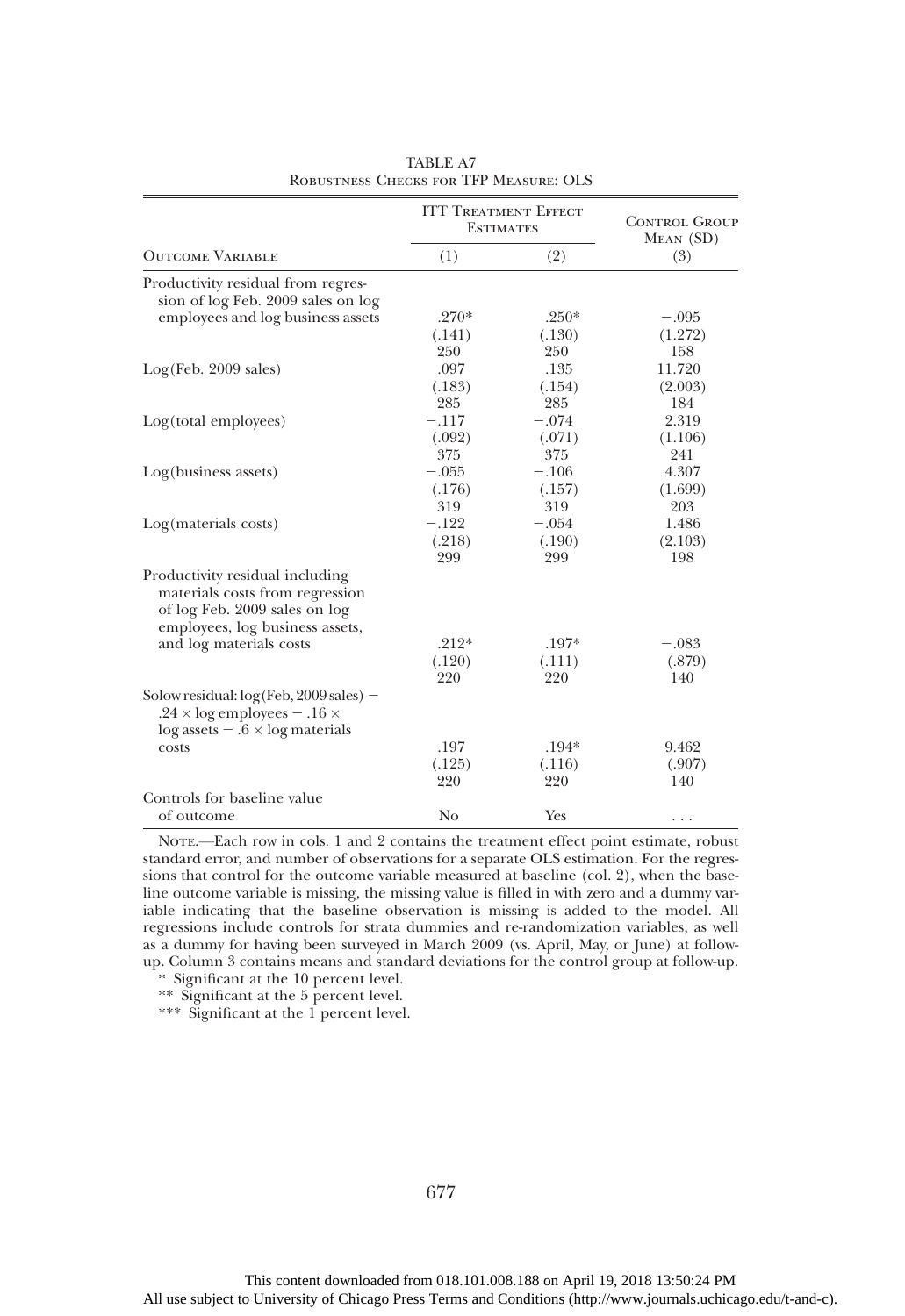TABLE A7

Robustness Checks for TFP Measure: OLS

| Outcome Variable | ITT Treatment Effect Estimates (1) | (2) | Control Group Mean (SD) (3) |
|---|---|---|---|
| Productivity residual from regression of log Feb. 2009 sales on log employees and log business assets | .270* | .250* | −.095 |
| | (.141) | (.130) | (1.272) |
| | 250 | 250 | 158 |
| Log(Feb. 2009 sales) | .097 | .135 | 11.720 |
| | (.183) | (.154) | (2.003) |
| | 285 | 285 | 184 |
| Log(total employees) | −.117 | −.074 | 2.319 |
| | (.092) | (.071) | (1.106) |
| | 375 | 375 | 241 |
| Log(business assets) | −.055 | −.106 | 4.307 |
| | (.176) | (.157) | (1.699) |
| | 319 | 319 | 203 |
| Log(materials costs) | −.122 | −.054 | 1.486 |
| | (.218) | (.190) | (2.103) |
| | 299 | 299 | 198 |
| Productivity residual including materials costs from regression of log Feb. 2009 sales on log employees, log business assets, and log materials costs | .212* | .197* | −.083 |
| | (.120) | (.111) | (.879) |
| | 220 | 220 | 140 |
| Solow residual: log(Feb, 2009 sales) − .24 × log employees − .16 × log assets − .6 × log materials costs | .197 | .194* | 9.462 |
| | (.125) | (.116) | (.907) |
| | 220 | 220 | 140 |
| Controls for baseline value of outcome | No | Yes | . . . |

Note.—Each row in cols. 1 and 2 contains the treatment effect point estimate, robust standard error, and number of observations for a separate OLS estimation. For the regressions that control for the outcome variable measured at baseline (col. 2), when the baseline outcome variable is missing, the missing value is filled in with zero and a dummy variable indicating that the baseline observation is missing is added to the model. All regressions include controls for strata dummies and re-randomization variables, as well as a dummy for having been surveyed in March 2009 (vs. April, May, or June) at follow-up. Column 3 contains means and standard deviations for the control group at follow-up.

\* Significant at the 10 percent level.

\*\* Significant at the 5 percent level.

\*\*\* Significant at the 1 percent level.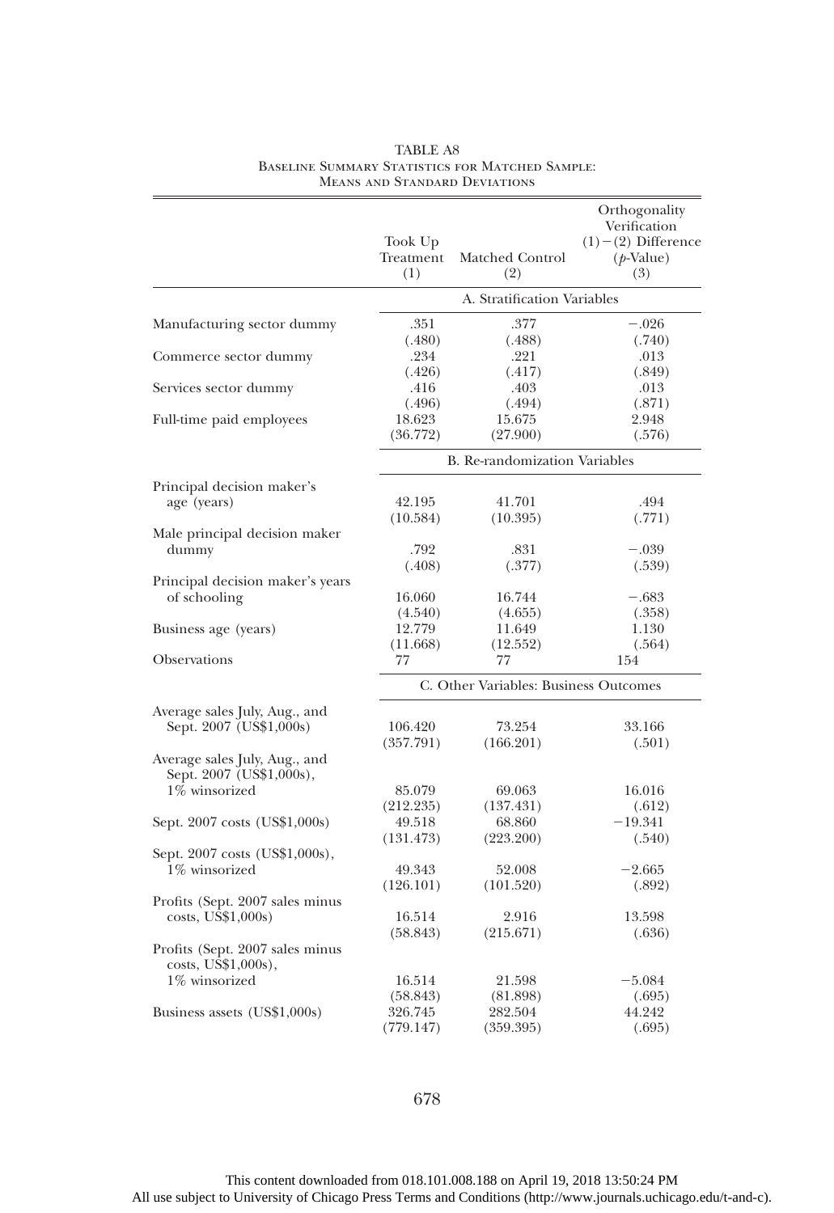TABLE A8
Baseline Summary Statistics for Matched Sample: Means and Standard Deviations

| | Took Up Treatment (1) | Matched Control (2) | Orthogonality Verification (1)−(2) Difference ($p$-Value) (3) |
|---|---|---|---|
| | A. Stratification Variables | | |
| Manufacturing sector dummy | .351 | .377 | −.026 |
| | (.480) | (.488) | (.740) |
| Commerce sector dummy | .234 | .221 | .013 |
| | (.426) | (.417) | (.849) |
| Services sector dummy | .416 | .403 | .013 |
| | (.496) | (.494) | (.871) |
| Full-time paid employees | 18.623 | 15.675 | 2.948 |
| | (36.772) | (27.900) | (.576) |
| | B. Re-randomization Variables | | |
| Principal decision maker's age (years) | 42.195 | 41.701 | .494 |
| | (10.584) | (10.395) | (.771) |
| Male principal decision maker dummy | .792 | .831 | −.039 |
| | (.408) | (.377) | (.539) |
| Principal decision maker's years of schooling | 16.060 | 16.744 | −.683 |
| | (4.540) | (4.655) | (.358) |
| Business age (years) | 12.779 | 11.649 | 1.130 |
| | (11.668) | (12.552) | (.564) |
| Observations | 77 | 77 | 154 |
| | C. Other Variables: Business Outcomes | | |
| Average sales July, Aug., and Sept. 2007 (US$1,000s) | 106.420 | 73.254 | 33.166 |
| | (357.791) | (166.201) | (.501) |
| Average sales July, Aug., and Sept. 2007 (US$1,000s), 1% winsorized | 85.079 | 69.063 | 16.016 |
| | (212.235) | (137.431) | (.612) |
| Sept. 2007 costs (US$1,000s) | 49.518 | 68.860 | −19.341 |
| | (131.473) | (223.200) | (.540) |
| Sept. 2007 costs (US$1,000s), 1% winsorized | 49.343 | 52.008 | −2.665 |
| | (126.101) | (101.520) | (.892) |
| Profits (Sept. 2007 sales minus costs, US$1,000s) | 16.514 | 2.916 | 13.598 |
| | (58.843) | (215.671) | (.636) |
| Profits (Sept. 2007 sales minus costs, US$1,000s), 1% winsorized | 16.514 | 21.598 | −5.084 |
| | (58.843) | (81.898) | (.695) |
| Business assets (US$1,000s) | 326.745 | 282.504 | 44.242 |
| | (779.147) | (359.395) | (.695) |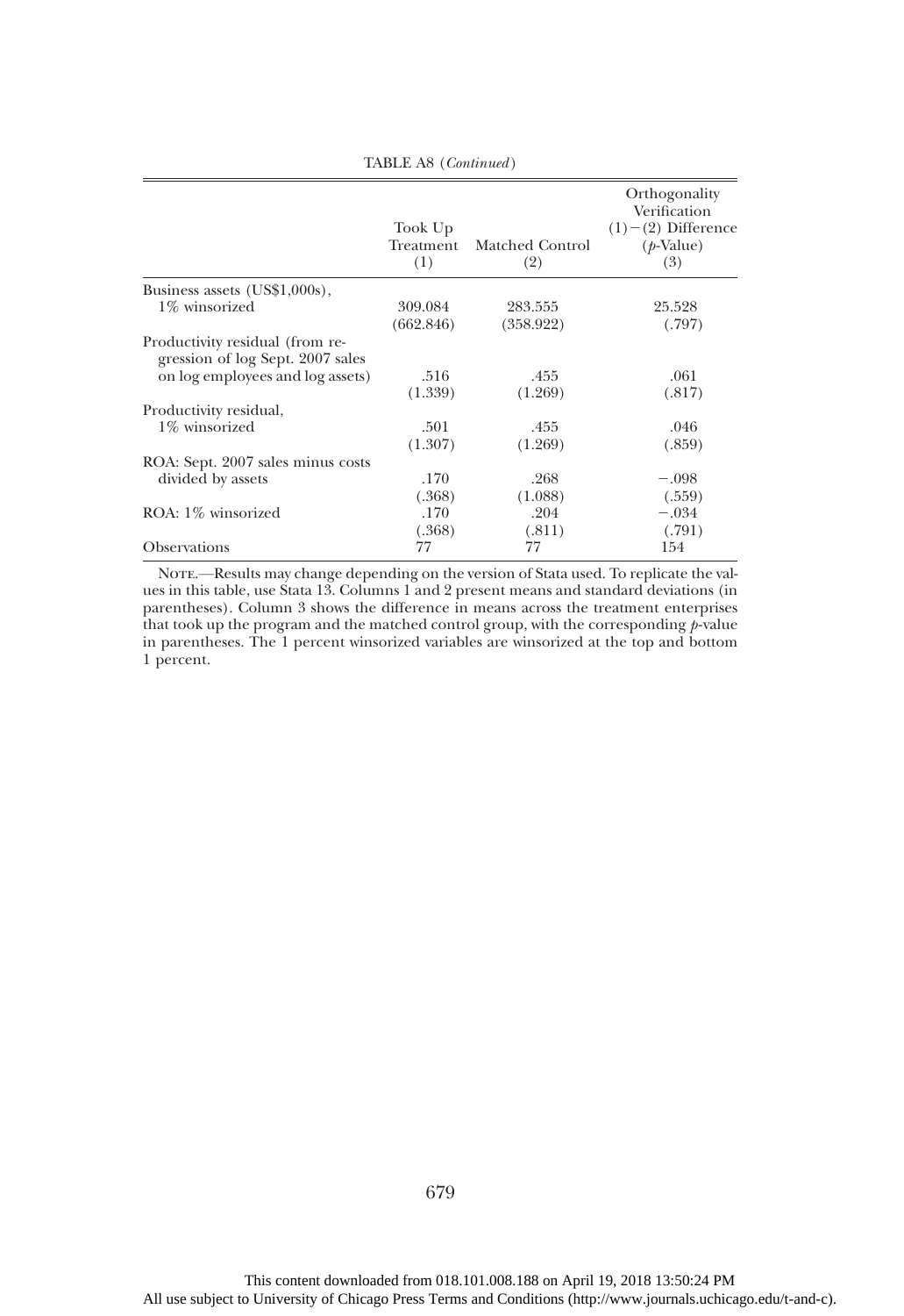TABLE A8 (*Continued*)

| | Took Up Treatment (1) | Matched Control (2) | Orthogonality Verification (1)−(2) Difference (*p*-Value) (3) |
|---|---|---|---|
| Business assets (US$1,000s), 1% winsorized | 309.084 | 283.555 | 25.528 |
| | (662.846) | (358.922) | (.797) |
| Productivity residual (from regression of log Sept. 2007 sales on log employees and log assets) | .516 | .455 | .061 |
| | (1.339) | (1.269) | (.817) |
| Productivity residual, 1% winsorized | .501 | .455 | .046 |
| | (1.307) | (1.269) | (.859) |
| ROA: Sept. 2007 sales minus costs divided by assets | .170 | .268 | −.098 |
| | (.368) | (1.088) | (.559) |
| ROA: 1% winsorized | .170 | .204 | −.034 |
| | (.368) | (.811) | (.791) |
| Observations | 77 | 77 | 154 |

Note.—Results may change depending on the version of Stata used. To replicate the values in this table, use Stata 13. Columns 1 and 2 present means and standard deviations (in parentheses). Column 3 shows the difference in means across the treatment enterprises that took up the program and the matched control group, with the corresponding *p*-value in parentheses. The 1 percent winsorized variables are winsorized at the top and bottom 1 percent.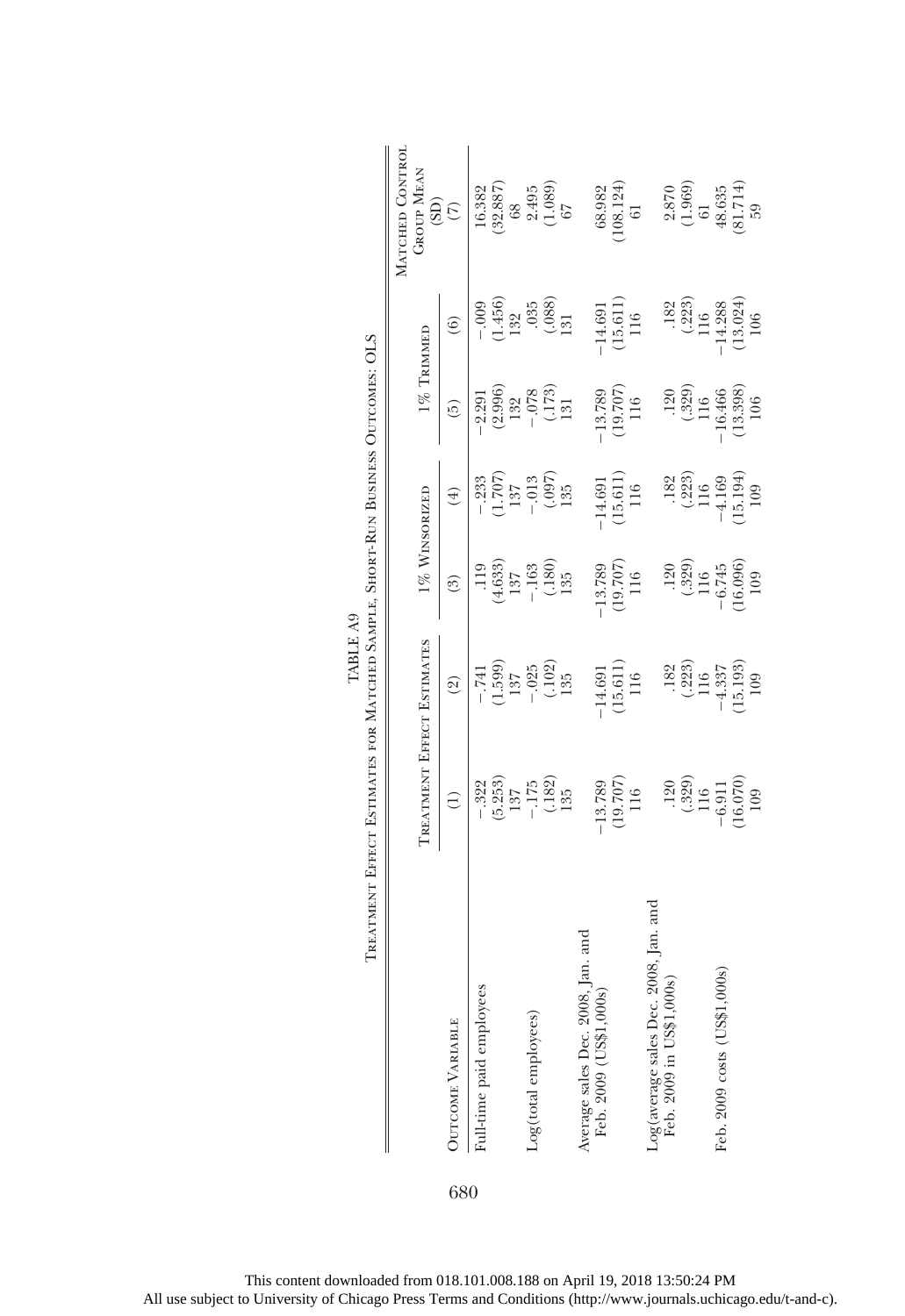TABLE A9

Treatment Effect Estimates for Matched Sample, Short-Run Business Outcomes: OLS

| Outcome Variable | Treatment Effect Estimates | | 1% Winsorized | | 1% Trimmed | | Matched Control Group Mean (SD) |
|---|---|---|---|---|---|---|---|
| | (1) | (2) | (3) | (4) | (5) | (6) | (7) |
| Full-time paid employees | −.322 | −.741 | .119 | −.233 | −2.291 | −.009 | 16.382 |
| | (5.253) | (1.599) | (4.633) | (1.707) | (2.996) | (1.456) | (32.887) |
| | 137 | 137 | 137 | 137 | 132 | 132 | 68 |
| Log(total employees) | −.175 | −.025 | −.163 | −.013 | −.078 | .035 | 2.495 |
| | (.182) | (.102) | (.180) | (.097) | (.173) | (.088) | (1.089) |
| | 135 | 135 | 135 | 135 | 131 | 131 | 67 |
| Average sales Dec. 2008, Jan. and Feb. 2009 (US$1,000s) | −13.789 | −14.691 | −13.789 | −14.691 | −13.789 | −14.691 | 68.982 |
| | (19.707) | (15.611) | (19.707) | (15.611) | (19.707) | (15.611) | (108.124) |
| | 116 | 116 | 116 | 116 | 116 | 116 | 61 |
| Log(average sales Dec. 2008, Jan. and Feb. 2009 in US$1,000s) | .120 | .182 | .120 | .182 | .120 | .182 | 2.870 |
| | (.329) | (.223) | (.329) | (.223) | (.329) | (.223) | (1.969) |
| | 116 | 116 | 116 | 116 | 116 | 116 | 61 |
| Feb. 2009 costs (US$1,000s) | −6.911 | −4.337 | −6.745 | −4.169 | −16.466 | −14.288 | 48.635 |
| | (16.070) | (15.193) | (16.096) | (15.194) | (13.398) | (13.024) | (81.714) |
| | 109 | 109 | 109 | 109 | 106 | 106 | 59 |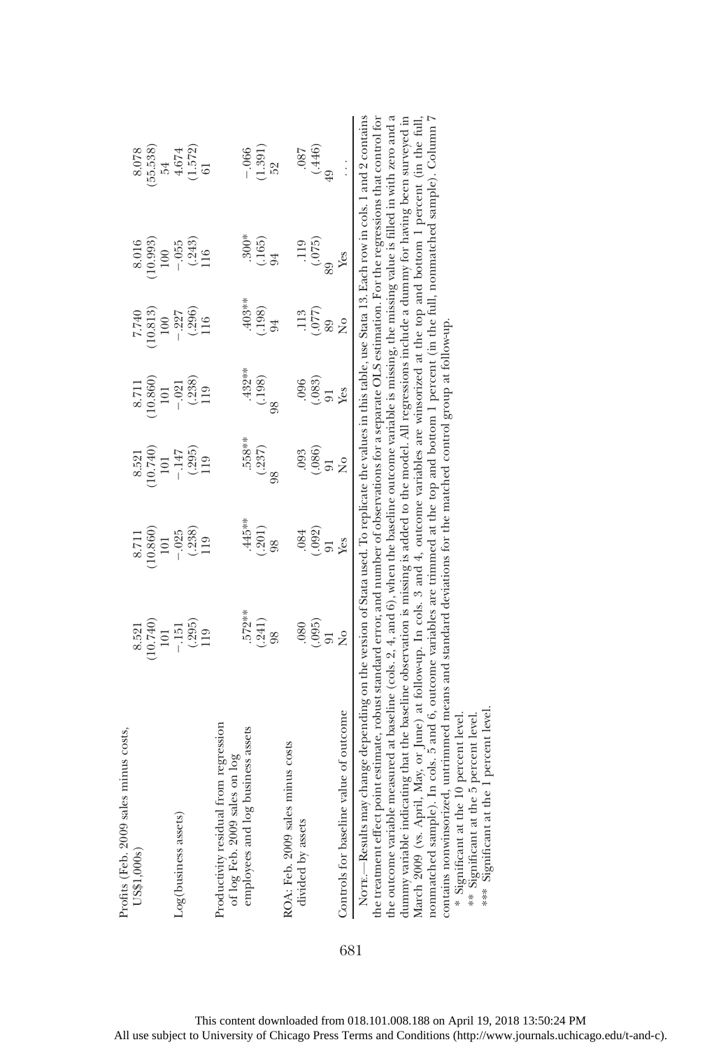| | (1) | (2) | (3) | (4) | (5) | (6) | (7) |
|---|---|---|---|---|---|---|---|
| Profits (Feb. 2009 sales minus costs, US$1,000s) | 8.521 | 8.711 | 8.521 | 8.711 | 7.740 | 8.016 | 8.078 |
| | (10.740) | (10.860) | (10.740) | (10.860) | (10.813) | (10.993) | (55.538) |
| | 101 | 101 | 101 | 101 | 100 | 100 | 54 |
| Log(business assets) | −.151 | −.025 | −.147 | −.021 | −.227 | −.055 | 4.674 |
| | (.295) | (.238) | (.295) | (.238) | (.296) | (.243) | (1.572) |
| | 119 | 119 | 119 | 119 | 116 | 116 | 61 |
| Productivity residual from regression of log Feb. 2009 sales on log employees and log business assets | .572** | .445** | .558** | .432** | .403** | .300* | −.066 |
| | (.241) | (.201) | (.237) | (.198) | (.198) | (.165) | (1.391) |
| | 98 | 98 | 98 | 98 | 94 | 94 | 52 |
| ROA: Feb. 2009 sales minus costs divided by assets | .080 | .084 | .093 | .096 | .113 | .119 | .087 |
| | (.095) | (.092) | (.086) | (.083) | (.077) | (.075) | (.446) |
| | 91 | 91 | 91 | 91 | 89 | 89 | 49 |
| Controls for baseline value of outcome | No | Yes | No | Yes | No | Yes | . . . |

Note.—Results may change depending on the version of Stata used. To replicate the values in this table, use Stata 13. Each row in cols. 1 and 2 contains the treatment effect point estimate, robust standard error, and number of observations for a separate OLS estimation. For the regressions that control for the outcome variable measured at baseline (cols. 2, 4, and 6), when the baseline outcome variable is missing, the missing value is filled in with zero and a dummy variable indicating that the baseline observation is missing is added to the model. All regressions include a dummy for having been surveyed in March 2009 (vs. April, May, or June) at follow-up. In cols. 3 and 4, outcome variables are winsorized at the top and bottom 1 percent (in the full, nonmatched sample). In cols. 5 and 6, outcome variables are trimmed at the top and bottom 1 percent (in the full, nonmatched sample). Column 7 contains nonwinsorized, untrimmed means and standard deviations for the matched control group at follow-up.

\* Significant at the 10 percent level.
\** Significant at the 5 percent level.
\*** Significant at the 1 percent level.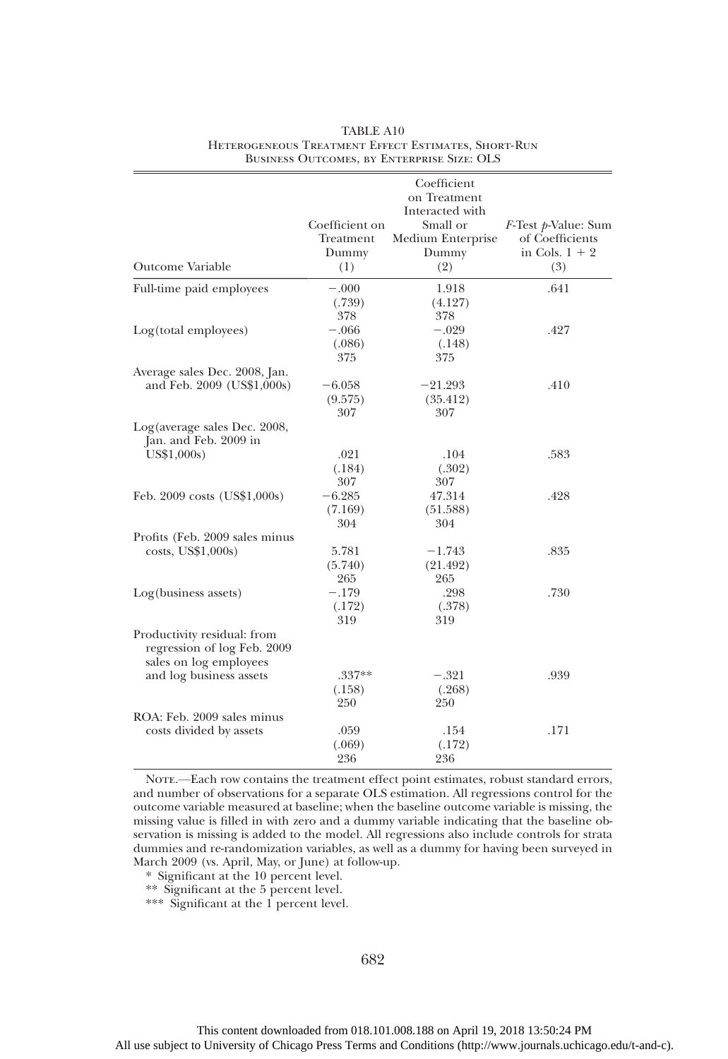TABLE A10
HETEROGENEOUS TREATMENT EFFECT ESTIMATES, SHORT-RUN BUSINESS OUTCOMES, BY ENTERPRISE SIZE: OLS

| Outcome Variable | Coefficient on Treatment Dummy (1) | Coefficient on Treatment Interacted with Small or Medium Enterprise Dummy (2) | *F*-Test *p*-Value: Sum of Coefficients in Cols. 1 + 2 (3) |
|---|---|---|---|
| Full-time paid employees | −.000 | 1.918 | .641 |
| | (.739) | (4.127) | |
| | 378 | 378 | |
| Log(total employees) | −.066 | −.029 | .427 |
| | (.086) | (.148) | |
| | 375 | 375 | |
| Average sales Dec. 2008, Jan. and Feb. 2009 (US$1,000s) | −6.058 | −21.293 | .410 |
| | (9.575) | (35.412) | |
| | 307 | 307 | |
| Log(average sales Dec. 2008, Jan. and Feb. 2009 in US$1,000s) | .021 | .104 | .583 |
| | (.184) | (.302) | |
| | 307 | 307 | |
| Feb. 2009 costs (US$1,000s) | −6.285 | 47.314 | .428 |
| | (7.169) | (51.588) | |
| | 304 | 304 | |
| Profits (Feb. 2009 sales minus costs, US$1,000s) | 5.781 | −1.743 | .835 |
| | (5.740) | (21.492) | |
| | 265 | 265 | |
| Log(business assets) | −.179 | .298 | .730 |
| | (.172) | (.378) | |
| | 319 | 319 | |
| Productivity residual: from regression of log Feb. 2009 sales on log employees and log business assets | .337** | −.321 | .939 |
| | (.158) | (.268) | |
| | 250 | 250 | |
| ROA: Feb. 2009 sales minus costs divided by assets | .059 | .154 | .171 |
| | (.069) | (.172) | |
| | 236 | 236 | |

NOTE.—Each row contains the treatment effect point estimates, robust standard errors, and number of observations for a separate OLS estimation. All regressions control for the outcome variable measured at baseline; when the baseline outcome variable is missing, the missing value is filled in with zero and a dummy variable indicating that the baseline observation is missing is added to the model. All regressions also include controls for strata dummies and re-randomization variables, as well as a dummy for having been surveyed in March 2009 (vs. April, May, or June) at follow-up.

\* Significant at the 10 percent level.

\*\* Significant at the 5 percent level.

\*\*\* Significant at the 1 percent level.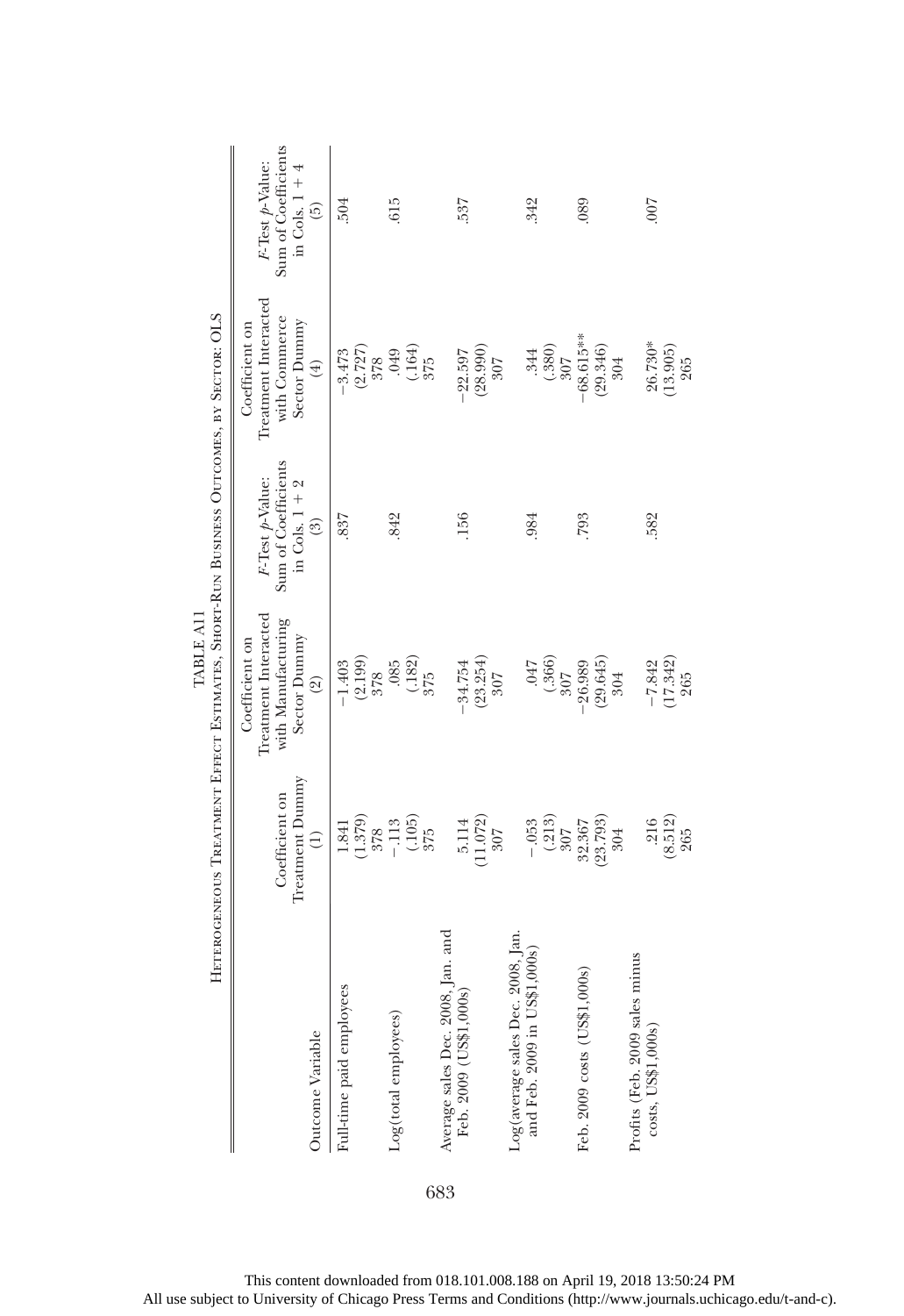TABLE A11

Heterogeneous Treatment Effect Estimates, Short-Run Business Outcomes, by Sector: OLS

| Outcome Variable | Coefficient on Treatment Dummy (1) | Coefficient on Treatment Interacted with Manufacturing Sector Dummy (2) | $F$-Test $p$-Value: Sum of Coefficients in Cols. 1 + 2 (3) | Coefficient on Treatment Interacted with Commerce Sector Dummy (4) | $F$-Test $p$-Value: Sum of Coefficients in Cols. 1 + 4 (5) |
|---|---|---|---|---|---|
| Full-time paid employees | 1.841 | −1.403 | .837 | −3.473 | .504 |
| | (1.379) | (2.199) | | (2.727) | |
| | 378 | 378 | | 378 | |
| Log(total employees) | −.113 | .085 | .842 | .049 | .615 |
| | (.105) | (.182) | | (.164) | |
| | 375 | 375 | | 375 | |
| Average sales Dec. 2008, Jan. and Feb. 2009 (US$1,000s) | 5.114 | −34.754 | .156 | −22.597 | .537 |
| | (11.072) | (23.254) | | (28.990) | |
| | 307 | 307 | | 307 | |
| Log(average sales Dec. 2008, Jan. and Feb. 2009 in US$1,000s) | −.053 | .047 | .984 | .344 | .342 |
| | (.213) | (.366) | | (.380) | |
| | 307 | 307 | | 307 | |
| Feb. 2009 costs (US$1,000s) | 32.367 | −26.989 | .793 | −68.615** | .089 |
| | (23.793) | (29.645) | | (29.346) | |
| | 304 | 304 | | 304 | |
| Profits (Feb. 2009 sales minus costs, US$1,000s) | .216 | −7.842 | .582 | 26.730* | .007 |
| | (8.512) | (17.342) | | (13.905) | |
| | 265 | 265 | | 265 | |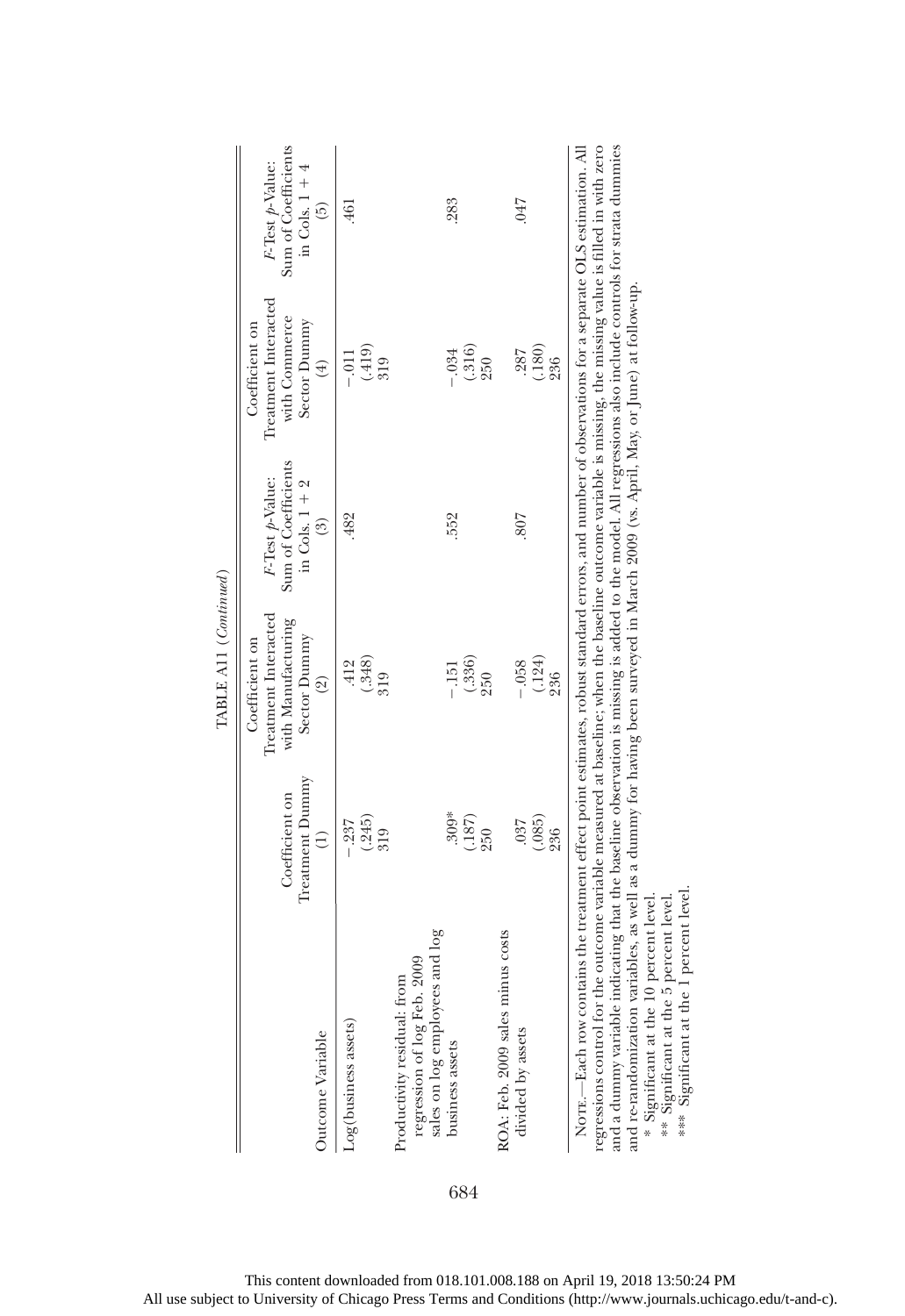TABLE A11 (*Continued*)

| Outcome Variable | Coefficient on Treatment Dummy (1) | Coefficient on Treatment Interacted with Manufacturing Sector Dummy (2) | *F*-Test *p*-Value: Sum of Coefficients in Cols. 1 + 2 (3) | Coefficient on Treatment Interacted with Commerce Sector Dummy (4) | *F*-Test *p*-Value: Sum of Coefficients in Cols. 1 + 4 (5) |
|---|---|---|---|---|---|
| Log(business assets) | −.237 | .412 | .482 | −.011 | .461 |
| | (.245) | (.348) | | (.419) | |
| | 319 | 319 | | 319 | |
| Productivity residual: from regression of log Feb. 2009 sales on log employees and log business assets | .309* | −.151 | .552 | −.034 | .283 |
| | (.187) | (.336) | | (.316) | |
| | 250 | 250 | | 250 | |
| ROA: Feb. 2009 sales minus costs divided by assets | .037 | −.058 | .807 | .287 | .047 |
| | (.085) | (.124) | | (.180) | |
| | 236 | 236 | | 236 | |

Note.—Each row contains the treatment effect point estimates, robust standard errors, and number of observations for a separate OLS estimation. All regressions control for the outcome variable measured at baseline; when the baseline outcome variable is missing, the missing value is filled in with zero and a dummy variable indicating that the baseline observation is missing is added to the model. All regressions also include controls for strata dummies and re-randomization variables, as well as a dummy for having been surveyed in March 2009 (vs. April, May, or June) at follow-up.

\* Significant at the 10 percent level.

\*\* Significant at the 5 percent level.

\*\*\* Significant at the 1 percent level.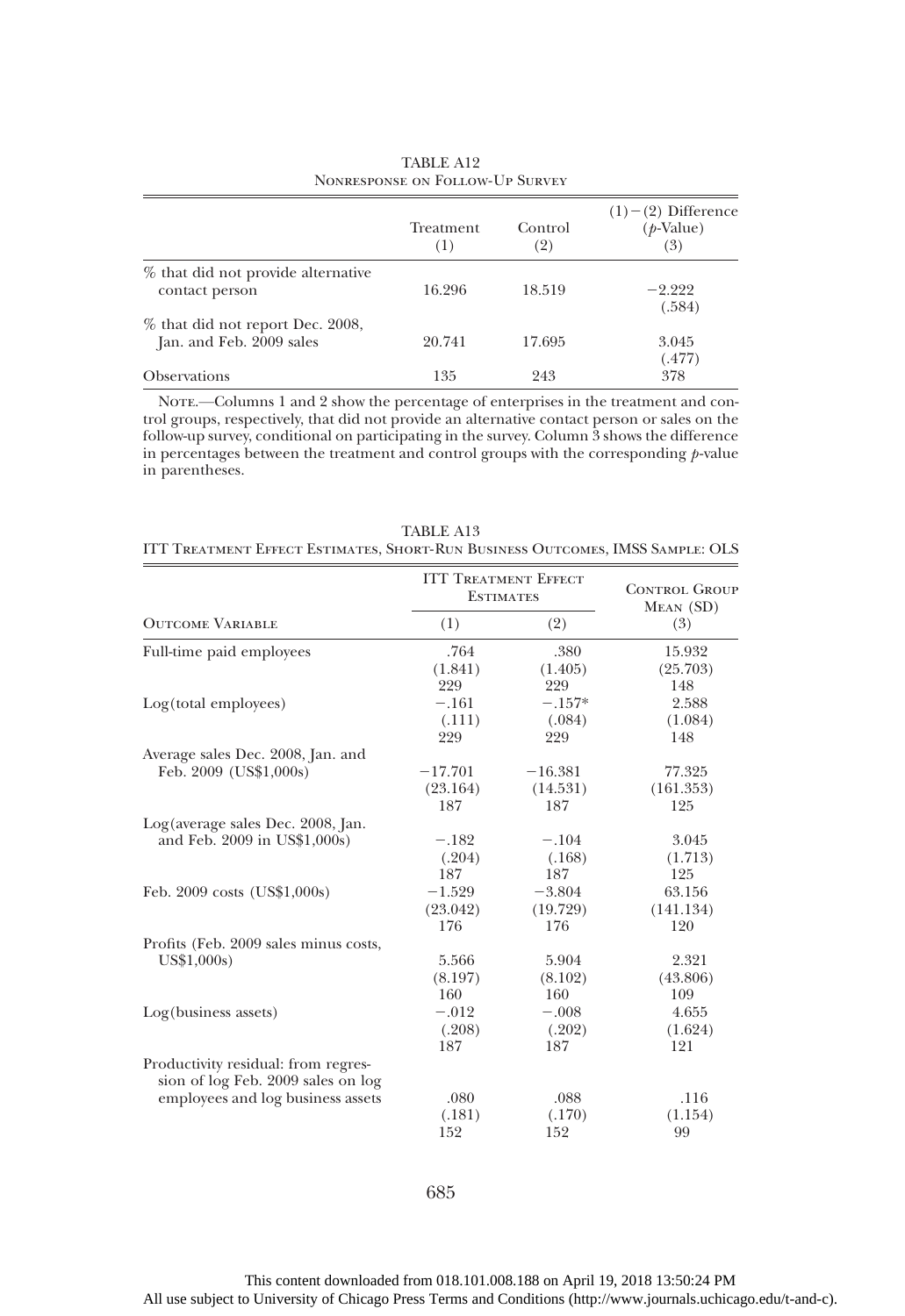TABLE A12
Nonresponse on Follow-Up Survey

| | Treatment (1) | Control (2) | (1) − (2) Difference (*p*-Value) (3) |
|---|---|---|---|
| % that did not provide alternative contact person | 16.296 | 18.519 | −2.222 (.584) |
| % that did not report Dec. 2008, Jan. and Feb. 2009 sales | 20.741 | 17.695 | 3.045 (.477) |
| Observations | 135 | 243 | 378 |

Note.—Columns 1 and 2 show the percentage of enterprises in the treatment and control groups, respectively, that did not provide an alternative contact person or sales on the follow-up survey, conditional on participating in the survey. Column 3 shows the difference in percentages between the treatment and control groups with the corresponding *p*-value in parentheses.

TABLE A13
ITT Treatment Effect Estimates, Short-Run Business Outcomes, IMSS Sample: OLS

| | ITT Treatment Effect Estimates | | Control Group Mean (SD) |
|---|---|---|---|
| Outcome Variable | (1) | (2) | (3) |
| Full-time paid employees | .764 | .380 | 15.932 |
| | (1.841) | (1.405) | (25.703) |
| | 229 | 229 | 148 |
| Log(total employees) | −.161 | −.157* | 2.588 |
| | (.111) | (.084) | (1.084) |
| | 229 | 229 | 148 |
| Average sales Dec. 2008, Jan. and Feb. 2009 (US$1,000s) | −17.701 | −16.381 | 77.325 |
| | (23.164) | (14.531) | (161.353) |
| | 187 | 187 | 125 |
| Log(average sales Dec. 2008, Jan. and Feb. 2009 in US$1,000s) | −.182 | −.104 | 3.045 |
| | (.204) | (.168) | (1.713) |
| | 187 | 187 | 125 |
| Feb. 2009 costs (US$1,000s) | −1.529 | −3.804 | 63.156 |
| | (23.042) | (19.729) | (141.134) |
| | 176 | 176 | 120 |
| Profits (Feb. 2009 sales minus costs, US$1,000s) | 5.566 | 5.904 | 2.321 |
| | (8.197) | (8.102) | (43.806) |
| | 160 | 160 | 109 |
| Log(business assets) | −.012 | −.008 | 4.655 |
| | (.208) | (.202) | (1.624) |
| | 187 | 187 | 121 |
| Productivity residual: from regression of log Feb. 2009 sales on log employees and log business assets | .080 | .088 | .116 |
| | (.181) | (.170) | (1.154) |
| | 152 | 152 | 99 |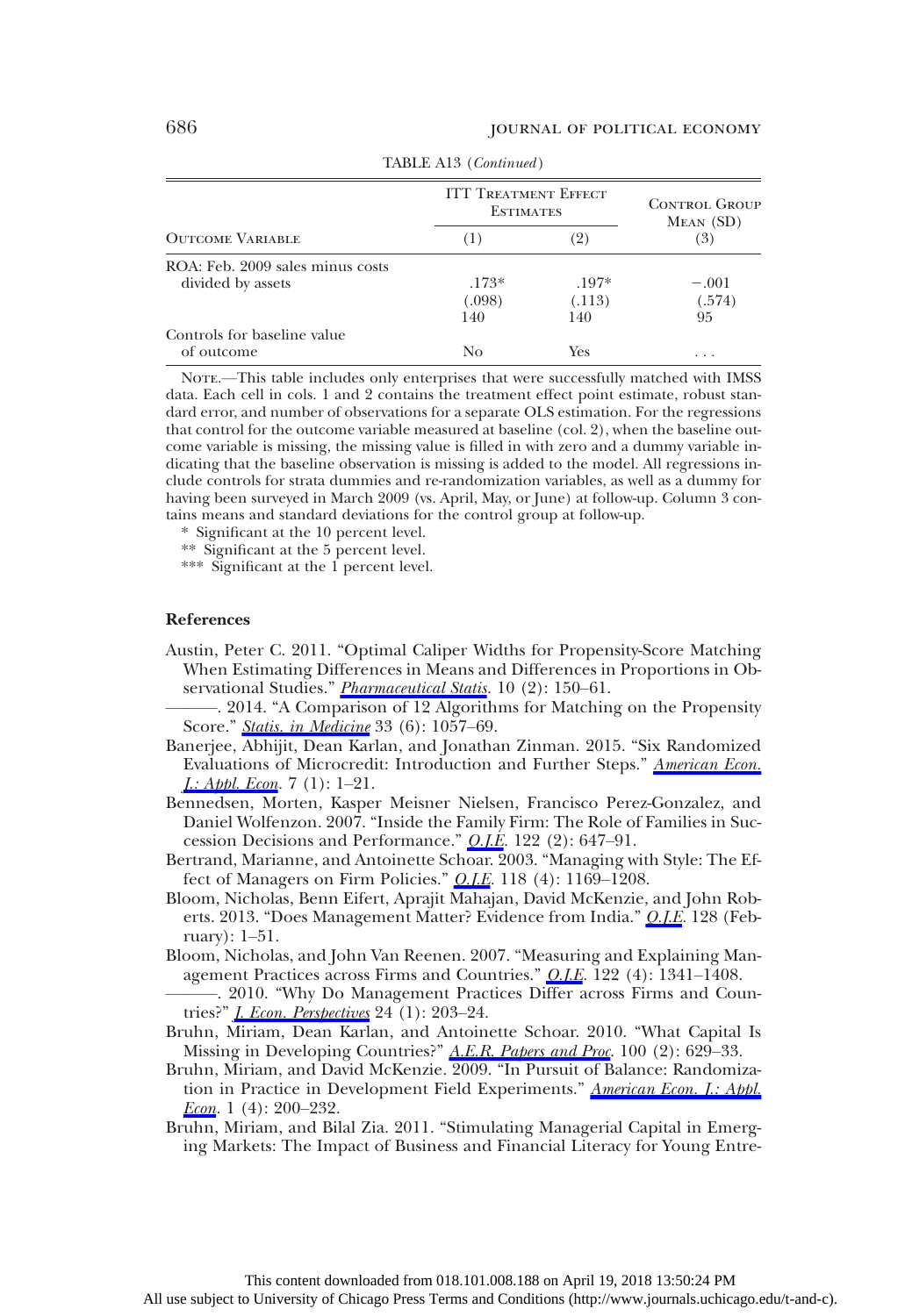TABLE A13 (*Continued*)

| Outcome Variable | ITT Treatment Effect Estimates (1) | ITT Treatment Effect Estimates (2) | Control Group Mean (SD) (3) |
|---|---|---|---|
| ROA: Feb. 2009 sales minus costs divided by assets | .173* | .197* | −.001 |
| | (.098) | (.113) | (.574) |
| | 140 | 140 | 95 |
| Controls for baseline value of outcome | No | Yes | . . . |

Note.—This table includes only enterprises that were successfully matched with IMSS data. Each cell in cols. 1 and 2 contains the treatment effect point estimate, robust standard error, and number of observations for a separate OLS estimation. For the regressions that control for the outcome variable measured at baseline (col. 2), when the baseline outcome variable is missing, the missing value is filled in with zero and a dummy variable indicating that the baseline observation is missing is added to the model. All regressions include controls for strata dummies and re-randomization variables, as well as a dummy for having been surveyed in March 2009 (vs. April, May, or June) at follow-up. Column 3 contains means and standard deviations for the control group at follow-up.

\* Significant at the 10 percent level.

\*\* Significant at the 5 percent level.

\*\*\* Significant at the 1 percent level.

## References

Austin, Peter C. 2011. "Optimal Caliper Widths for Propensity-Score Matching When Estimating Differences in Means and Differences in Proportions in Observational Studies." *Pharmaceutical Statis.* 10 (2): 150–61.

———. 2014. "A Comparison of 12 Algorithms for Matching on the Propensity Score." *Statis. in Medicine* 33 (6): 1057–69.

Banerjee, Abhijit, Dean Karlan, and Jonathan Zinman. 2015. "Six Randomized Evaluations of Microcredit: Introduction and Further Steps." *American Econ. J.: Appl. Econ.* 7 (1): 1–21.

Bennedsen, Morten, Kasper Meisner Nielsen, Francisco Perez-Gonzalez, and Daniel Wolfenzon. 2007. "Inside the Family Firm: The Role of Families in Succession Decisions and Performance." *Q.J.E.* 122 (2): 647–91.

Bertrand, Marianne, and Antoinette Schoar. 2003. "Managing with Style: The Effect of Managers on Firm Policies." *Q.J.E.* 118 (4): 1169–1208.

Bloom, Nicholas, Benn Eifert, Aprajit Mahajan, David McKenzie, and John Roberts. 2013. "Does Management Matter? Evidence from India." *Q.J.E.* 128 (February): 1–51.

Bloom, Nicholas, and John Van Reenen. 2007. "Measuring and Explaining Management Practices across Firms and Countries." *Q.J.E.* 122 (4): 1341–1408.

———. 2010. "Why Do Management Practices Differ across Firms and Countries?" *J. Econ. Perspectives* 24 (1): 203–24.

Bruhn, Miriam, Dean Karlan, and Antoinette Schoar. 2010. "What Capital Is Missing in Developing Countries?" *A.E.R. Papers and Proc.* 100 (2): 629–33.

Bruhn, Miriam, and David McKenzie. 2009. "In Pursuit of Balance: Randomization in Practice in Development Field Experiments." *American Econ. J.: Appl. Econ.* 1 (4): 200–232.

Bruhn, Miriam, and Bilal Zia. 2011. "Stimulating Managerial Capital in Emerging Markets: The Impact of Business and Financial Literacy for Young Entre-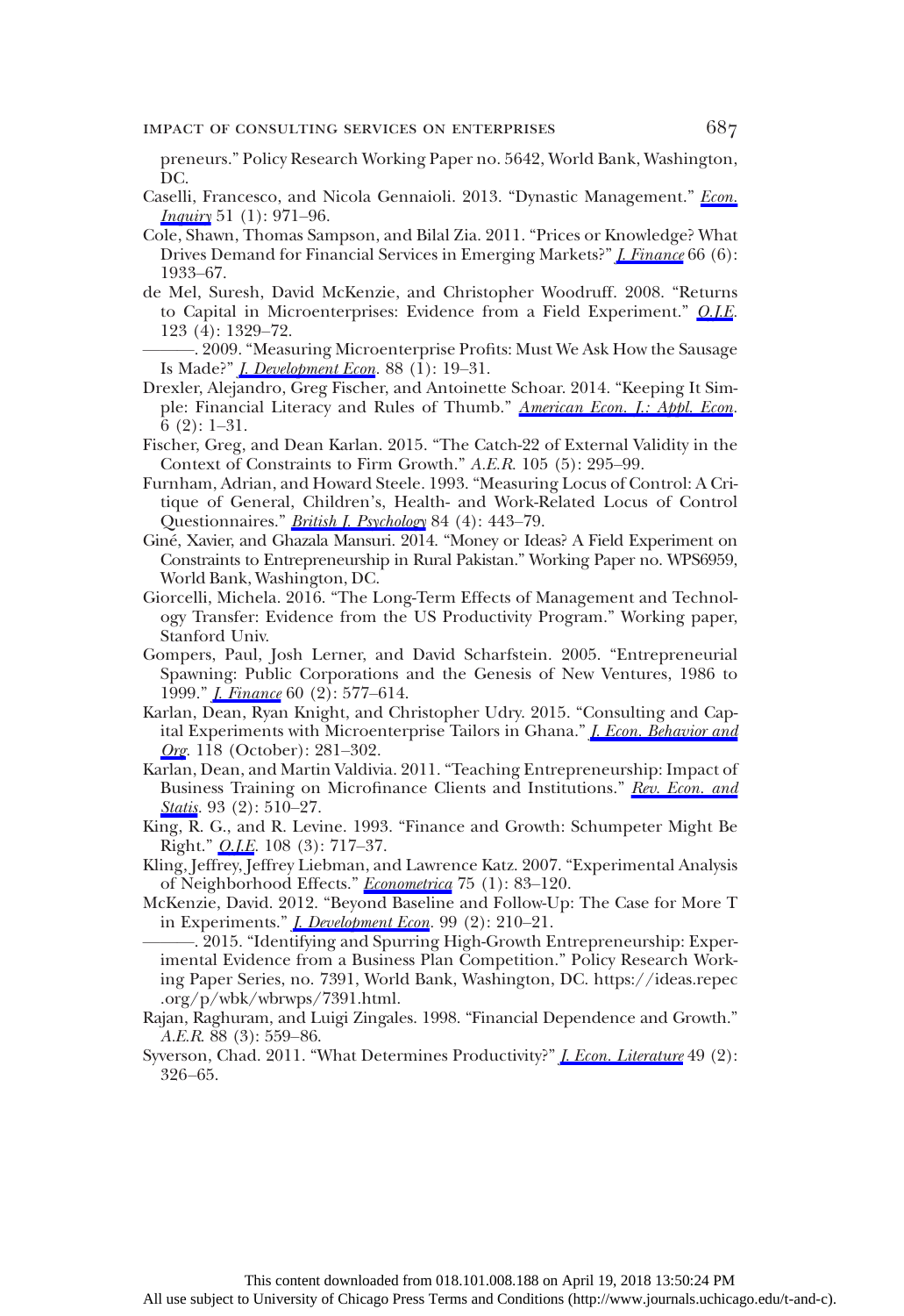preneurs." Policy Research Working Paper no. 5642, World Bank, Washington, DC.

Caselli, Francesco, and Nicola Gennaioli. 2013. "Dynastic Management." *Econ. Inquiry* 51 (1): 971–96.

Cole, Shawn, Thomas Sampson, and Bilal Zia. 2011. "Prices or Knowledge? What Drives Demand for Financial Services in Emerging Markets?" *J. Finance* 66 (6): 1933–67.

de Mel, Suresh, David McKenzie, and Christopher Woodruff. 2008. "Returns to Capital in Microenterprises: Evidence from a Field Experiment." *Q.J.E.* 123 (4): 1329–72.

———. 2009. "Measuring Microenterprise Profits: Must We Ask How the Sausage Is Made?" *J. Development Econ.* 88 (1): 19–31.

Drexler, Alejandro, Greg Fischer, and Antoinette Schoar. 2014. "Keeping It Simple: Financial Literacy and Rules of Thumb." *American Econ. J.: Appl. Econ.* 6 (2): 1–31.

Fischer, Greg, and Dean Karlan. 2015. "The Catch-22 of External Validity in the Context of Constraints to Firm Growth." *A.E.R.* 105 (5): 295–99.

Furnham, Adrian, and Howard Steele. 1993. "Measuring Locus of Control: A Critique of General, Children's, Health- and Work-Related Locus of Control Questionnaires." *British J. Psychology* 84 (4): 443–79.

Giné, Xavier, and Ghazala Mansuri. 2014. "Money or Ideas? A Field Experiment on Constraints to Entrepreneurship in Rural Pakistan." Working Paper no. WPS6959, World Bank, Washington, DC.

Giorcelli, Michela. 2016. "The Long-Term Effects of Management and Technology Transfer: Evidence from the US Productivity Program." Working paper, Stanford Univ.

Gompers, Paul, Josh Lerner, and David Scharfstein. 2005. "Entrepreneurial Spawning: Public Corporations and the Genesis of New Ventures, 1986 to 1999." *J. Finance* 60 (2): 577–614.

Karlan, Dean, Ryan Knight, and Christopher Udry. 2015. "Consulting and Capital Experiments with Microenterprise Tailors in Ghana." *J. Econ. Behavior and Org.* 118 (October): 281–302.

Karlan, Dean, and Martin Valdivia. 2011. "Teaching Entrepreneurship: Impact of Business Training on Microfinance Clients and Institutions." *Rev. Econ. and Statis.* 93 (2): 510–27.

King, R. G., and R. Levine. 1993. "Finance and Growth: Schumpeter Might Be Right." *Q.J.E.* 108 (3): 717–37.

Kling, Jeffrey, Jeffrey Liebman, and Lawrence Katz. 2007. "Experimental Analysis of Neighborhood Effects." *Econometrica* 75 (1): 83–120.

McKenzie, David. 2012. "Beyond Baseline and Follow-Up: The Case for More T in Experiments." *J. Development Econ.* 99 (2): 210–21.

———. 2015. "Identifying and Spurring High-Growth Entrepreneurship: Experimental Evidence from a Business Plan Competition." Policy Research Working Paper Series, no. 7391, World Bank, Washington, DC. https://ideas.repec.org/p/wbk/wbrwps/7391.html.

Rajan, Raghuram, and Luigi Zingales. 1998. "Financial Dependence and Growth." *A.E.R.* 88 (3): 559–86.

Syverson, Chad. 2011. "What Determines Productivity?" *J. Econ. Literature* 49 (2): 326–65.